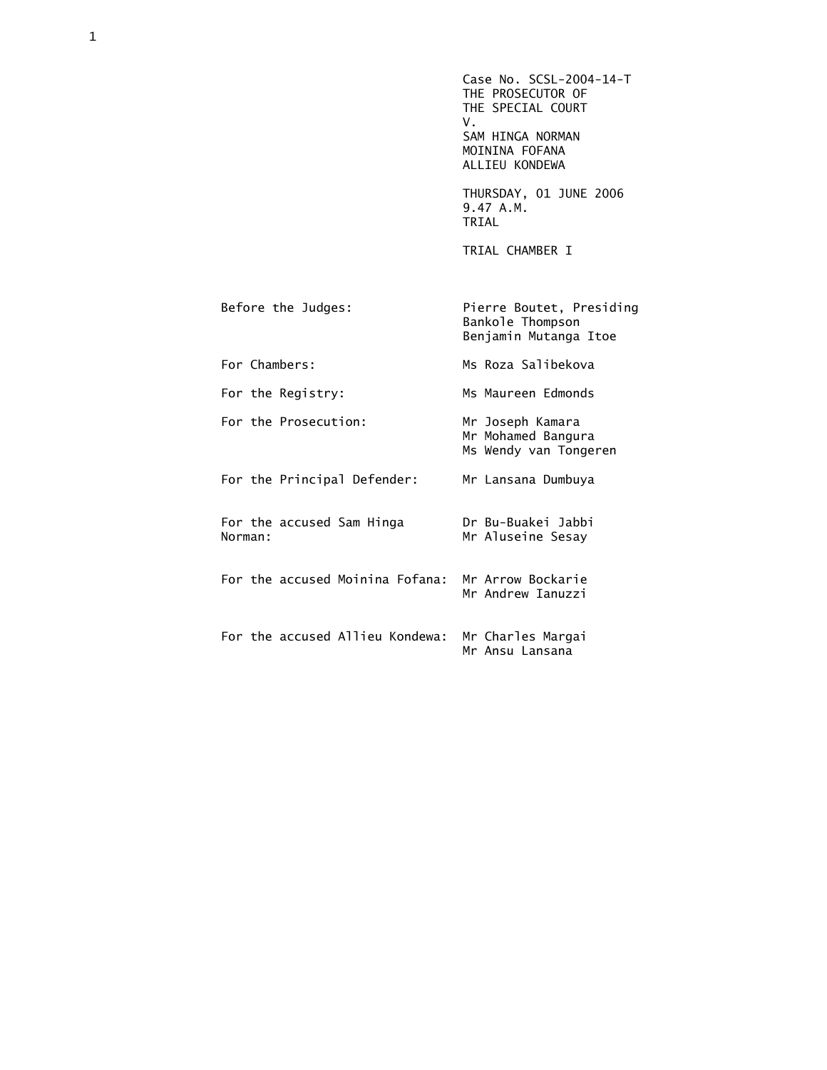Case No. SCSL-2004-14-T
THE PROSECUTOR OF
THE SPECIAL COURT
V.
SAM HINGA NORMAN
MOININA FOFANA
ALLIEU KONDEWA

THURSDAY, 01 JUNE 2006
9.47 A.M.
TRIAL

TRIAL CHAMBER I

| | |
|---|---|
| Before the Judges: | Pierre Boutet, Presiding<br>Bankole Thompson<br>Benjamin Mutanga Itoe |
| For Chambers: | Ms Roza Salibekova |
| For the Registry: | Ms Maureen Edmonds |
| For the Prosecution: | Mr Joseph Kamara<br>Mr Mohamed Bangura<br>Ms Wendy van Tongeren |
| For the Principal Defender: | Mr Lansana Dumbuya |
| For the accused Sam Hinga Norman: | Dr Bu-Buakei Jabbi<br>Mr Aluseine Sesay |
| For the accused Moinina Fofana: | Mr Arrow Bockarie<br>Mr Andrew Ianuzzi |
| For the accused Allieu Kondewa: | Mr Charles Margai<br>Mr Ansu Lansana |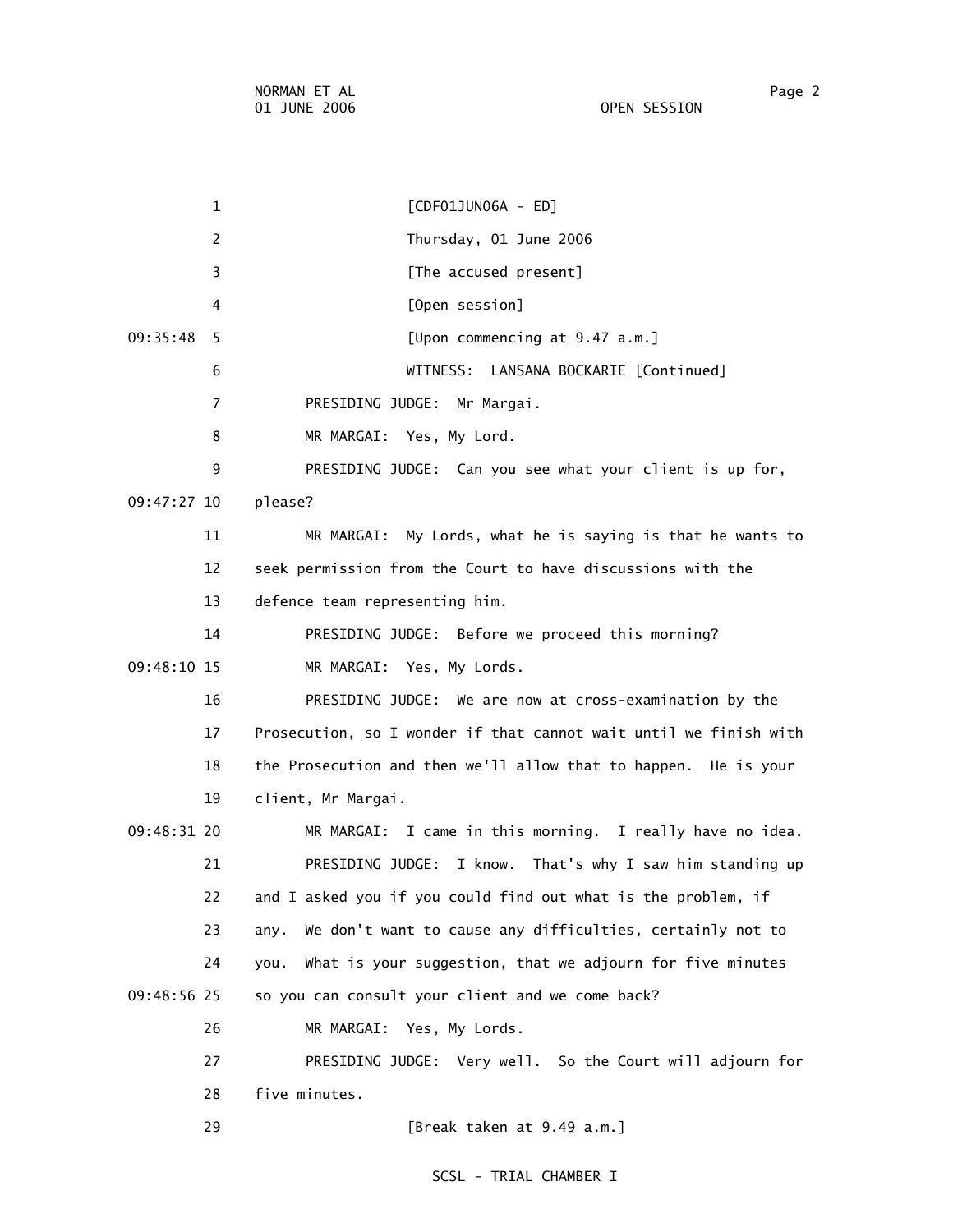[CDF01JUN06A - ED]

Thursday, 01 June 2006

[The accused present]

[Open session]

[Upon commencing at 9.47 a.m.]

WITNESS: LANSANA BOCKARIE [Continued]

PRESIDING JUDGE: Mr Margai.

MR MARGAI: Yes, My Lord.

PRESIDING JUDGE: Can you see what your client is up for, please?

MR MARGAI: My Lords, what he is saying is that he wants to seek permission from the Court to have discussions with the defence team representing him.

PRESIDING JUDGE: Before we proceed this morning?

MR MARGAI: Yes, My Lords.

PRESIDING JUDGE: We are now at cross-examination by the Prosecution, so I wonder if that cannot wait until we finish with the Prosecution and then we'll allow that to happen. He is your client, Mr Margai.

MR MARGAI: I came in this morning. I really have no idea.

PRESIDING JUDGE: I know. That's why I saw him standing up and I asked you if you could find out what is the problem, if any. We don't want to cause any difficulties, certainly not to you. What is your suggestion, that we adjourn for five minutes so you can consult your client and we come back?

MR MARGAI: Yes, My Lords.

PRESIDING JUDGE: Very well. So the Court will adjourn for five minutes.

[Break taken at 9.49 a.m.]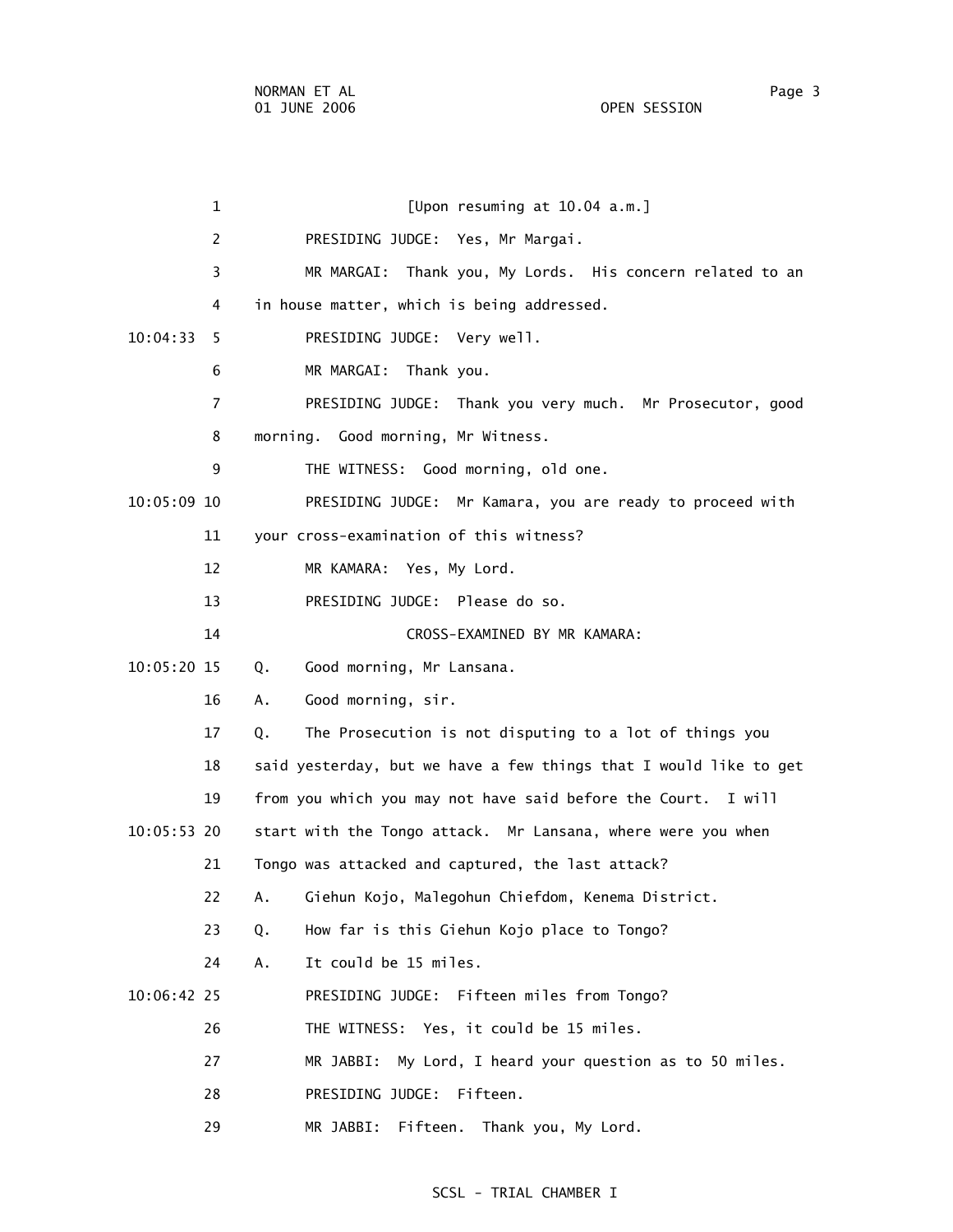[Upon resuming at 10.04 a.m.]

PRESIDING JUDGE: Yes, Mr Margai.

MR MARGAI: Thank you, My Lords. His concern related to an in house matter, which is being addressed.

PRESIDING JUDGE: Very well.

MR MARGAI: Thank you.

PRESIDING JUDGE: Thank you very much. Mr Prosecutor, good morning. Good morning, Mr Witness.

THE WITNESS: Good morning, old one.

PRESIDING JUDGE: Mr Kamara, you are ready to proceed with your cross-examination of this witness?

MR KAMARA: Yes, My Lord.

PRESIDING JUDGE: Please do so.

CROSS-EXAMINED BY MR KAMARA:

Q. Good morning, Mr Lansana.

A. Good morning, sir.

Q. The Prosecution is not disputing to a lot of things you said yesterday, but we have a few things that I would like to get from you which you may not have said before the Court. I will start with the Tongo attack. Mr Lansana, where were you when Tongo was attacked and captured, the last attack?

A. Giehun Kojo, Malegohun Chiefdom, Kenema District.

Q. How far is this Giehun Kojo place to Tongo?

A. It could be 15 miles.

PRESIDING JUDGE: Fifteen miles from Tongo?

THE WITNESS: Yes, it could be 15 miles.

MR JABBI: My Lord, I heard your question as to 50 miles.

PRESIDING JUDGE: Fifteen.

MR JABBI: Fifteen. Thank you, My Lord.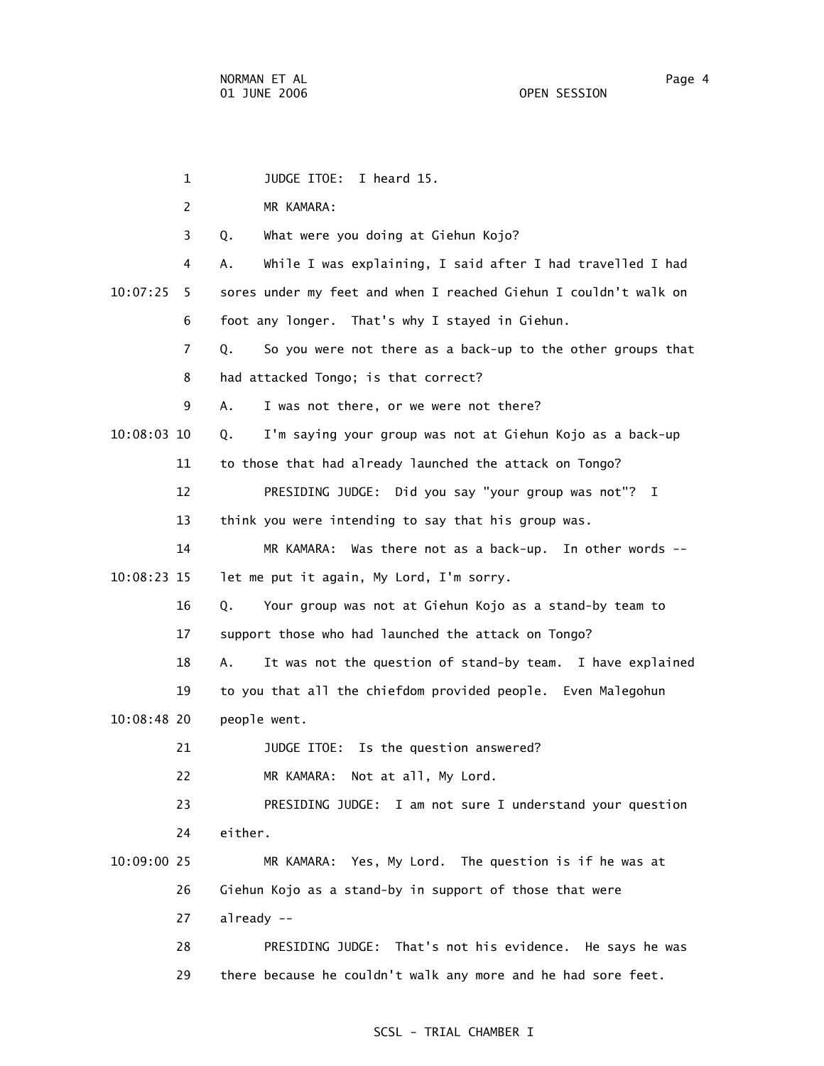1 JUDGE ITOE: I heard 15.

2 MR KAMARA:

3 Q. What were you doing at Giehun Kojo?

4 A. While I was explaining, I said after I had travelled I had

10:07:25 5 sores under my feet and when I reached Giehun I couldn't walk on

6 foot any longer. That's why I stayed in Giehun.

7 Q. So you were not there as a back-up to the other groups that

8 had attacked Tongo; is that correct?

9 A. I was not there, or we were not there?

10:08:03 10 Q. I'm saying your group was not at Giehun Kojo as a back-up

11 to those that had already launched the attack on Tongo?

12 PRESIDING JUDGE: Did you say "your group was not"? I

13 think you were intending to say that his group was.

14 MR KAMARA: Was there not as a back-up. In other words --

10:08:23 15 let me put it again, My Lord, I'm sorry.

16 Q. Your group was not at Giehun Kojo as a stand-by team to

17 support those who had launched the attack on Tongo?

18 A. It was not the question of stand-by team. I have explained

19 to you that all the chiefdom provided people. Even Malegohun

10:08:48 20 people went.

21 JUDGE ITOE: Is the question answered?

22 MR KAMARA: Not at all, My Lord.

23 PRESIDING JUDGE: I am not sure I understand your question

24 either.

10:09:00 25 MR KAMARA: Yes, My Lord. The question is if he was at

26 Giehun Kojo as a stand-by in support of those that were

27 already --

28 PRESIDING JUDGE: That's not his evidence. He says he was

29 there because he couldn't walk any more and he had sore feet.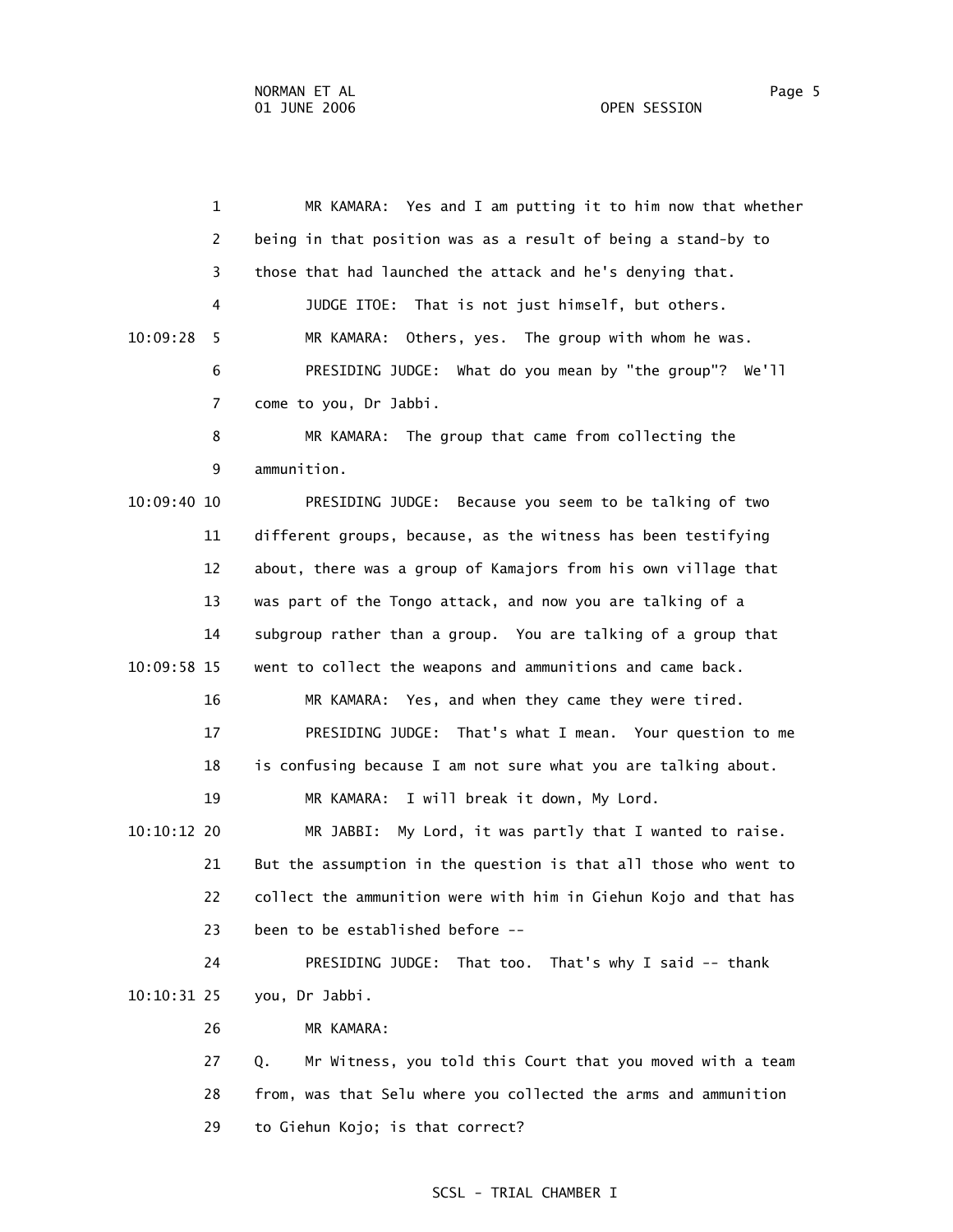1 MR KAMARA: Yes and I am putting it to him now that whether
2 being in that position was as a result of being a stand-by to
3 those that had launched the attack and he's denying that.
4 JUDGE ITOE: That is not just himself, but others.
10:09:28 5 MR KAMARA: Others, yes. The group with whom he was.
6 PRESIDING JUDGE: What do you mean by "the group"? We'll
7 come to you, Dr Jabbi.
8 MR KAMARA: The group that came from collecting the
9 ammunition.
10:09:40 10 PRESIDING JUDGE: Because you seem to be talking of two
11 different groups, because, as the witness has been testifying
12 about, there was a group of Kamajors from his own village that
13 was part of the Tongo attack, and now you are talking of a
14 subgroup rather than a group. You are talking of a group that
10:09:58 15 went to collect the weapons and ammunitions and came back.
16 MR KAMARA: Yes, and when they came they were tired.
17 PRESIDING JUDGE: That's what I mean. Your question to me
18 is confusing because I am not sure what you are talking about.
19 MR KAMARA: I will break it down, My Lord.
10:10:12 20 MR JABBI: My Lord, it was partly that I wanted to raise.
21 But the assumption in the question is that all those who went to
22 collect the ammunition were with him in Giehun Kojo and that has
23 been to be established before --
24 PRESIDING JUDGE: That too. That's why I said -- thank
10:10:31 25 you, Dr Jabbi.
26 MR KAMARA:
27 Q. Mr Witness, you told this Court that you moved with a team
28 from, was that Selu where you collected the arms and ammunition
29 to Giehun Kojo; is that correct?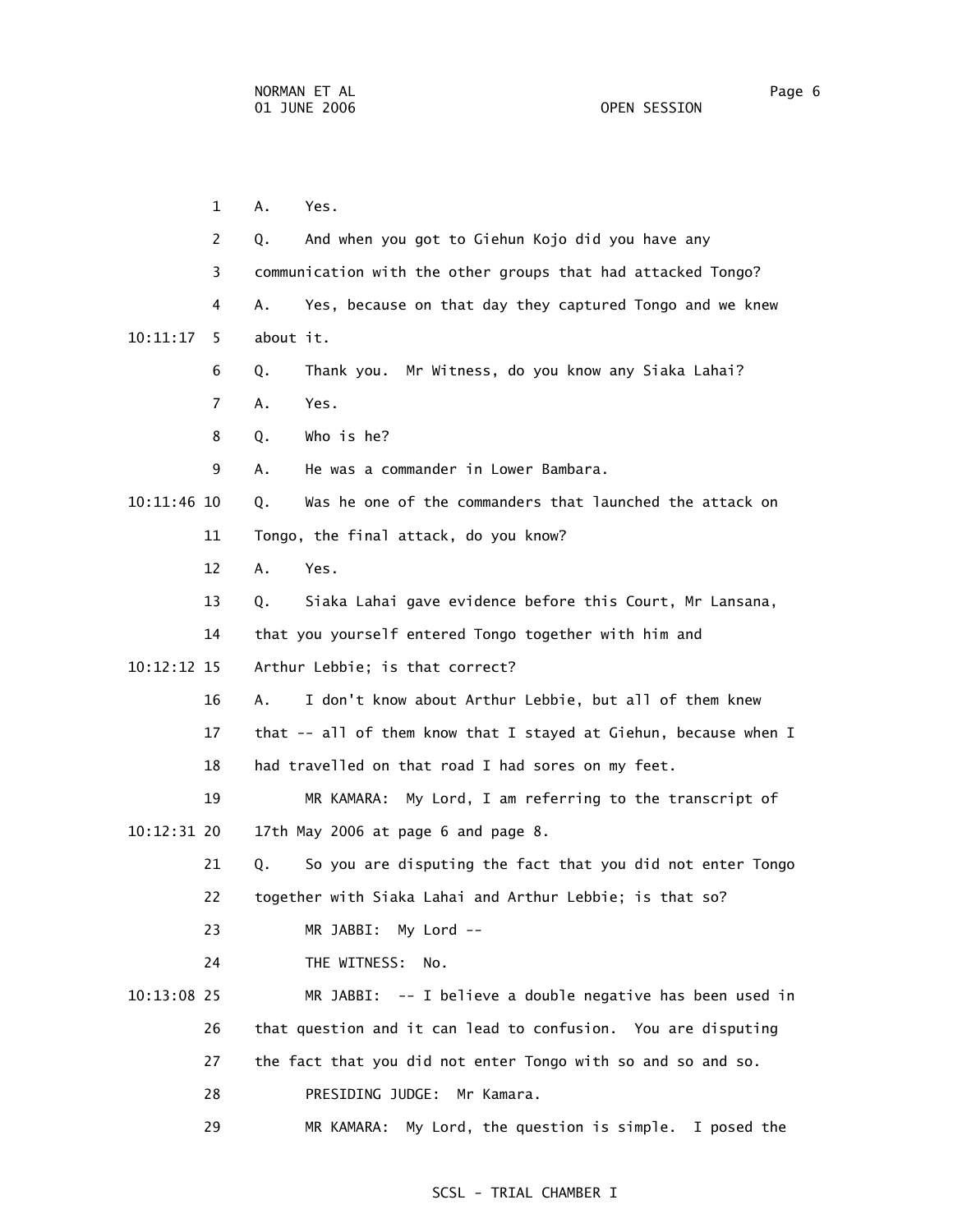1 A. Yes.

2 Q. And when you got to Giehun Kojo did you have any

3 communication with the other groups that had attacked Tongo?

4 A. Yes, because on that day they captured Tongo and we knew

10:11:17 5 about it.

6 Q. Thank you. Mr Witness, do you know any Siaka Lahai?

7 A. Yes.

8 Q. Who is he?

9 A. He was a commander in Lower Bambara.

10:11:46 10 Q. Was he one of the commanders that launched the attack on

11 Tongo, the final attack, do you know?

12 A. Yes.

13 Q. Siaka Lahai gave evidence before this Court, Mr Lansana,

14 that you yourself entered Tongo together with him and

10:12:12 15 Arthur Lebbie; is that correct?

16 A. I don't know about Arthur Lebbie, but all of them knew

17 that -- all of them know that I stayed at Giehun, because when I

18 had travelled on that road I had sores on my feet.

19 MR KAMARA: My Lord, I am referring to the transcript of

10:12:31 20 17th May 2006 at page 6 and page 8.

21 Q. So you are disputing the fact that you did not enter Tongo

22 together with Siaka Lahai and Arthur Lebbie; is that so?

23 MR JABBI: My Lord --

24 THE WITNESS: No.

10:13:08 25 MR JABBI: -- I believe a double negative has been used in

26 that question and it can lead to confusion. You are disputing

27 the fact that you did not enter Tongo with so and so and so.

28 PRESIDING JUDGE: Mr Kamara.

29 MR KAMARA: My Lord, the question is simple. I posed the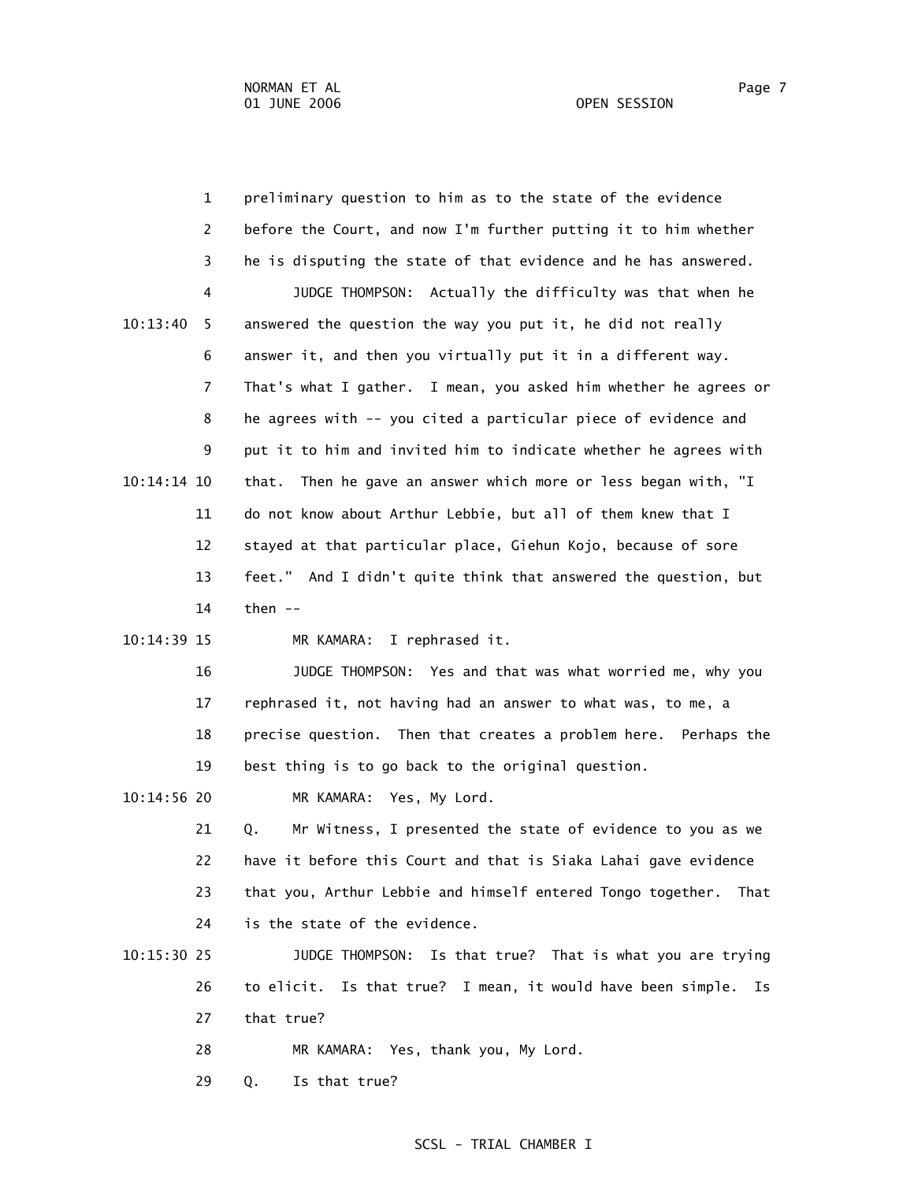preliminary question to him as to the state of the evidence before the Court, and now I'm further putting it to him whether he is disputing the state of that evidence and he has answered.

JUDGE THOMPSON: Actually the difficulty was that when he answered the question the way you put it, he did not really answer it, and then you virtually put it in a different way. That's what I gather. I mean, you asked him whether he agrees or he agrees with -- you cited a particular piece of evidence and put it to him and invited him to indicate whether he agrees with that. Then he gave an answer which more or less began with, "I do not know about Arthur Lebbie, but all of them knew that I stayed at that particular place, Giehun Kojo, because of sore feet." And I didn't quite think that answered the question, but then --

MR KAMARA: I rephrased it.

JUDGE THOMPSON: Yes and that was what worried me, why you rephrased it, not having had an answer to what was, to me, a precise question. Then that creates a problem here. Perhaps the best thing is to go back to the original question.

MR KAMARA: Yes, My Lord.

Q. Mr Witness, I presented the state of evidence to you as we have it before this Court and that is Siaka Lahai gave evidence that you, Arthur Lebbie and himself entered Tongo together. That is the state of the evidence.

JUDGE THOMPSON: Is that true? That is what you are trying to elicit. Is that true? I mean, it would have been simple. Is that true?

MR KAMARA: Yes, thank you, My Lord.

Q. Is that true?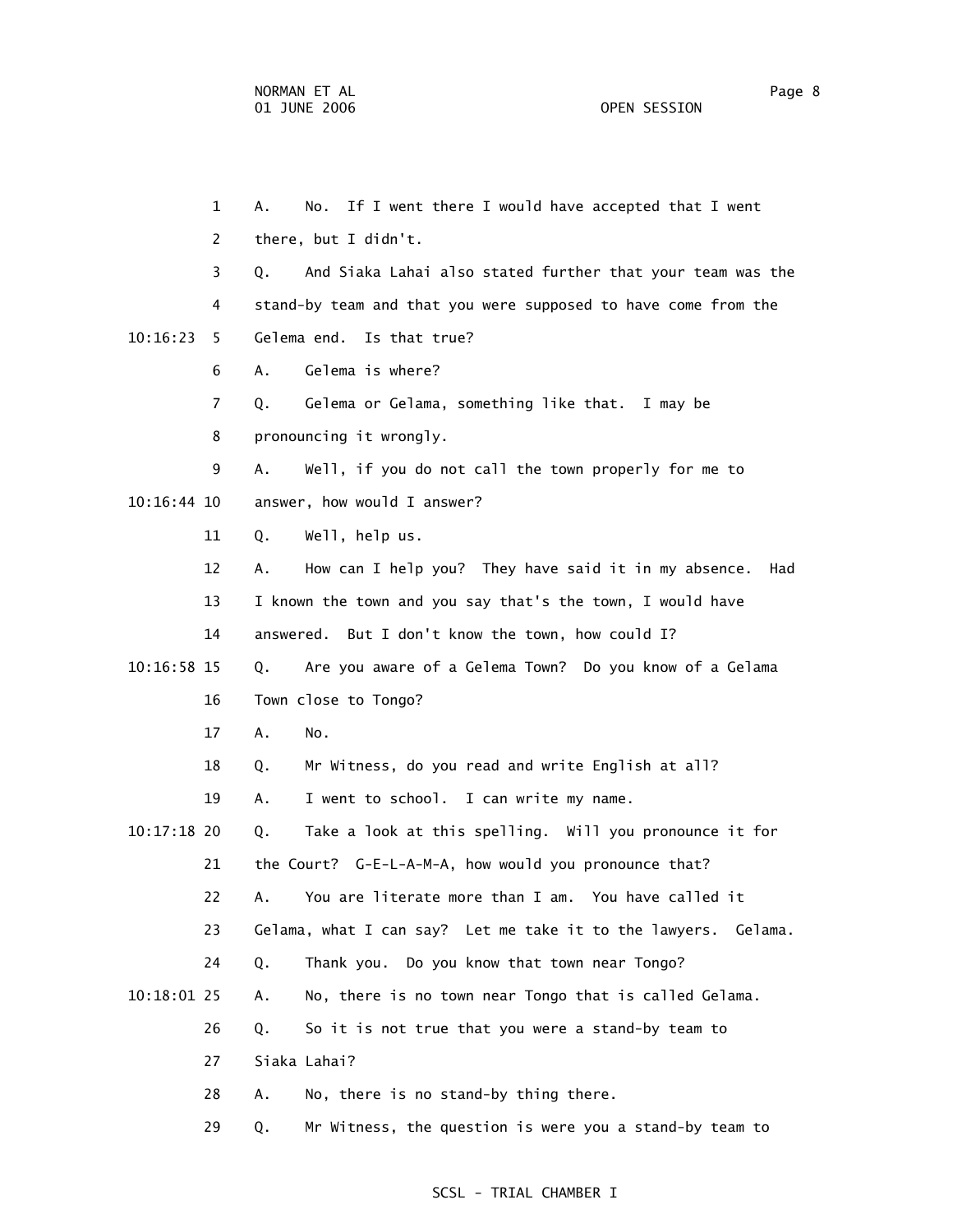1 A. No. If I went there I would have accepted that I went
2 there, but I didn't.
3 Q. And Siaka Lahai also stated further that your team was the
4 stand-by team and that you were supposed to have come from the
10:16:23 5 Gelema end. Is that true?
6 A. Gelema is where?
7 Q. Gelema or Gelama, something like that. I may be
8 pronouncing it wrongly.
9 A. Well, if you do not call the town properly for me to
10:16:44 10 answer, how would I answer?
11 Q. Well, help us.
12 A. How can I help you? They have said it in my absence. Had
13 I known the town and you say that's the town, I would have
14 answered. But I don't know the town, how could I?
10:16:58 15 Q. Are you aware of a Gelema Town? Do you know of a Gelama
16 Town close to Tongo?
17 A. No.
18 Q. Mr Witness, do you read and write English at all?
19 A. I went to school. I can write my name.
10:17:18 20 Q. Take a look at this spelling. Will you pronounce it for
21 the Court? G-E-L-A-M-A, how would you pronounce that?
22 A. You are literate more than I am. You have called it
23 Gelama, what I can say? Let me take it to the lawyers. Gelama.
24 Q. Thank you. Do you know that town near Tongo?
10:18:01 25 A. No, there is no town near Tongo that is called Gelama.
26 Q. So it is not true that you were a stand-by team to
27 Siaka Lahai?
28 A. No, there is no stand-by thing there.
29 Q. Mr Witness, the question is were you a stand-by team to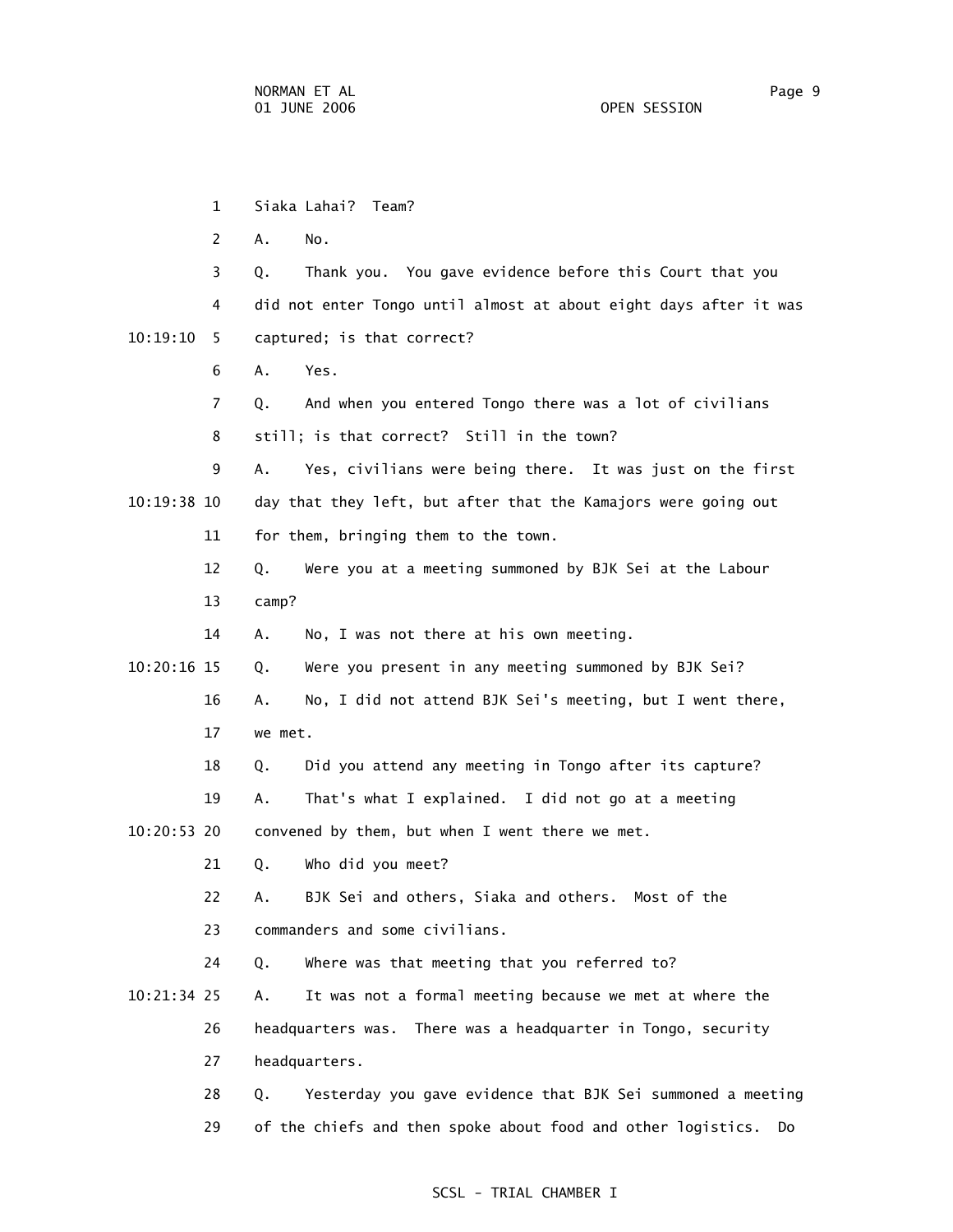Siaka Lahai? Team?

A. No.

Q. Thank you. You gave evidence before this Court that you did not enter Tongo until almost at about eight days after it was captured; is that correct?

A. Yes.

Q. And when you entered Tongo there was a lot of civilians still; is that correct? Still in the town?

A. Yes, civilians were being there. It was just on the first day that they left, but after that the Kamajors were going out for them, bringing them to the town.

Q. Were you at a meeting summoned by BJK Sei at the Labour camp?

A. No, I was not there at his own meeting.

Q. Were you present in any meeting summoned by BJK Sei?

A. No, I did not attend BJK Sei's meeting, but I went there, we met.

Q. Did you attend any meeting in Tongo after its capture?

A. That's what I explained. I did not go at a meeting convened by them, but when I went there we met.

Q. Who did you meet?

A. BJK Sei and others, Siaka and others. Most of the commanders and some civilians.

Q. Where was that meeting that you referred to?

A. It was not a formal meeting because we met at where the headquarters was. There was a headquarter in Tongo, security headquarters.

Q. Yesterday you gave evidence that BJK Sei summoned a meeting of the chiefs and then spoke about food and other logistics. Do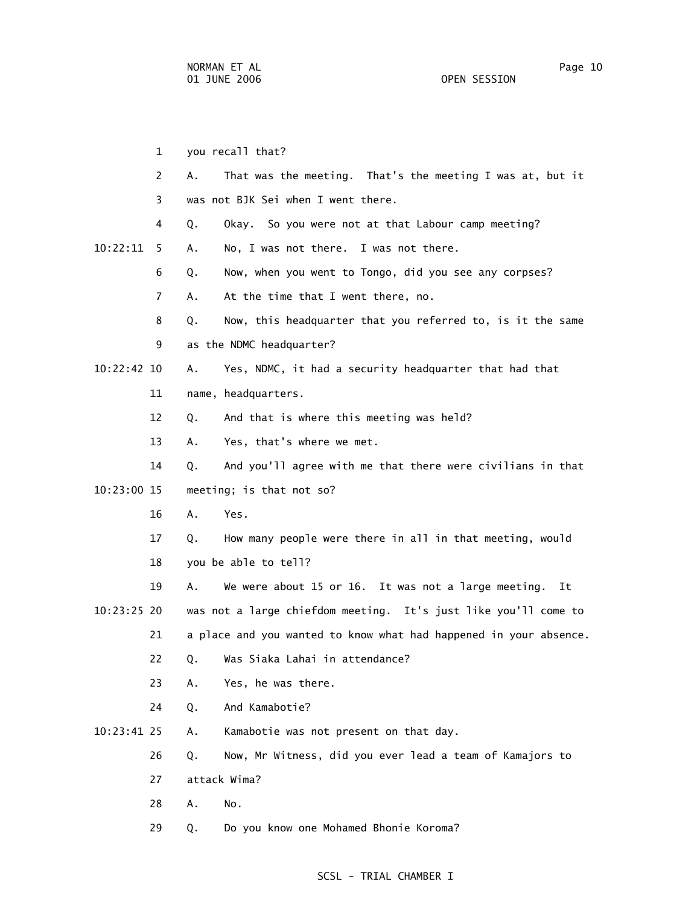1 you recall that?

2 A. That was the meeting. That's the meeting I was at, but it

3 was not BJK Sei when I went there.

4 Q. Okay. So you were not at that Labour camp meeting?

10:22:11 5 A. No, I was not there. I was not there.

6 Q. Now, when you went to Tongo, did you see any corpses?

7 A. At the time that I went there, no.

8 Q. Now, this headquarter that you referred to, is it the same

9 as the NDMC headquarter?

10:22:42 10 A. Yes, NDMC, it had a security headquarter that had that

11 name, headquarters.

12 Q. And that is where this meeting was held?

13 A. Yes, that's where we met.

14 Q. And you'll agree with me that there were civilians in that

10:23:00 15 meeting; is that not so?

16 A. Yes.

17 Q. How many people were there in all in that meeting, would

18 you be able to tell?

19 A. We were about 15 or 16. It was not a large meeting. It

10:23:25 20 was not a large chiefdom meeting. It's just like you'll come to

21 a place and you wanted to know what had happened in your absence.

22 Q. Was Siaka Lahai in attendance?

23 A. Yes, he was there.

24 Q. And Kamabotie?

10:23:41 25 A. Kamabotie was not present on that day.

26 Q. Now, Mr Witness, did you ever lead a team of Kamajors to

27 attack Wima?

28 A. No.

29 Q. Do you know one Mohamed Bhonie Koroma?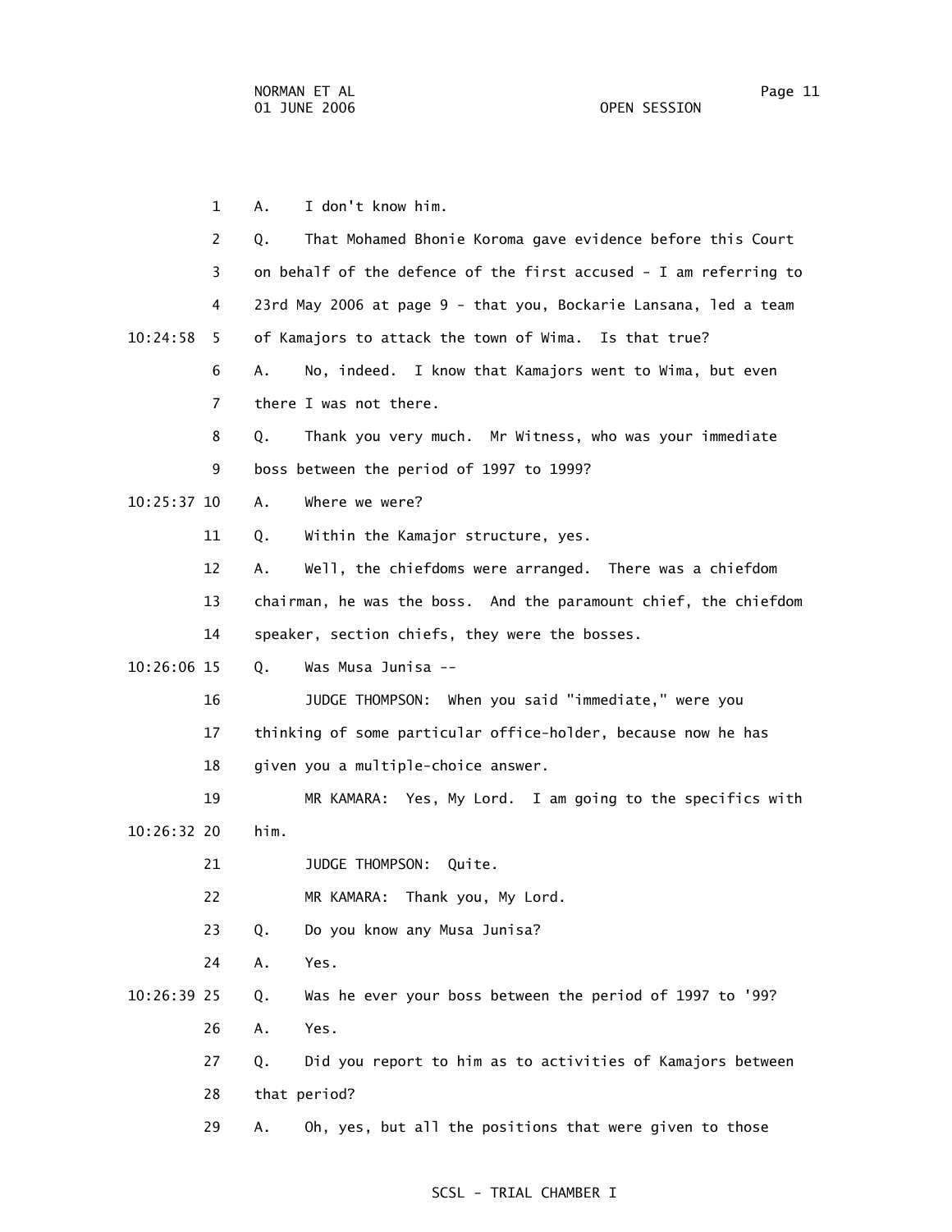1 A. I don't know him.

2 Q. That Mohamed Bhonie Koroma gave evidence before this Court

3 on behalf of the defence of the first accused - I am referring to

4 23rd May 2006 at page 9 - that you, Bockarie Lansana, led a team

10:24:58 5 of Kamajors to attack the town of Wima. Is that true?

6 A. No, indeed. I know that Kamajors went to Wima, but even

7 there I was not there.

8 Q. Thank you very much. Mr Witness, who was your immediate

9 boss between the period of 1997 to 1999?

10:25:37 10 A. Where we were?

11 Q. Within the Kamajor structure, yes.

12 A. Well, the chiefdoms were arranged. There was a chiefdom

13 chairman, he was the boss. And the paramount chief, the chiefdom

14 speaker, section chiefs, they were the bosses.

10:26:06 15 Q. Was Musa Junisa --

16 JUDGE THOMPSON: When you said "immediate," were you

17 thinking of some particular office-holder, because now he has

18 given you a multiple-choice answer.

19 MR KAMARA: Yes, My Lord. I am going to the specifics with

10:26:32 20 him.

21 JUDGE THOMPSON: Quite.

22 MR KAMARA: Thank you, My Lord.

23 Q. Do you know any Musa Junisa?

24 A. Yes.

10:26:39 25 Q. Was he ever your boss between the period of 1997 to '99?

26 A. Yes.

27 Q. Did you report to him as to activities of Kamajors between

28 that period?

29 A. Oh, yes, but all the positions that were given to those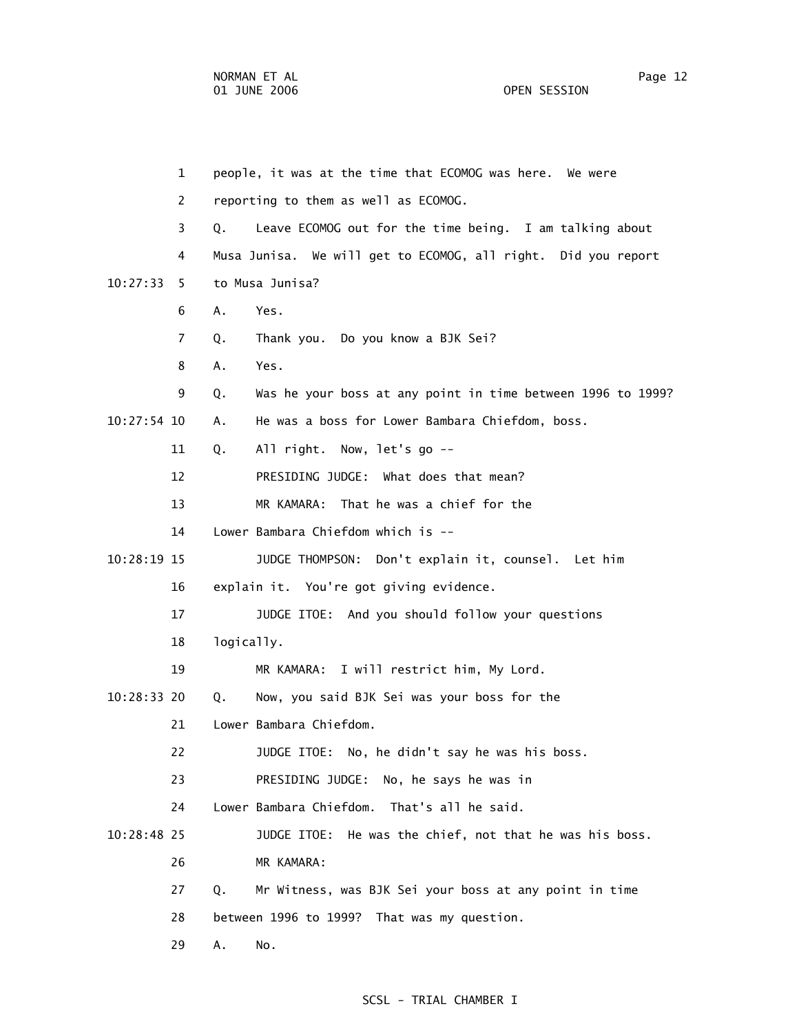1 people, it was at the time that ECOMOG was here. We were

2 reporting to them as well as ECOMOG.

3 Q. Leave ECOMOG out for the time being. I am talking about

4 Musa Junisa. We will get to ECOMOG, all right. Did you report

10:27:33 5 to Musa Junisa?

6 A. Yes.

7 Q. Thank you. Do you know a BJK Sei?

8 A. Yes.

9 Q. Was he your boss at any point in time between 1996 to 1999?

10:27:54 10 A. He was a boss for Lower Bambara Chiefdom, boss.

11 Q. All right. Now, let's go --

12 PRESIDING JUDGE: What does that mean?

13 MR KAMARA: That he was a chief for the

14 Lower Bambara Chiefdom which is --

10:28:19 15 JUDGE THOMPSON: Don't explain it, counsel. Let him

16 explain it. You're got giving evidence.

17 JUDGE ITOE: And you should follow your questions

18 logically.

19 MR KAMARA: I will restrict him, My Lord.

10:28:33 20 Q. Now, you said BJK Sei was your boss for the

21 Lower Bambara Chiefdom.

22 JUDGE ITOE: No, he didn't say he was his boss.

23 PRESIDING JUDGE: No, he says he was in

24 Lower Bambara Chiefdom. That's all he said.

10:28:48 25 JUDGE ITOE: He was the chief, not that he was his boss.

26 MR KAMARA:

27 Q. Mr Witness, was BJK Sei your boss at any point in time

28 between 1996 to 1999? That was my question.

29 A. No.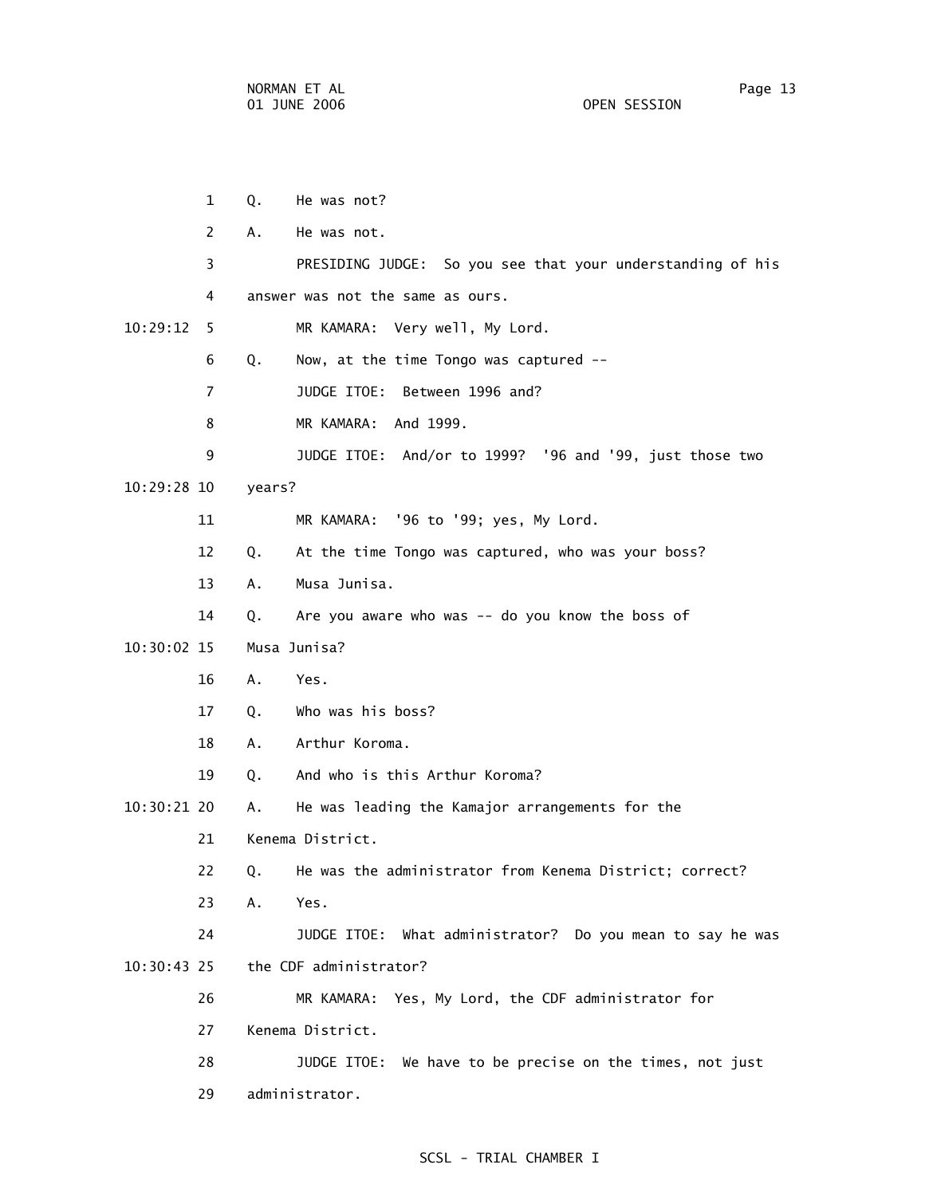1 Q. He was not?

2 A. He was not.

3 PRESIDING JUDGE: So you see that your understanding of his

4 answer was not the same as ours.

10:29:12 5 MR KAMARA: Very well, My Lord.

6 Q. Now, at the time Tongo was captured --

7 JUDGE ITOE: Between 1996 and?

8 MR KAMARA: And 1999.

9 JUDGE ITOE: And/or to 1999? '96 and '99, just those two

10:29:28 10 years?

11 MR KAMARA: '96 to '99; yes, My Lord.

12 Q. At the time Tongo was captured, who was your boss?

13 A. Musa Junisa.

14 Q. Are you aware who was -- do you know the boss of

10:30:02 15 Musa Junisa?

16 A. Yes.

17 Q. Who was his boss?

18 A. Arthur Koroma.

19 Q. And who is this Arthur Koroma?

10:30:21 20 A. He was leading the Kamajor arrangements for the

21 Kenema District.

22 Q. He was the administrator from Kenema District; correct?

23 A. Yes.

24 JUDGE ITOE: What administrator? Do you mean to say he was

10:30:43 25 the CDF administrator?

26 MR KAMARA: Yes, My Lord, the CDF administrator for

27 Kenema District.

28 JUDGE ITOE: We have to be precise on the times, not just

29 administrator.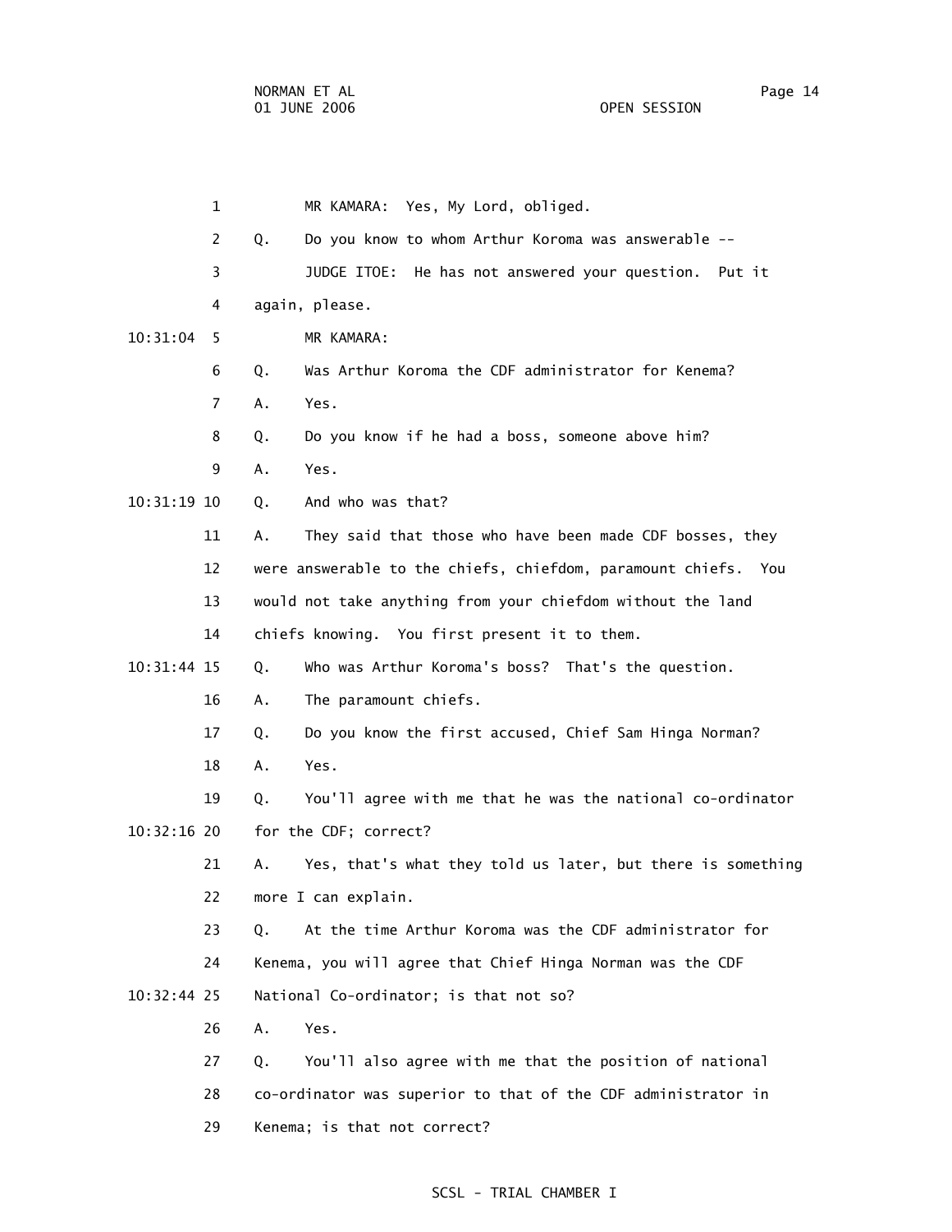MR KAMARA: Yes, My Lord, obliged.

Q. Do you know to whom Arthur Koroma was answerable --

JUDGE ITOE: He has not answered your question. Put it again, please.

MR KAMARA:

Q. Was Arthur Koroma the CDF administrator for Kenema?

A. Yes.

Q. Do you know if he had a boss, someone above him?

A. Yes.

Q. And who was that?

A. They said that those who have been made CDF bosses, they were answerable to the chiefs, chiefdom, paramount chiefs. You would not take anything from your chiefdom without the land chiefs knowing. You first present it to them.

Q. Who was Arthur Koroma's boss? That's the question.

A. The paramount chiefs.

Q. Do you know the first accused, Chief Sam Hinga Norman?

A. Yes.

Q. You'll agree with me that he was the national co-ordinator for the CDF; correct?

A. Yes, that's what they told us later, but there is something more I can explain.

Q. At the time Arthur Koroma was the CDF administrator for Kenema, you will agree that Chief Hinga Norman was the CDF National Co-ordinator; is that not so?

A. Yes.

Q. You'll also agree with me that the position of national co-ordinator was superior to that of the CDF administrator in Kenema; is that not correct?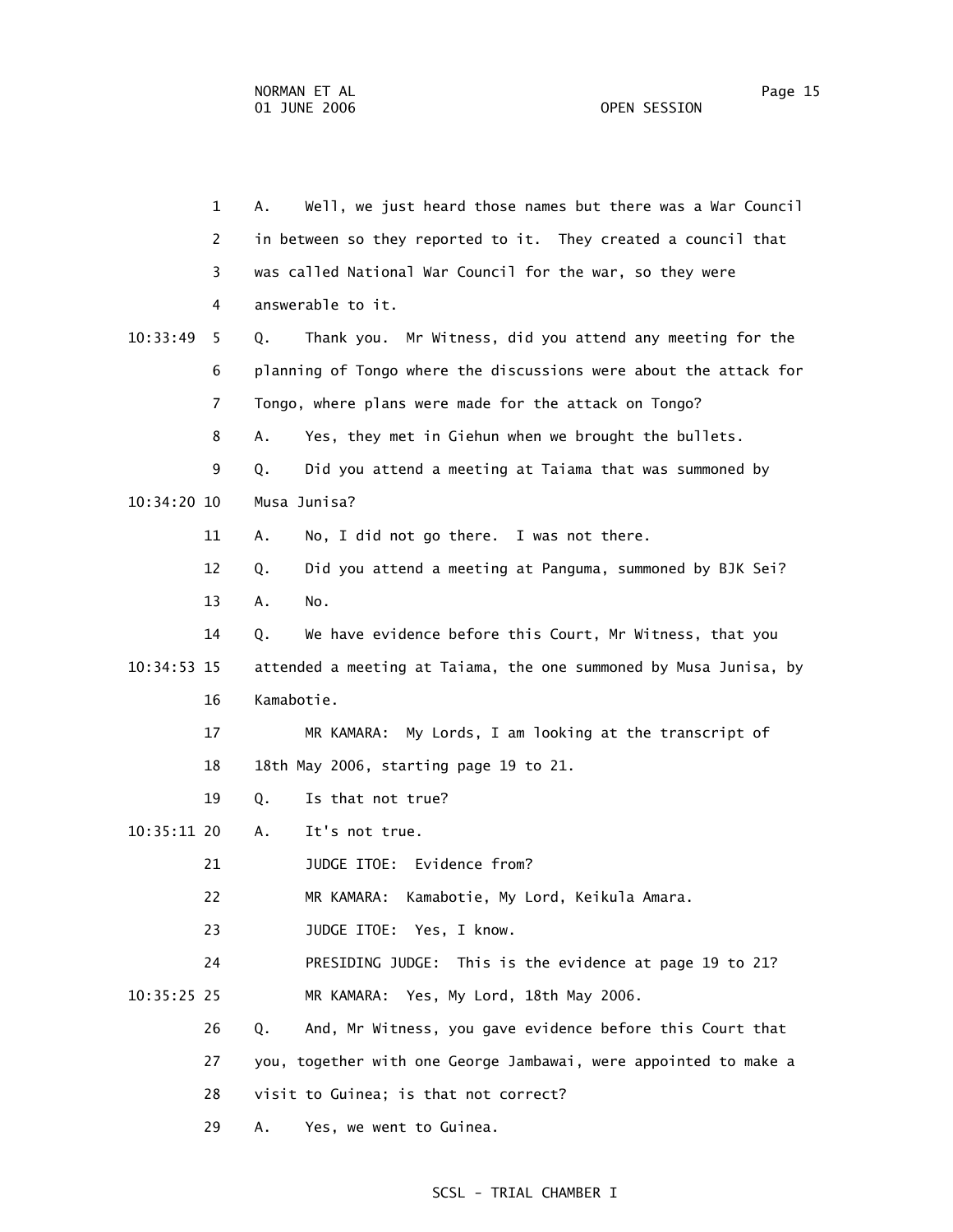1 A. Well, we just heard those names but there was a War Council
2 in between so they reported to it. They created a council that
3 was called National War Council for the war, so they were
4 answerable to it.

10:33:49 5 Q. Thank you. Mr Witness, did you attend any meeting for the
6 planning of Tongo where the discussions were about the attack for
7 Tongo, where plans were made for the attack on Tongo?
8 A. Yes, they met in Giehun when we brought the bullets.
9 Q. Did you attend a meeting at Taiama that was summoned by

10:34:20 10 Musa Junisa?
11 A. No, I did not go there. I was not there.
12 Q. Did you attend a meeting at Panguma, summoned by BJK Sei?
13 A. No.
14 Q. We have evidence before this Court, Mr Witness, that you

10:34:53 15 attended a meeting at Taiama, the one summoned by Musa Junisa, by
16 Kamabotie.
17 MR KAMARA: My Lords, I am looking at the transcript of
18 18th May 2006, starting page 19 to 21.
19 Q. Is that not true?

10:35:11 20 A. It's not true.
21 JUDGE ITOE: Evidence from?
22 MR KAMARA: Kamabotie, My Lord, Keikula Amara.
23 JUDGE ITOE: Yes, I know.
24 PRESIDING JUDGE: This is the evidence at page 19 to 21?

10:35:25 25 MR KAMARA: Yes, My Lord, 18th May 2006.
26 Q. And, Mr Witness, you gave evidence before this Court that
27 you, together with one George Jambawai, were appointed to make a
28 visit to Guinea; is that not correct?
29 A. Yes, we went to Guinea.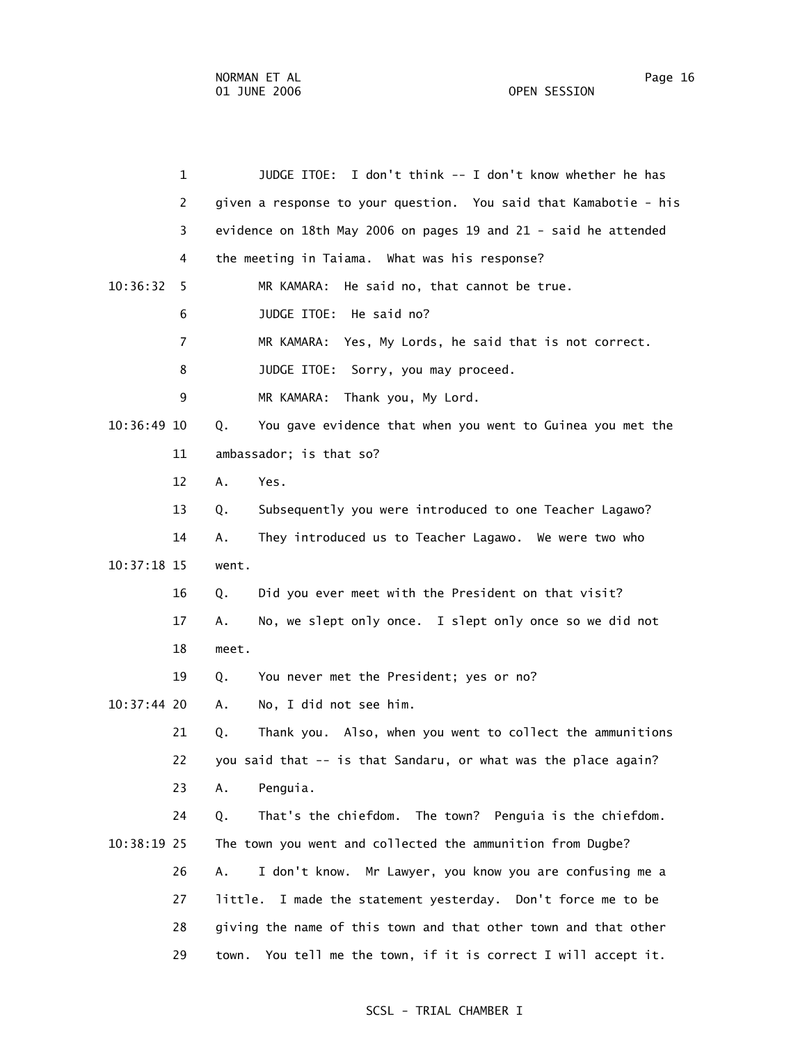1 JUDGE ITOE: I don't think -- I don't know whether he has
2 given a response to your question. You said that Kamabotie - his
3 evidence on 18th May 2006 on pages 19 and 21 - said he attended
4 the meeting in Taiama. What was his response?

10:36:32 5 MR KAMARA: He said no, that cannot be true.
6 JUDGE ITOE: He said no?
7 MR KAMARA: Yes, My Lords, he said that is not correct.
8 JUDGE ITOE: Sorry, you may proceed.
9 MR KAMARA: Thank you, My Lord.

10:36:49 10 Q. You gave evidence that when you went to Guinea you met the
11 ambassador; is that so?
12 A. Yes.
13 Q. Subsequently you were introduced to one Teacher Lagawo?
14 A. They introduced us to Teacher Lagawo. We were two who

10:37:18 15 went.
16 Q. Did you ever meet with the President on that visit?
17 A. No, we slept only once. I slept only once so we did not
18 meet.
19 Q. You never met the President; yes or no?

10:37:44 20 A. No, I did not see him.
21 Q. Thank you. Also, when you went to collect the ammunitions
22 you said that -- is that Sandaru, or what was the place again?
23 A. Penguia.
24 Q. That's the chiefdom. The town? Penguia is the chiefdom.

10:38:19 25 The town you went and collected the ammunition from Dugbe?
26 A. I don't know. Mr Lawyer, you know you are confusing me a
27 little. I made the statement yesterday. Don't force me to be
28 giving the name of this town and that other town and that other
29 town. You tell me the town, if it is correct I will accept it.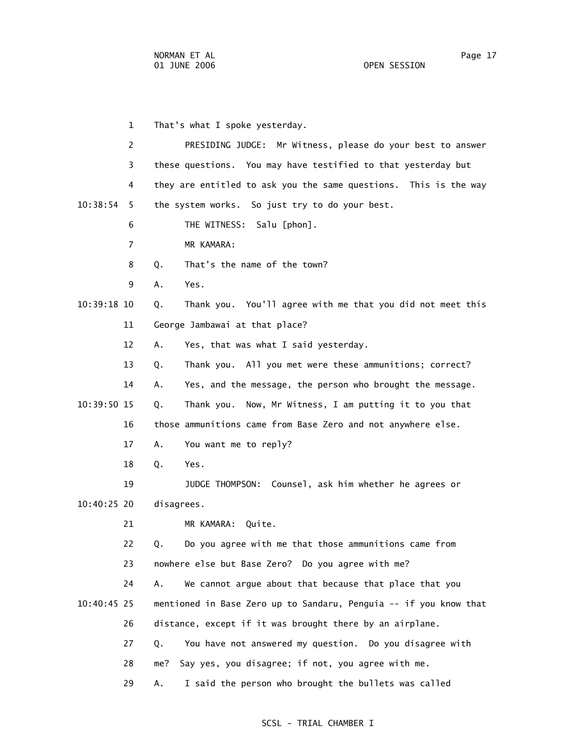1 That's what I spoke yesterday.

2 PRESIDING JUDGE: Mr Witness, please do your best to answer

3 these questions. You may have testified to that yesterday but

4 they are entitled to ask you the same questions. This is the way

10:38:54 5 the system works. So just try to do your best.

6 THE WITNESS: Salu [phon].

7 MR KAMARA:

8 Q. That's the name of the town?

9 A. Yes.

10:39:18 10 Q. Thank you. You'll agree with me that you did not meet this

11 George Jambawai at that place?

12 A. Yes, that was what I said yesterday.

13 Q. Thank you. All you met were these ammunitions; correct?

14 A. Yes, and the message, the person who brought the message.

10:39:50 15 Q. Thank you. Now, Mr Witness, I am putting it to you that

16 those ammunitions came from Base Zero and not anywhere else.

17 A. You want me to reply?

18 Q. Yes.

19 JUDGE THOMPSON: Counsel, ask him whether he agrees or

10:40:25 20 disagrees.

21 MR KAMARA: Quite.

22 Q. Do you agree with me that those ammunitions came from

23 nowhere else but Base Zero? Do you agree with me?

24 A. We cannot argue about that because that place that you

10:40:45 25 mentioned in Base Zero up to Sandaru, Penguia -- if you know that

26 distance, except if it was brought there by an airplane.

27 Q. You have not answered my question. Do you disagree with

28 me? Say yes, you disagree; if not, you agree with me.

29 A. I said the person who brought the bullets was called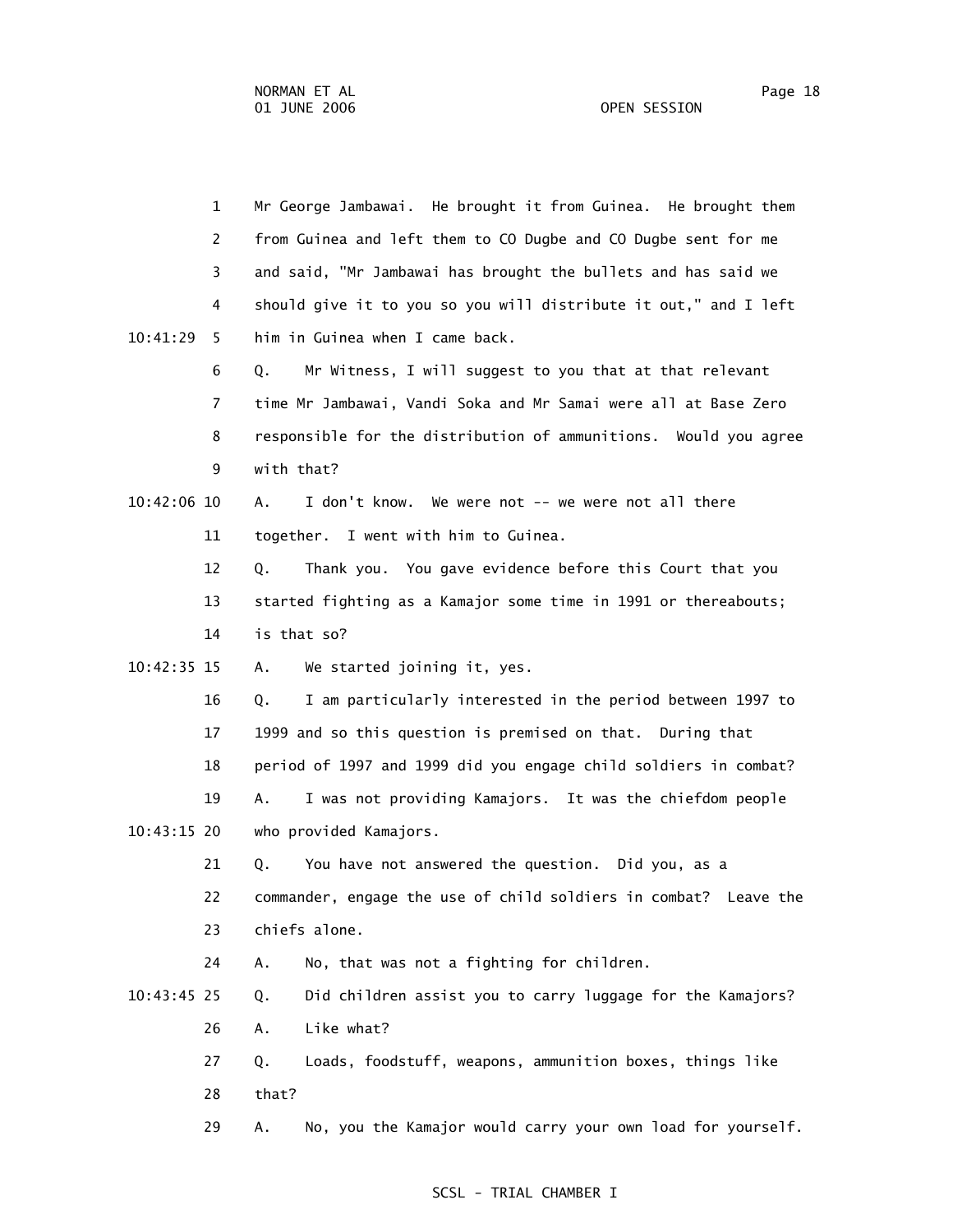1 Mr George Jambawai. He brought it from Guinea. He brought them
2 from Guinea and left them to CO Dugbe and CO Dugbe sent for me
3 and said, "Mr Jambawai has brought the bullets and has said we
4 should give it to you so you will distribute it out," and I left
10:41:29 5 him in Guinea when I came back.
6 Q. Mr Witness, I will suggest to you that at that relevant
7 time Mr Jambawai, Vandi Soka and Mr Samai were all at Base Zero
8 responsible for the distribution of ammunitions. Would you agree
9 with that?
10:42:06 10 A. I don't know. We were not -- we were not all there
11 together. I went with him to Guinea.
12 Q. Thank you. You gave evidence before this Court that you
13 started fighting as a Kamajor some time in 1991 or thereabouts;
14 is that so?
10:42:35 15 A. We started joining it, yes.
16 Q. I am particularly interested in the period between 1997 to
17 1999 and so this question is premised on that. During that
18 period of 1997 and 1999 did you engage child soldiers in combat?
19 A. I was not providing Kamajors. It was the chiefdom people
10:43:15 20 who provided Kamajors.
21 Q. You have not answered the question. Did you, as a
22 commander, engage the use of child soldiers in combat? Leave the
23 chiefs alone.
24 A. No, that was not a fighting for children.
10:43:45 25 Q. Did children assist you to carry luggage for the Kamajors?
26 A. Like what?
27 Q. Loads, foodstuff, weapons, ammunition boxes, things like
28 that?
29 A. No, you the Kamajor would carry your own load for yourself.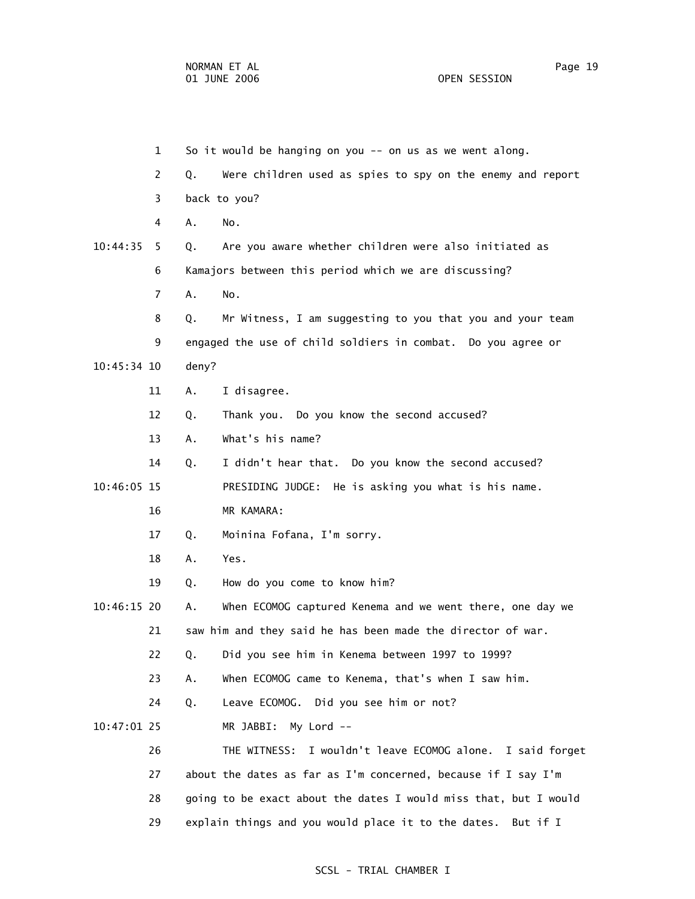1 So it would be hanging on you -- on us as we went along.

2 Q. Were children used as spies to spy on the enemy and report

3 back to you?

4 A. No.

10:44:35 5 Q. Are you aware whether children were also initiated as

6 Kamajors between this period which we are discussing?

7 A. No.

8 Q. Mr Witness, I am suggesting to you that you and your team

9 engaged the use of child soldiers in combat. Do you agree or

10:45:34 10 deny?

11 A. I disagree.

12 Q. Thank you. Do you know the second accused?

13 A. What's his name?

14 Q. I didn't hear that. Do you know the second accused?

10:46:05 15 PRESIDING JUDGE: He is asking you what is his name.

16 MR KAMARA:

17 Q. Moinina Fofana, I'm sorry.

18 A. Yes.

19 Q. How do you come to know him?

10:46:15 20 A. When ECOMOG captured Kenema and we went there, one day we

21 saw him and they said he has been made the director of war.

22 Q. Did you see him in Kenema between 1997 to 1999?

23 A. When ECOMOG came to Kenema, that's when I saw him.

24 Q. Leave ECOMOG. Did you see him or not?

10:47:01 25 MR JABBI: My Lord --

26 THE WITNESS: I wouldn't leave ECOMOG alone. I said forget

27 about the dates as far as I'm concerned, because if I say I'm

28 going to be exact about the dates I would miss that, but I would

29 explain things and you would place it to the dates. But if I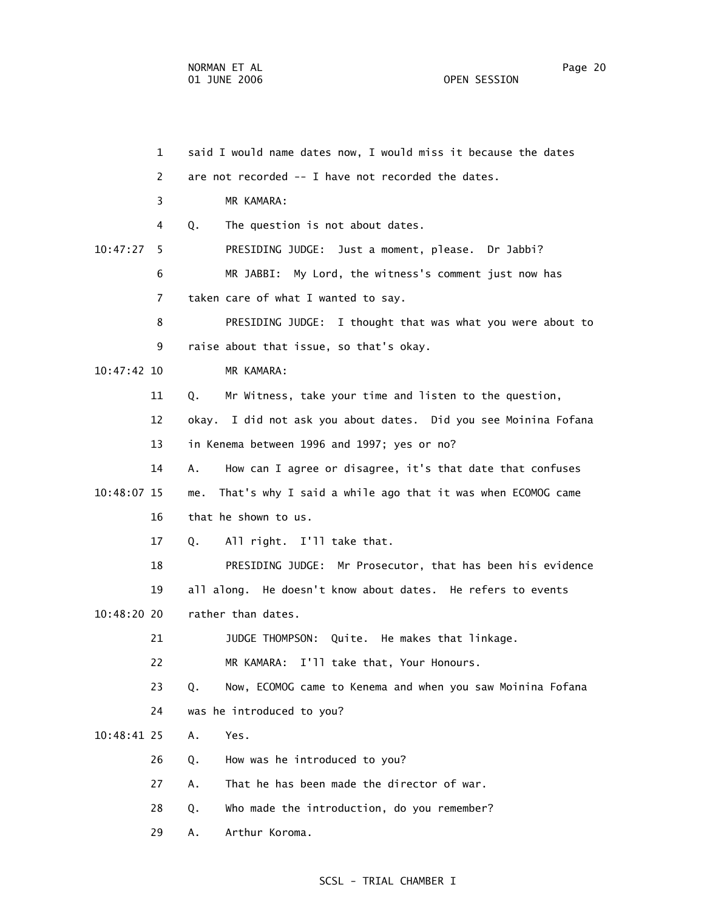said I would name dates now, I would miss it because the dates are not recorded -- I have not recorded the dates.

MR KAMARA:

Q. The question is not about dates.

PRESIDING JUDGE: Just a moment, please. Dr Jabbi?

MR JABBI: My Lord, the witness's comment just now has taken care of what I wanted to say.

PRESIDING JUDGE: I thought that was what you were about to raise about that issue, so that's okay.

MR KAMARA:

Q. Mr Witness, take your time and listen to the question, okay. I did not ask you about dates. Did you see Moinina Fofana in Kenema between 1996 and 1997; yes or no?

A. How can I agree or disagree, it's that date that confuses me. That's why I said a while ago that it was when ECOMOG came that he shown to us.

Q. All right. I'll take that.

PRESIDING JUDGE: Mr Prosecutor, that has been his evidence all along. He doesn't know about dates. He refers to events rather than dates.

JUDGE THOMPSON: Quite. He makes that linkage.

MR KAMARA: I'll take that, Your Honours.

Q. Now, ECOMOG came to Kenema and when you saw Moinina Fofana was he introduced to you?

A. Yes.

Q. How was he introduced to you?

A. That he has been made the director of war.

Q. Who made the introduction, do you remember?

A. Arthur Koroma.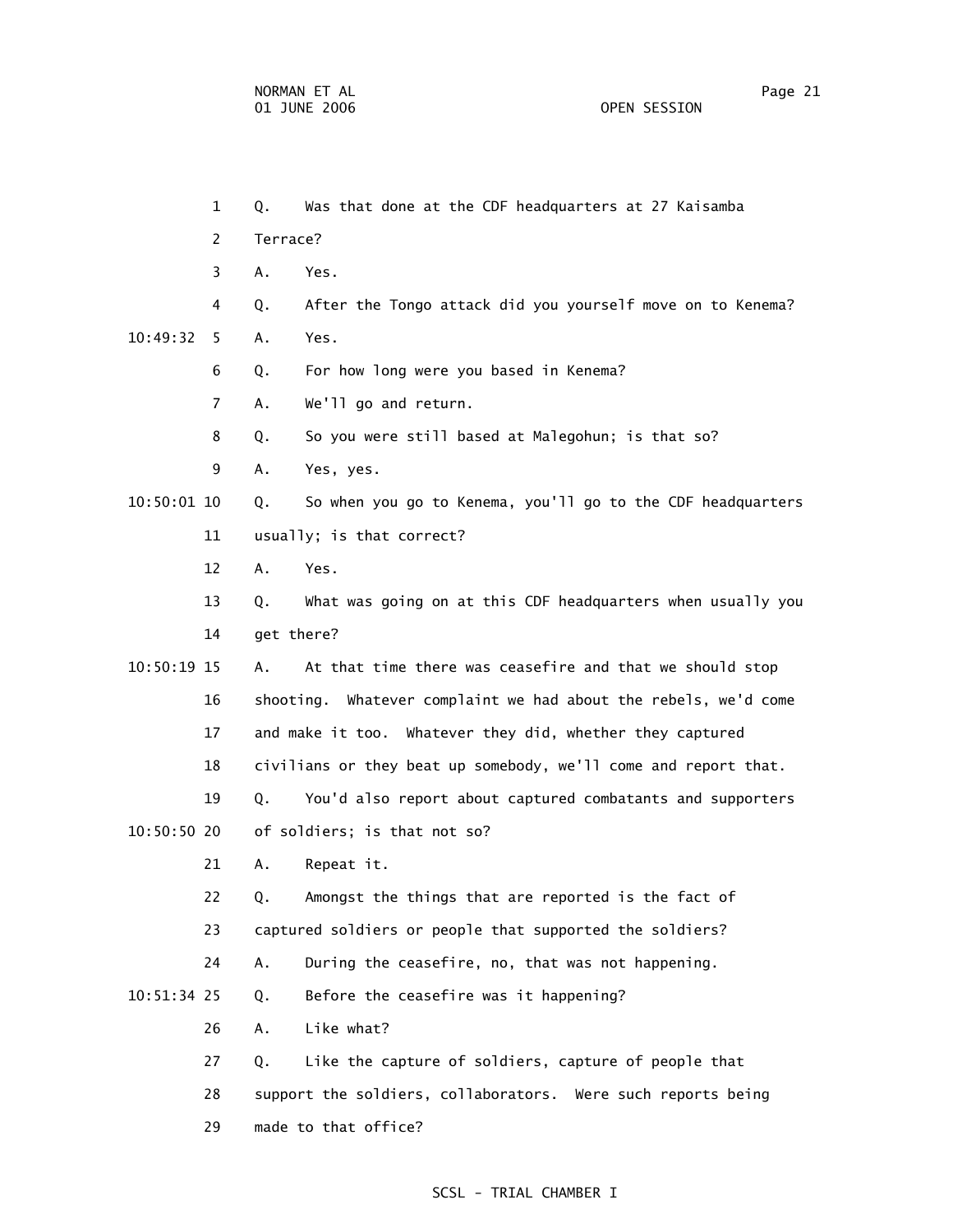Q. Was that done at the CDF headquarters at 27 Kaisamba Terrace?

A. Yes.

Q. After the Tongo attack did you yourself move on to Kenema?

A. Yes.

Q. For how long were you based in Kenema?

A. We'll go and return.

Q. So you were still based at Malegohun; is that so?

A. Yes, yes.

Q. So when you go to Kenema, you'll go to the CDF headquarters usually; is that correct?

A. Yes.

Q. What was going on at this CDF headquarters when usually you get there?

A. At that time there was ceasefire and that we should stop shooting. Whatever complaint we had about the rebels, we'd come and make it too. Whatever they did, whether they captured civilians or they beat up somebody, we'll come and report that.

Q. You'd also report about captured combatants and supporters of soldiers; is that not so?

A. Repeat it.

Q. Amongst the things that are reported is the fact of captured soldiers or people that supported the soldiers?

A. During the ceasefire, no, that was not happening.

Q. Before the ceasefire was it happening?

A. Like what?

Q. Like the capture of soldiers, capture of people that support the soldiers, collaborators. Were such reports being made to that office?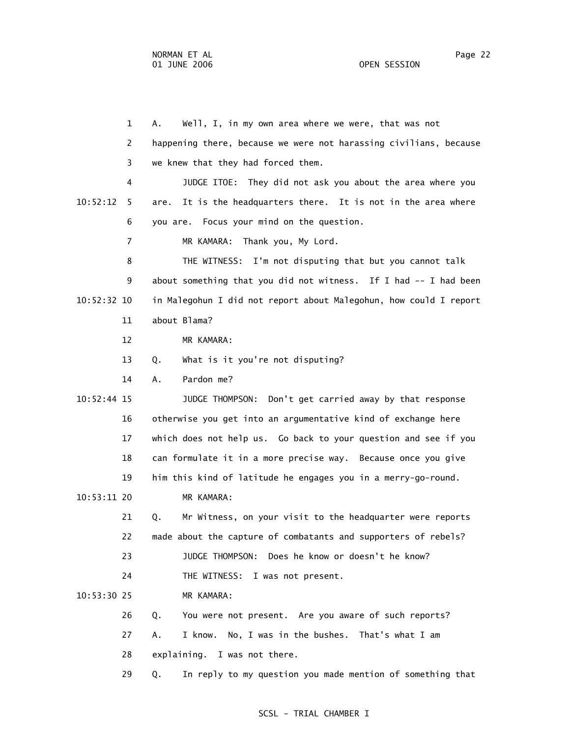A. Well, I, in my own area where we were, that was not happening there, because we were not harassing civilians, because we knew that they had forced them.

JUDGE ITOE: They did not ask you about the area where you are. It is the headquarters there. It is not in the area where you are. Focus your mind on the question.

MR KAMARA: Thank you, My Lord.

THE WITNESS: I'm not disputing that but you cannot talk about something that you did not witness. If I had -- I had been in Malegohun I did not report about Malegohun, how could I report about Blama?

MR KAMARA:

Q. What is it you're not disputing?

A. Pardon me?

JUDGE THOMPSON: Don't get carried away by that response otherwise you get into an argumentative kind of exchange here which does not help us. Go back to your question and see if you can formulate it in a more precise way. Because once you give him this kind of latitude he engages you in a merry-go-round.

MR KAMARA:

Q. Mr Witness, on your visit to the headquarter were reports made about the capture of combatants and supporters of rebels?

JUDGE THOMPSON: Does he know or doesn't he know?

THE WITNESS: I was not present.

MR KAMARA:

Q. You were not present. Are you aware of such reports?

A. I know. No, I was in the bushes. That's what I am explaining. I was not there.

Q. In reply to my question you made mention of something that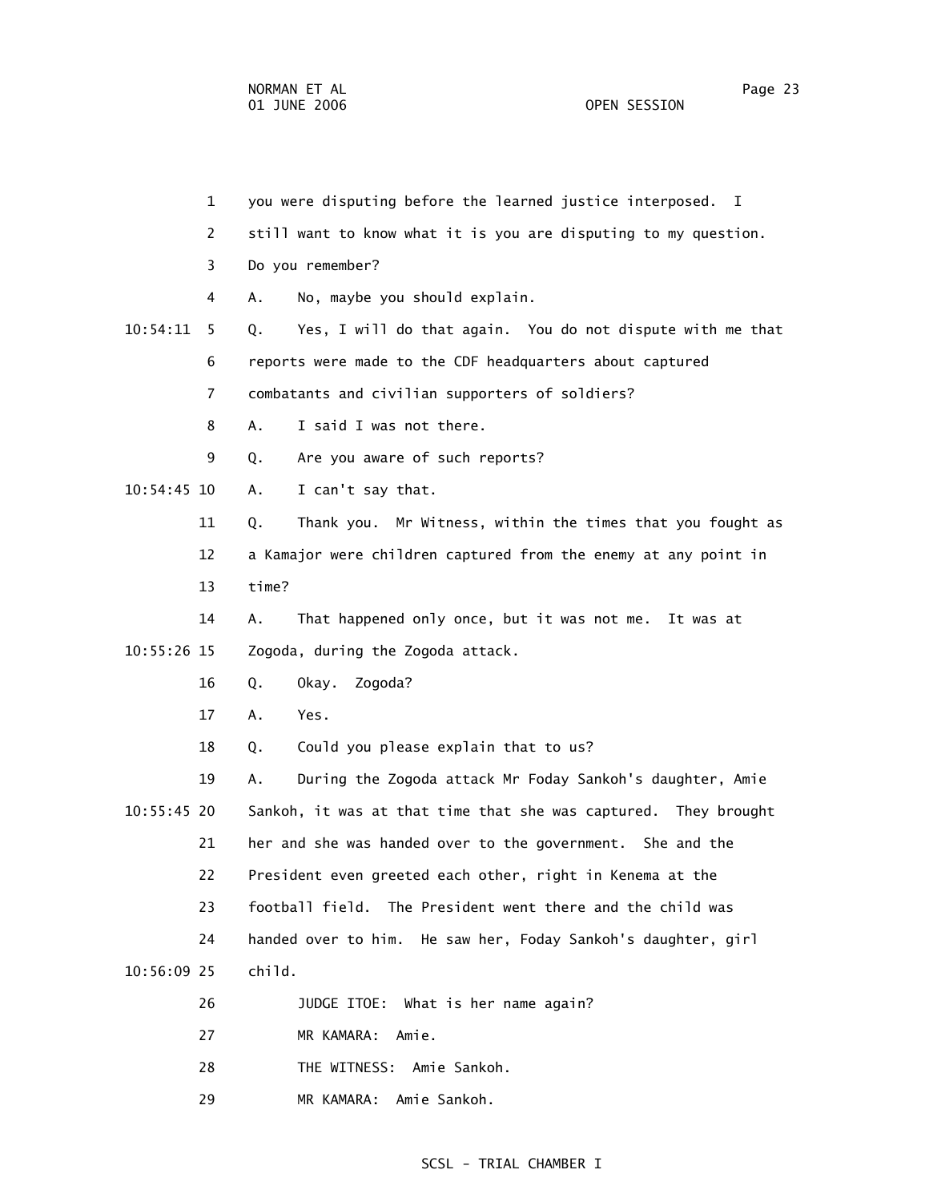1 you were disputing before the learned justice interposed. I

2 still want to know what it is you are disputing to my question.

3 Do you remember?

4 A. No, maybe you should explain.

10:54:11 5 Q. Yes, I will do that again. You do not dispute with me that

6 reports were made to the CDF headquarters about captured

7 combatants and civilian supporters of soldiers?

8 A. I said I was not there.

9 Q. Are you aware of such reports?

10:54:45 10 A. I can't say that.

11 Q. Thank you. Mr Witness, within the times that you fought as

12 a Kamajor were children captured from the enemy at any point in

13 time?

14 A. That happened only once, but it was not me. It was at

10:55:26 15 Zogoda, during the Zogoda attack.

16 Q. Okay. Zogoda?

17 A. Yes.

18 Q. Could you please explain that to us?

19 A. During the Zogoda attack Mr Foday Sankoh's daughter, Amie

10:55:45 20 Sankoh, it was at that time that she was captured. They brought

21 her and she was handed over to the government. She and the

22 President even greeted each other, right in Kenema at the

23 football field. The President went there and the child was

24 handed over to him. He saw her, Foday Sankoh's daughter, girl

10:56:09 25 child.

26 JUDGE ITOE: What is her name again?

27 MR KAMARA: Amie.

28 THE WITNESS: Amie Sankoh.

29 MR KAMARA: Amie Sankoh.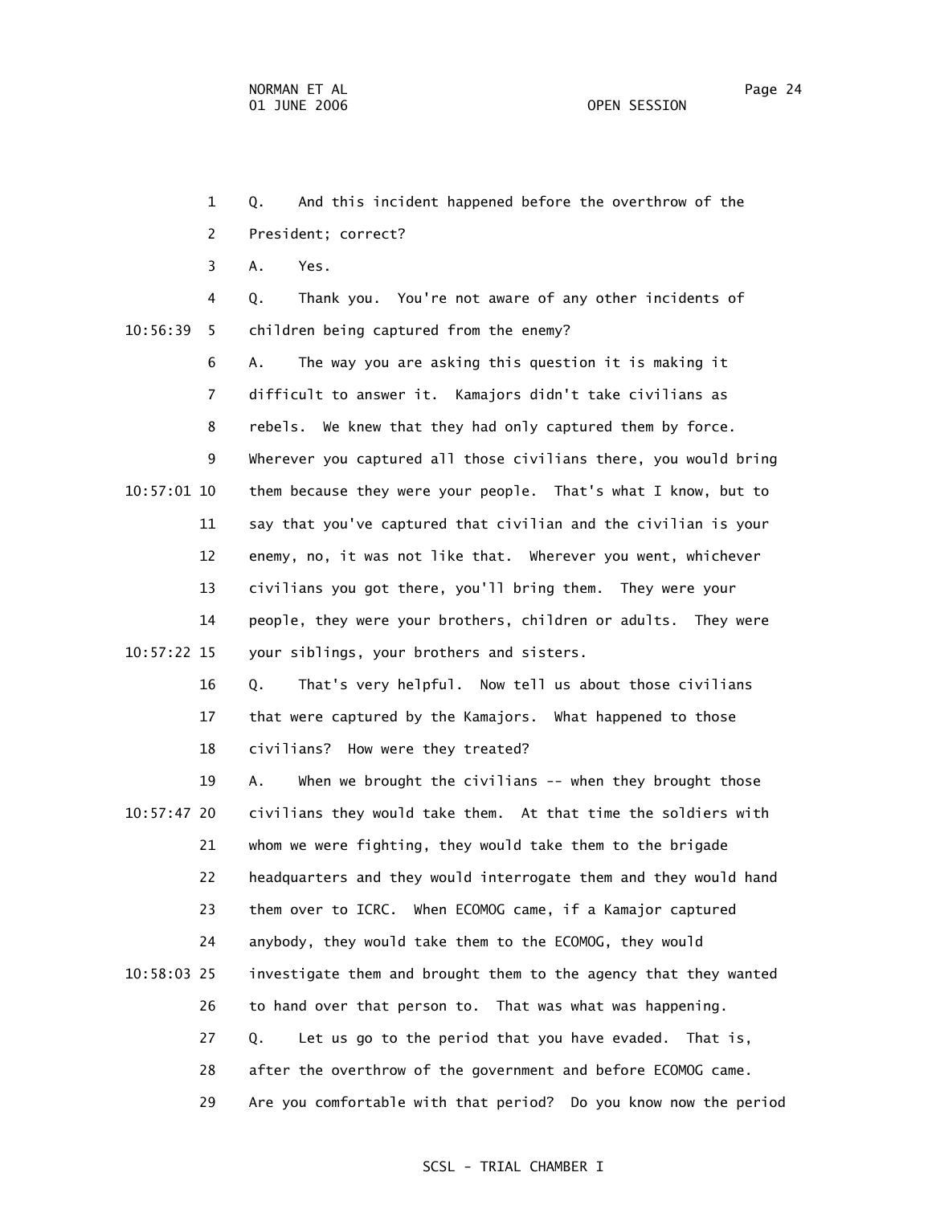Q. And this incident happened before the overthrow of the President; correct?

A. Yes.

Q. Thank you. You're not aware of any other incidents of children being captured from the enemy?

A. The way you are asking this question it is making it difficult to answer it. Kamajors didn't take civilians as rebels. We knew that they had only captured them by force. Wherever you captured all those civilians there, you would bring them because they were your people. That's what I know, but to say that you've captured that civilian and the civilian is your enemy, no, it was not like that. Wherever you went, whichever civilians you got there, you'll bring them. They were your people, they were your brothers, children or adults. They were your siblings, your brothers and sisters.

Q. That's very helpful. Now tell us about those civilians that were captured by the Kamajors. What happened to those civilians? How were they treated?

A. When we brought the civilians -- when they brought those civilians they would take them. At that time the soldiers with whom we were fighting, they would take them to the brigade headquarters and they would interrogate them and they would hand them over to ICRC. When ECOMOG came, if a Kamajor captured anybody, they would take them to the ECOMOG, they would investigate them and brought them to the agency that they wanted to hand over that person to. That was what was happening.

Q. Let us go to the period that you have evaded. That is, after the overthrow of the government and before ECOMOG came. Are you comfortable with that period? Do you know now the period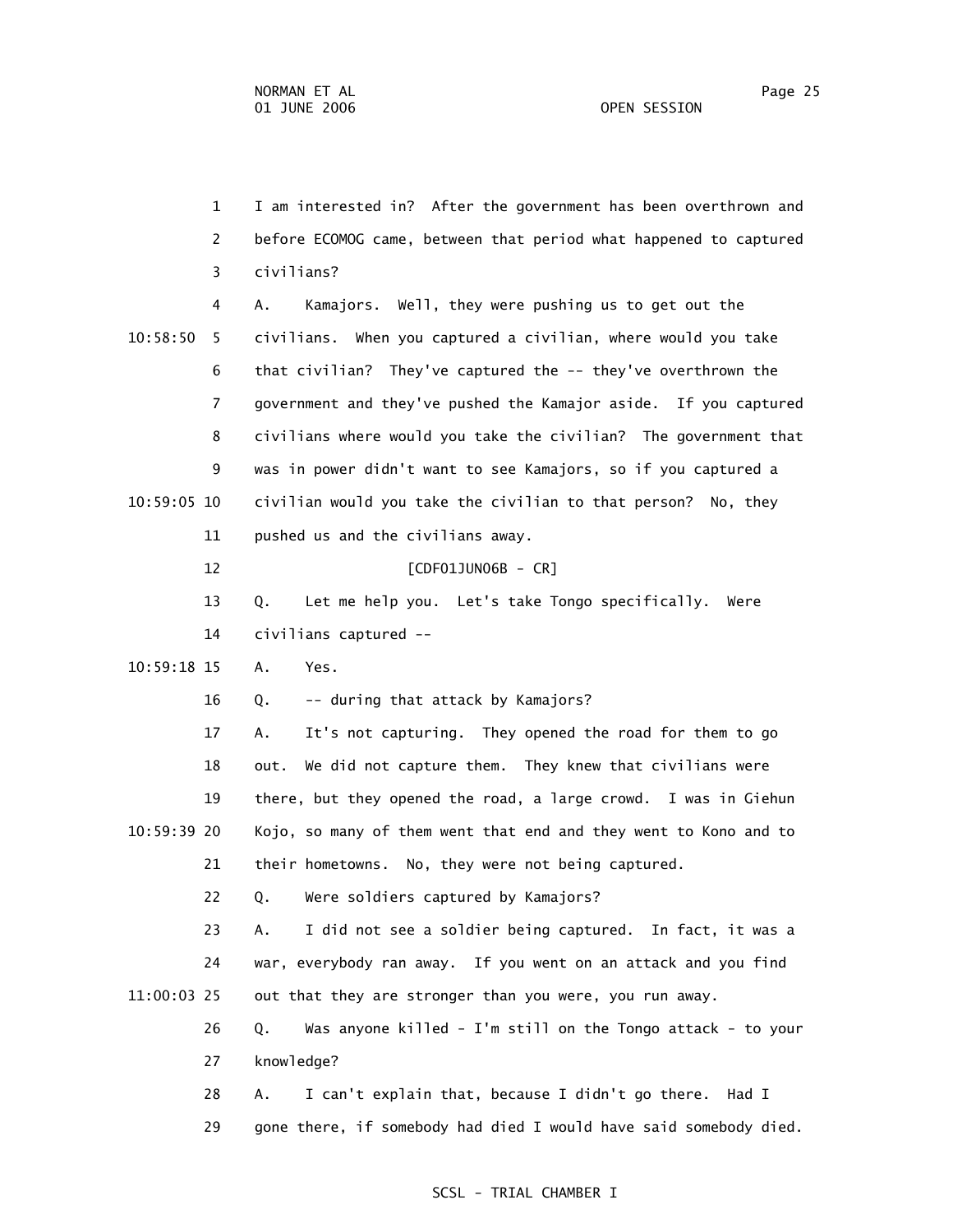I am interested in? After the government has been overthrown and before ECOMOG came, between that period what happened to captured civilians?

A. Kamajors. Well, they were pushing us to get out the civilians. When you captured a civilian, where would you take that civilian? They've captured the -- they've overthrown the government and they've pushed the Kamajor aside. If you captured civilians where would you take the civilian? The government that was in power didn't want to see Kamajors, so if you captured a civilian would you take the civilian to that person? No, they pushed us and the civilians away.

[CDF01JUN06B - CR]

Q. Let me help you. Let's take Tongo specifically. Were civilians captured --

A. Yes.

Q. -- during that attack by Kamajors?

A. It's not capturing. They opened the road for them to go out. We did not capture them. They knew that civilians were there, but they opened the road, a large crowd. I was in Giehun Kojo, so many of them went that end and they went to Kono and to their hometowns. No, they were not being captured.

Q. Were soldiers captured by Kamajors?

A. I did not see a soldier being captured. In fact, it was a war, everybody ran away. If you went on an attack and you find out that they are stronger than you were, you run away.

Q. Was anyone killed - I'm still on the Tongo attack - to your knowledge?

A. I can't explain that, because I didn't go there. Had I gone there, if somebody had died I would have said somebody died.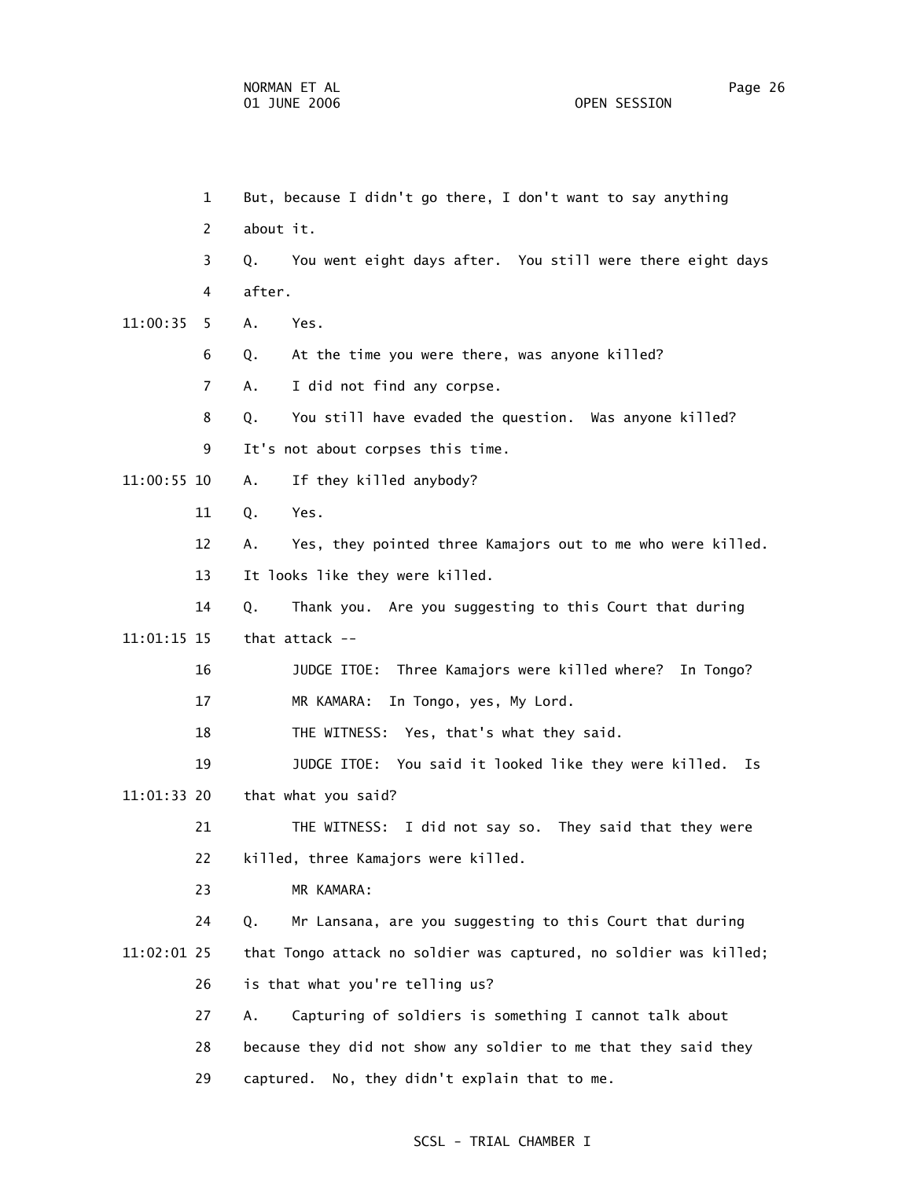1 But, because I didn't go there, I don't want to say anything

2 about it.

3 Q. You went eight days after. You still were there eight days

4 after.

11:00:35 5 A. Yes.

6 Q. At the time you were there, was anyone killed?

7 A. I did not find any corpse.

8 Q. You still have evaded the question. Was anyone killed?

9 It's not about corpses this time.

11:00:55 10 A. If they killed anybody?

11 Q. Yes.

12 A. Yes, they pointed three Kamajors out to me who were killed.

13 It looks like they were killed.

14 Q. Thank you. Are you suggesting to this Court that during

11:01:15 15 that attack --

16 JUDGE ITOE: Three Kamajors were killed where? In Tongo?

17 MR KAMARA: In Tongo, yes, My Lord.

18 THE WITNESS: Yes, that's what they said.

19 JUDGE ITOE: You said it looked like they were killed. Is

11:01:33 20 that what you said?

21 THE WITNESS: I did not say so. They said that they were

22 killed, three Kamajors were killed.

23 MR KAMARA:

24 Q. Mr Lansana, are you suggesting to this Court that during

11:02:01 25 that Tongo attack no soldier was captured, no soldier was killed;

26 is that what you're telling us?

27 A. Capturing of soldiers is something I cannot talk about

28 because they did not show any soldier to me that they said they

29 captured. No, they didn't explain that to me.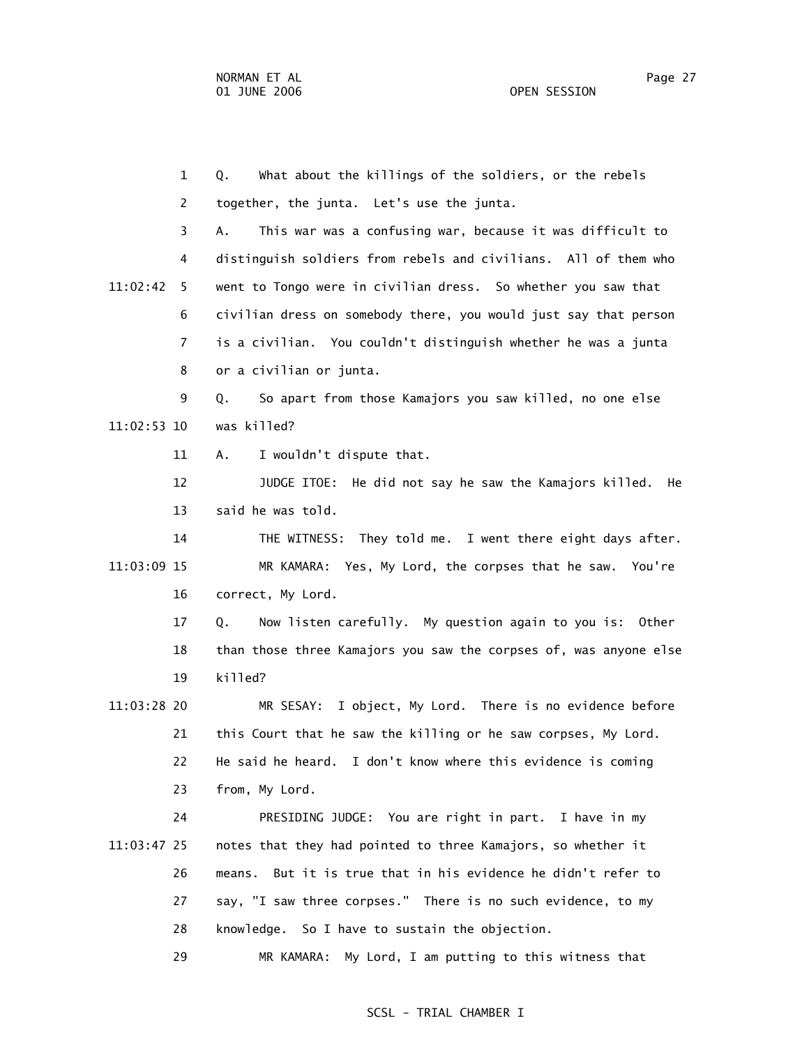Q. What about the killings of the soldiers, or the rebels together, the junta. Let's use the junta.

A. This war was a confusing war, because it was difficult to distinguish soldiers from rebels and civilians. All of them who went to Tongo were in civilian dress. So whether you saw that civilian dress on somebody there, you would just say that person is a civilian. You couldn't distinguish whether he was a junta or a civilian or junta.

Q. So apart from those Kamajors you saw killed, no one else was killed?

A. I wouldn't dispute that.

JUDGE ITOE: He did not say he saw the Kamajors killed. He said he was told.

THE WITNESS: They told me. I went there eight days after.

MR KAMARA: Yes, My Lord, the corpses that he saw. You're correct, My Lord.

Q. Now listen carefully. My question again to you is: Other than those three Kamajors you saw the corpses of, was anyone else killed?

MR SESAY: I object, My Lord. There is no evidence before this Court that he saw the killing or he saw corpses, My Lord. He said he heard. I don't know where this evidence is coming from, My Lord.

PRESIDING JUDGE: You are right in part. I have in my notes that they had pointed to three Kamajors, so whether it means. But it is true that in his evidence he didn't refer to say, "I saw three corpses." There is no such evidence, to my knowledge. So I have to sustain the objection.

MR KAMARA: My Lord, I am putting to this witness that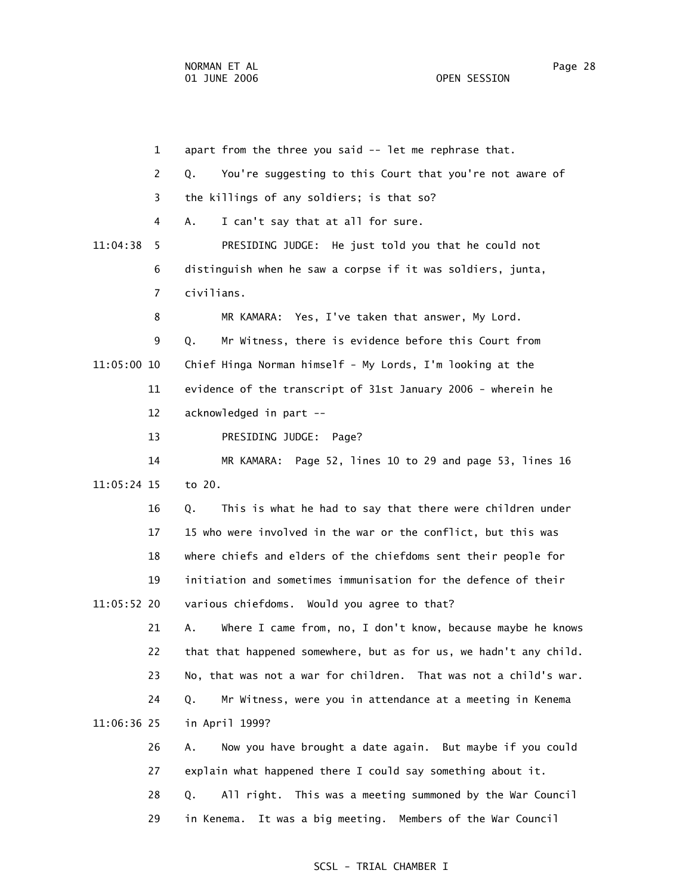1 apart from the three you said -- let me rephrase that.

2 Q. You're suggesting to this Court that you're not aware of

3 the killings of any soldiers; is that so?

4 A. I can't say that at all for sure.

11:04:38 5 PRESIDING JUDGE: He just told you that he could not

6 distinguish when he saw a corpse if it was soldiers, junta,

7 civilians.

8 MR KAMARA: Yes, I've taken that answer, My Lord.

9 Q. Mr Witness, there is evidence before this Court from

11:05:00 10 Chief Hinga Norman himself - My Lords, I'm looking at the

11 evidence of the transcript of 31st January 2006 - wherein he

12 acknowledged in part --

13 PRESIDING JUDGE: Page?

14 MR KAMARA: Page 52, lines 10 to 29 and page 53, lines 16

11:05:24 15 to 20.

16 Q. This is what he had to say that there were children under

17 15 who were involved in the war or the conflict, but this was

18 where chiefs and elders of the chiefdoms sent their people for

19 initiation and sometimes immunisation for the defence of their

11:05:52 20 various chiefdoms. Would you agree to that?

21 A. Where I came from, no, I don't know, because maybe he knows

22 that that happened somewhere, but as for us, we hadn't any child.

23 No, that was not a war for children. That was not a child's war.

24 Q. Mr Witness, were you in attendance at a meeting in Kenema

11:06:36 25 in April 1999?

26 A. Now you have brought a date again. But maybe if you could

27 explain what happened there I could say something about it.

28 Q. All right. This was a meeting summoned by the War Council

29 in Kenema. It was a big meeting. Members of the War Council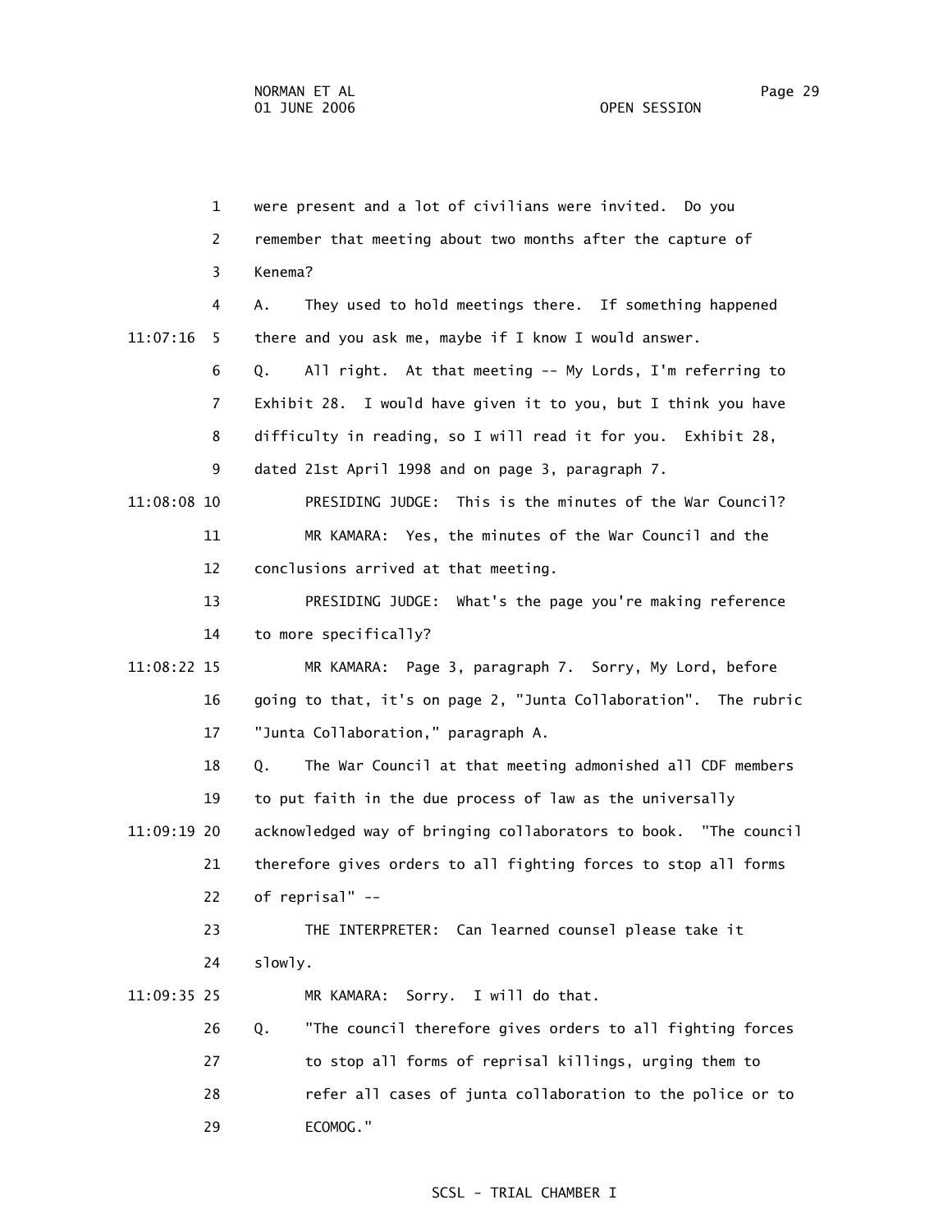were present and a lot of civilians were invited. Do you remember that meeting about two months after the capture of Kenema?

A. They used to hold meetings there. If something happened there and you ask me, maybe if I know I would answer.

Q. All right. At that meeting -- My Lords, I'm referring to Exhibit 28. I would have given it to you, but I think you have difficulty in reading, so I will read it for you. Exhibit 28, dated 21st April 1998 and on page 3, paragraph 7.

PRESIDING JUDGE: This is the minutes of the War Council?

MR KAMARA: Yes, the minutes of the War Council and the conclusions arrived at that meeting.

PRESIDING JUDGE: What's the page you're making reference to more specifically?

MR KAMARA: Page 3, paragraph 7. Sorry, My Lord, before going to that, it's on page 2, "Junta Collaboration". The rubric "Junta Collaboration," paragraph A.

Q. The War Council at that meeting admonished all CDF members to put faith in the due process of law as the universally acknowledged way of bringing collaborators to book. "The council therefore gives orders to all fighting forces to stop all forms of reprisal" --

THE INTERPRETER: Can learned counsel please take it slowly.

MR KAMARA: Sorry. I will do that.

Q. "The council therefore gives orders to all fighting forces to stop all forms of reprisal killings, urging them to refer all cases of junta collaboration to the police or to ECOMOG."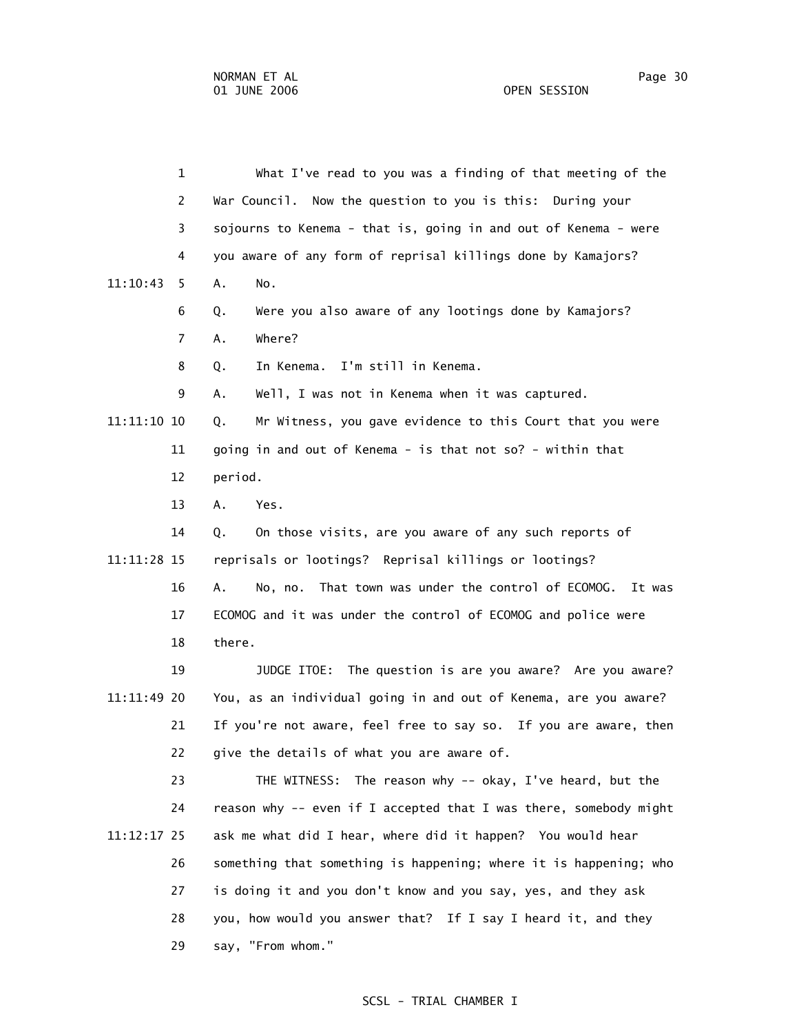What I've read to you was a finding of that meeting of the War Council. Now the question to you is this: During your sojourns to Kenema - that is, going in and out of Kenema - were you aware of any form of reprisal killings done by Kamajors?

A. No.

Q. Were you also aware of any lootings done by Kamajors?

A. Where?

Q. In Kenema. I'm still in Kenema.

A. Well, I was not in Kenema when it was captured.

Q. Mr Witness, you gave evidence to this Court that you were going in and out of Kenema - is that not so? - within that period.

A. Yes.

Q. On those visits, are you aware of any such reports of reprisals or lootings? Reprisal killings or lootings?

A. No, no. That town was under the control of ECOMOG. It was ECOMOG and it was under the control of ECOMOG and police were there.

JUDGE ITOE: The question is are you aware? Are you aware? You, as an individual going in and out of Kenema, are you aware? If you're not aware, feel free to say so. If you are aware, then give the details of what you are aware of.

THE WITNESS: The reason why -- okay, I've heard, but the reason why -- even if I accepted that I was there, somebody might ask me what did I hear, where did it happen? You would hear something that something is happening; where it is happening; who is doing it and you don't know and you say, yes, and they ask you, how would you answer that? If I say I heard it, and they say, "From whom."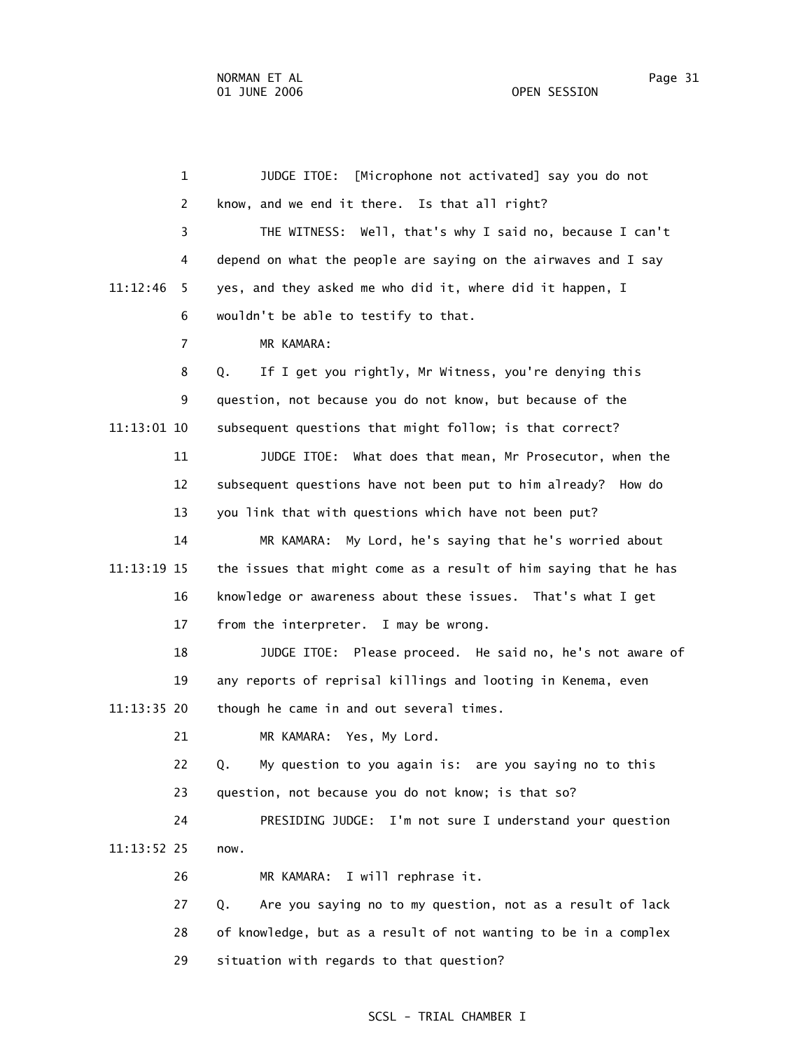JUDGE ITOE: [Microphone not activated] say you do not know, and we end it there. Is that all right?

THE WITNESS: Well, that's why I said no, because I can't depend on what the people are saying on the airwaves and I say yes, and they asked me who did it, where did it happen, I wouldn't be able to testify to that.

MR KAMARA:

Q. If I get you rightly, Mr Witness, you're denying this question, not because you do not know, but because of the subsequent questions that might follow; is that correct?

JUDGE ITOE: What does that mean, Mr Prosecutor, when the subsequent questions have not been put to him already? How do you link that with questions which have not been put?

MR KAMARA: My Lord, he's saying that he's worried about the issues that might come as a result of him saying that he has knowledge or awareness about these issues. That's what I get from the interpreter. I may be wrong.

JUDGE ITOE: Please proceed. He said no, he's not aware of any reports of reprisal killings and looting in Kenema, even though he came in and out several times.

MR KAMARA: Yes, My Lord.

Q. My question to you again is: are you saying no to this question, not because you do not know; is that so?

PRESIDING JUDGE: I'm not sure I understand your question now.

MR KAMARA: I will rephrase it.

Q. Are you saying no to my question, not as a result of lack of knowledge, but as a result of not wanting to be in a complex situation with regards to that question?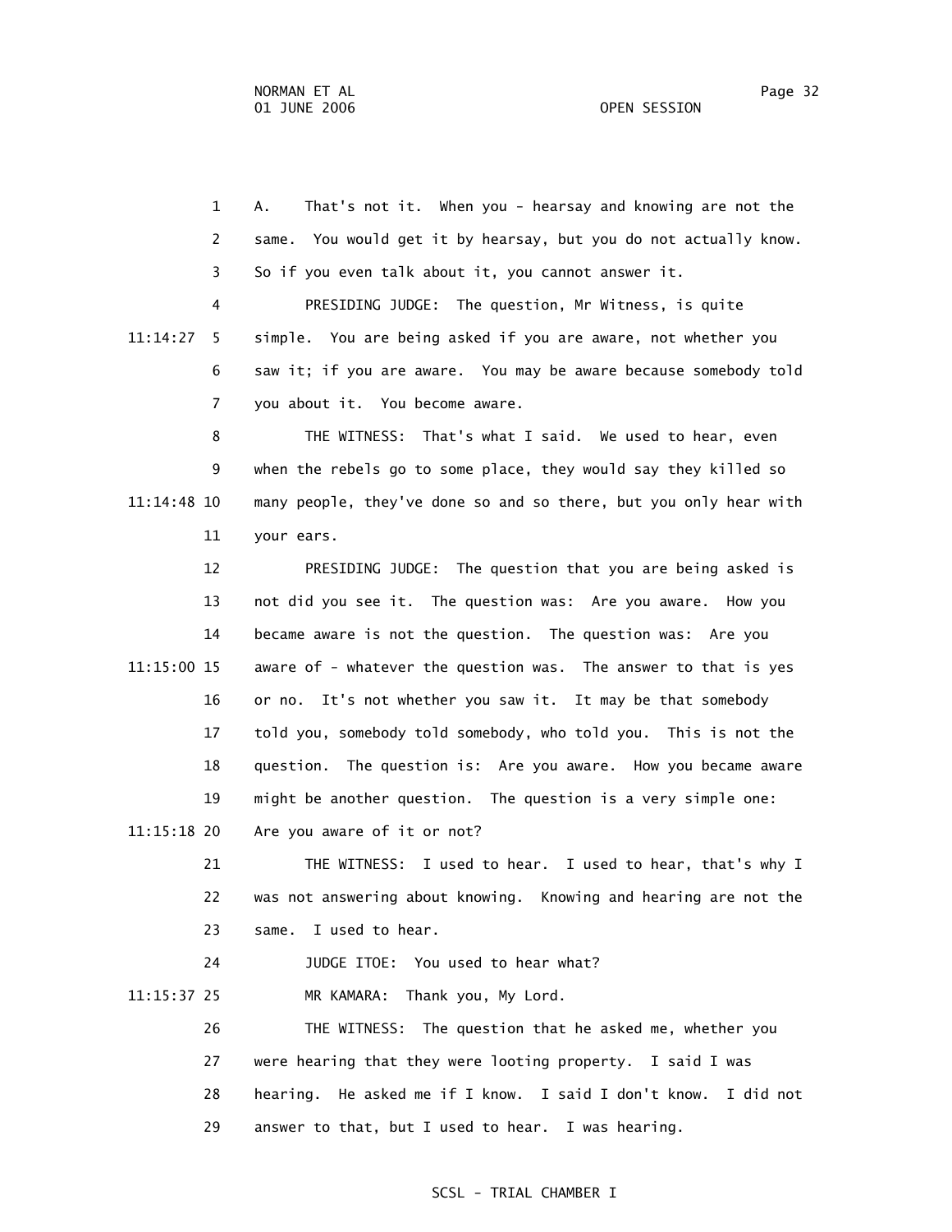A. That's not it. When you - hearsay and knowing are not the same. You would get it by hearsay, but you do not actually know. So if you even talk about it, you cannot answer it.

PRESIDING JUDGE: The question, Mr Witness, is quite simple. You are being asked if you are aware, not whether you saw it; if you are aware. You may be aware because somebody told you about it. You become aware.

THE WITNESS: That's what I said. We used to hear, even when the rebels go to some place, they would say they killed so many people, they've done so and so there, but you only hear with your ears.

PRESIDING JUDGE: The question that you are being asked is not did you see it. The question was: Are you aware. How you became aware is not the question. The question was: Are you aware of - whatever the question was. The answer to that is yes or no. It's not whether you saw it. It may be that somebody told you, somebody told somebody, who told you. This is not the question. The question is: Are you aware. How you became aware might be another question. The question is a very simple one: Are you aware of it or not?

THE WITNESS: I used to hear. I used to hear, that's why I was not answering about knowing. Knowing and hearing are not the same. I used to hear.

JUDGE ITOE: You used to hear what?

MR KAMARA: Thank you, My Lord.

THE WITNESS: The question that he asked me, whether you were hearing that they were looting property. I said I was hearing. He asked me if I know. I said I don't know. I did not answer to that, but I used to hear. I was hearing.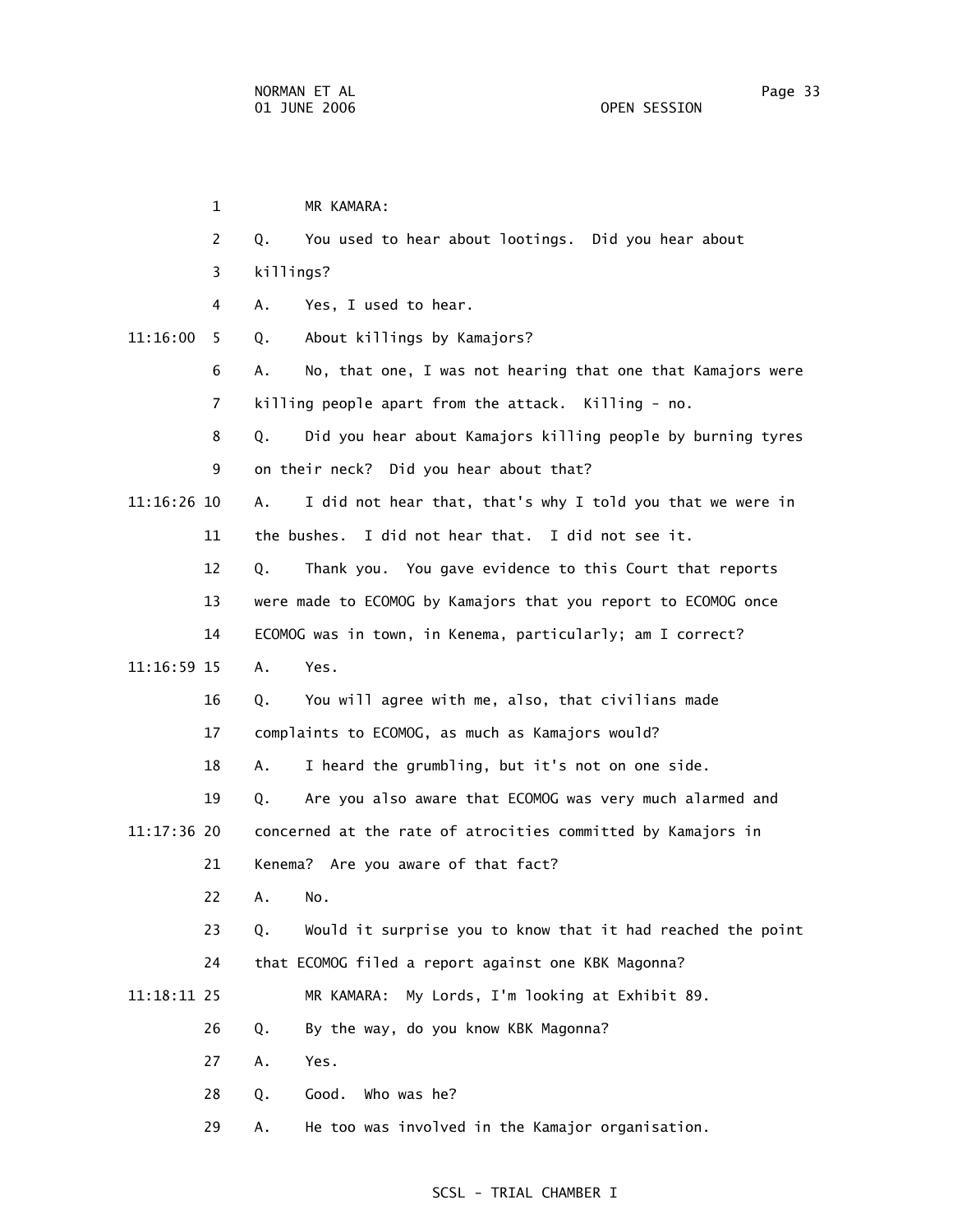MR KAMARA:

Q. You used to hear about lootings. Did you hear about killings?

A. Yes, I used to hear.

Q. About killings by Kamajors?

A. No, that one, I was not hearing that one that Kamajors were killing people apart from the attack. Killing - no.

Q. Did you hear about Kamajors killing people by burning tyres on their neck? Did you hear about that?

A. I did not hear that, that's why I told you that we were in the bushes. I did not hear that. I did not see it.

Q. Thank you. You gave evidence to this Court that reports were made to ECOMOG by Kamajors that you report to ECOMOG once ECOMOG was in town, in Kenema, particularly; am I correct?

A. Yes.

Q. You will agree with me, also, that civilians made complaints to ECOMOG, as much as Kamajors would?

A. I heard the grumbling, but it's not on one side.

Q. Are you also aware that ECOMOG was very much alarmed and concerned at the rate of atrocities committed by Kamajors in Kenema? Are you aware of that fact?

A. No.

Q. Would it surprise you to know that it had reached the point that ECOMOG filed a report against one KBK Magonna?

MR KAMARA: My Lords, I'm looking at Exhibit 89.

Q. By the way, do you know KBK Magonna?

A. Yes.

Q. Good. Who was he?

A. He too was involved in the Kamajor organisation.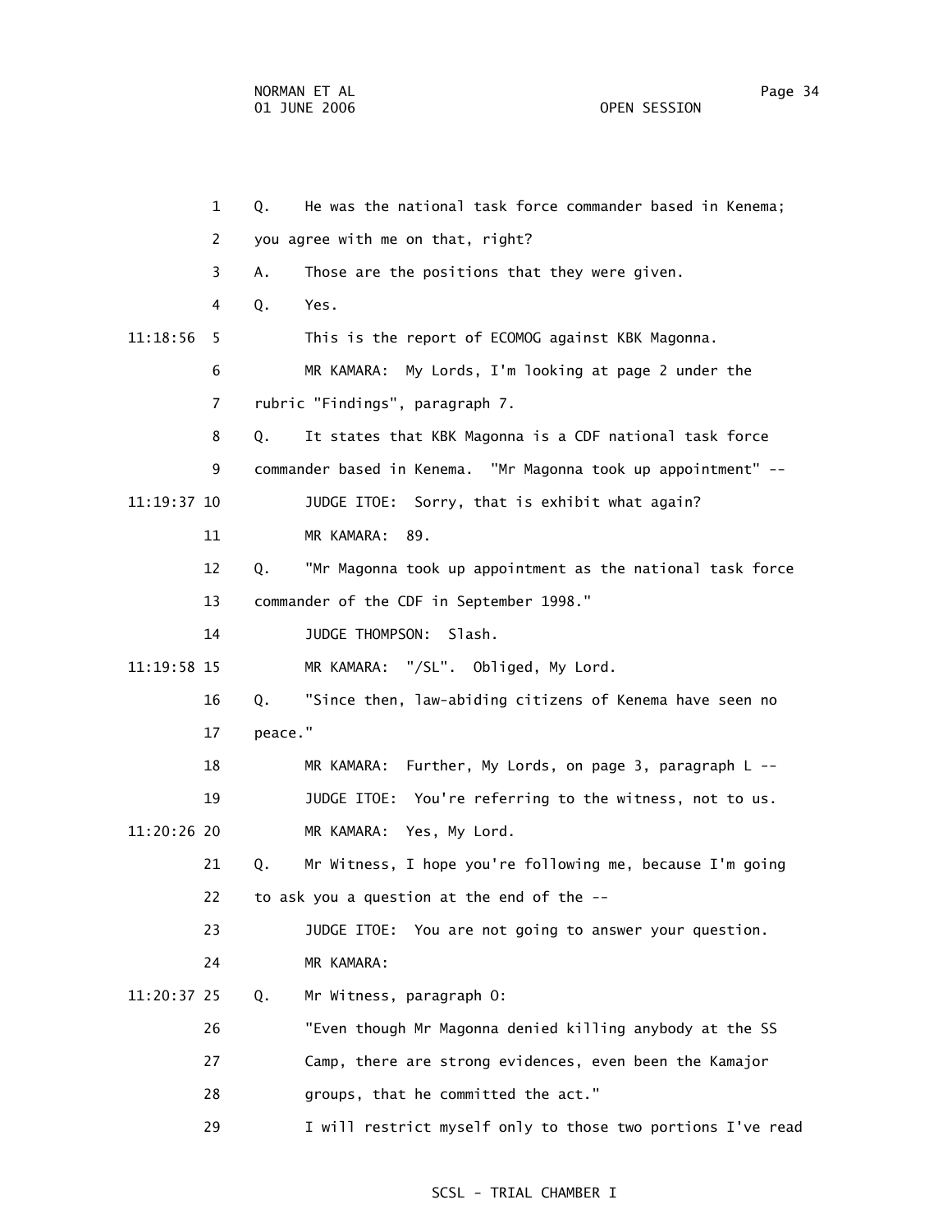1 Q. He was the national task force commander based in Kenema;

2 you agree with me on that, right?

3 A. Those are the positions that they were given.

4 Q. Yes.

11:18:56 5 This is the report of ECOMOG against KBK Magonna.

6 MR KAMARA: My Lords, I'm looking at page 2 under the

7 rubric "Findings", paragraph 7.

8 Q. It states that KBK Magonna is a CDF national task force

9 commander based in Kenema. "Mr Magonna took up appointment" --

11:19:37 10 JUDGE ITOE: Sorry, that is exhibit what again?

11 MR KAMARA: 89.

12 Q. "Mr Magonna took up appointment as the national task force

13 commander of the CDF in September 1998."

14 JUDGE THOMPSON: Slash.

11:19:58 15 MR KAMARA: "/SL". Obliged, My Lord.

16 Q. "Since then, law-abiding citizens of Kenema have seen no

17 peace."

18 MR KAMARA: Further, My Lords, on page 3, paragraph L --

19 JUDGE ITOE: You're referring to the witness, not to us.

11:20:26 20 MR KAMARA: Yes, My Lord.

21 Q. Mr Witness, I hope you're following me, because I'm going

22 to ask you a question at the end of the --

23 JUDGE ITOE: You are not going to answer your question.

24 MR KAMARA:

11:20:37 25 Q. Mr Witness, paragraph O:

26 "Even though Mr Magonna denied killing anybody at the SS

27 Camp, there are strong evidences, even been the Kamajor

28 groups, that he committed the act."

29 I will restrict myself only to those two portions I've read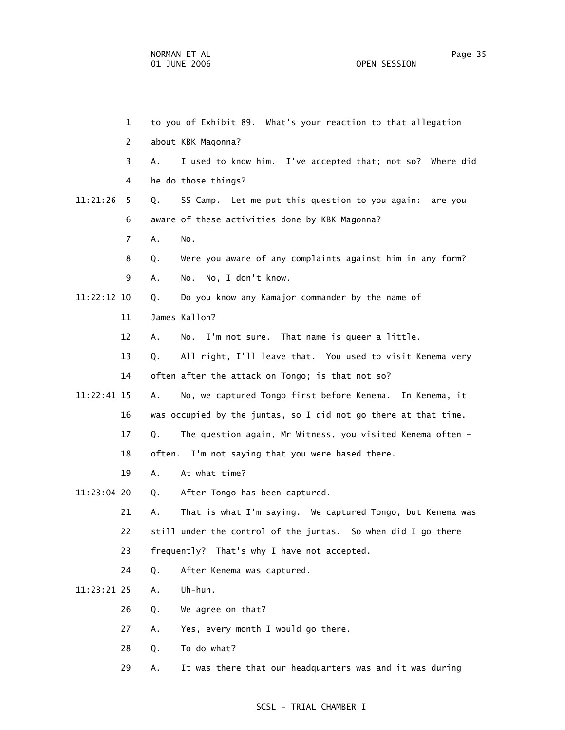1 to you of Exhibit 89. What's your reaction to that allegation

2 about KBK Magonna?

3 A. I used to know him. I've accepted that; not so? Where did

4 he do those things?

11:21:26 5 Q. SS Camp. Let me put this question to you again: are you

6 aware of these activities done by KBK Magonna?

7 A. No.

8 Q. Were you aware of any complaints against him in any form?

9 A. No. No, I don't know.

11:22:12 10 Q. Do you know any Kamajor commander by the name of

11 James Kallon?

12 A. No. I'm not sure. That name is queer a little.

13 Q. All right, I'll leave that. You used to visit Kenema very

14 often after the attack on Tongo; is that not so?

11:22:41 15 A. No, we captured Tongo first before Kenema. In Kenema, it

16 was occupied by the juntas, so I did not go there at that time.

17 Q. The question again, Mr Witness, you visited Kenema often -

18 often. I'm not saying that you were based there.

19 A. At what time?

11:23:04 20 Q. After Tongo has been captured.

21 A. That is what I'm saying. We captured Tongo, but Kenema was

22 still under the control of the juntas. So when did I go there

23 frequently? That's why I have not accepted.

24 Q. After Kenema was captured.

11:23:21 25 A. Uh-huh.

26 Q. We agree on that?

27 A. Yes, every month I would go there.

28 Q. To do what?

29 A. It was there that our headquarters was and it was during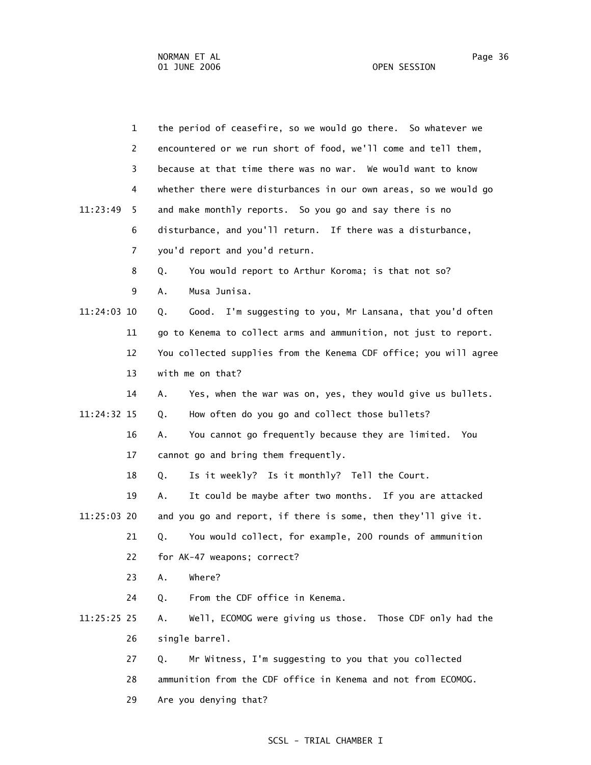1 the period of ceasefire, so we would go there. So whatever we
2 encountered or we run short of food, we'll come and tell them,
3 because at that time there was no war. We would want to know
4 whether there were disturbances in our own areas, so we would go
11:23:49 5 and make monthly reports. So you go and say there is no
6 disturbance, and you'll return. If there was a disturbance,
7 you'd report and you'd return.
8 Q. You would report to Arthur Koroma; is that not so?
9 A. Musa Junisa.
11:24:03 10 Q. Good. I'm suggesting to you, Mr Lansana, that you'd often
11 go to Kenema to collect arms and ammunition, not just to report.
12 You collected supplies from the Kenema CDF office; you will agree
13 with me on that?
14 A. Yes, when the war was on, yes, they would give us bullets.
11:24:32 15 Q. How often do you go and collect those bullets?
16 A. You cannot go frequently because they are limited. You
17 cannot go and bring them frequently.
18 Q. Is it weekly? Is it monthly? Tell the Court.
19 A. It could be maybe after two months. If you are attacked
11:25:03 20 and you go and report, if there is some, then they'll give it.
21 Q. You would collect, for example, 200 rounds of ammunition
22 for AK-47 weapons; correct?
23 A. Where?
24 Q. From the CDF office in Kenema.
11:25:25 25 A. Well, ECOMOG were giving us those. Those CDF only had the
26 single barrel.
27 Q. Mr Witness, I'm suggesting to you that you collected
28 ammunition from the CDF office in Kenema and not from ECOMOG.
29 Are you denying that?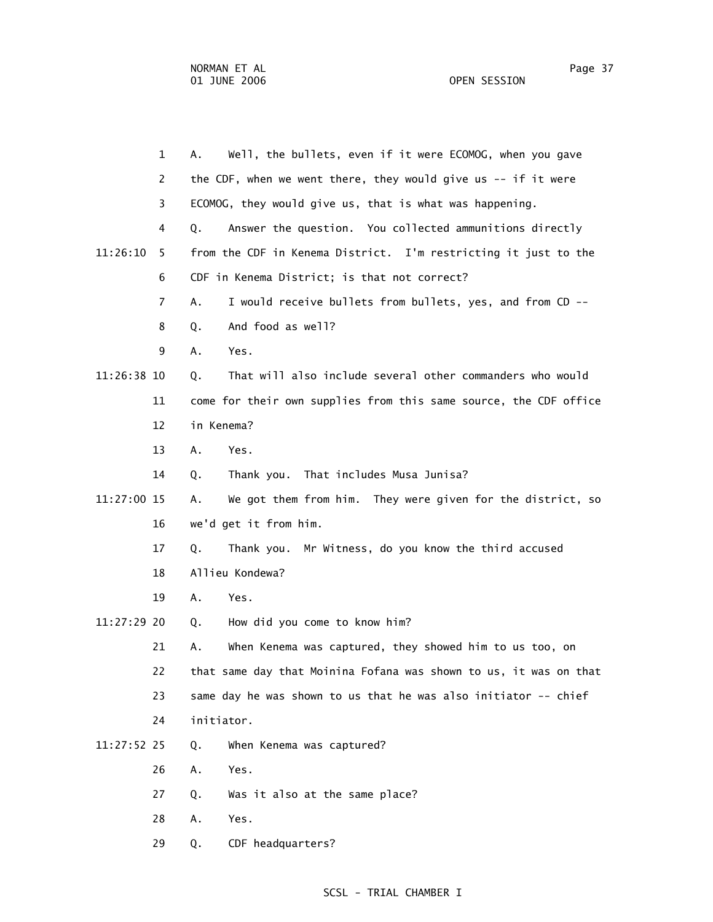1 A. Well, the bullets, even if it were ECOMOG, when you gave
2 the CDF, when we went there, they would give us -- if it were
3 ECOMOG, they would give us, that is what was happening.
4 Q. Answer the question. You collected ammunitions directly
11:26:10 5 from the CDF in Kenema District. I'm restricting it just to the
6 CDF in Kenema District; is that not correct?
7 A. I would receive bullets from bullets, yes, and from CD --
8 Q. And food as well?
9 A. Yes.
11:26:38 10 Q. That will also include several other commanders who would
11 come for their own supplies from this same source, the CDF office
12 in Kenema?
13 A. Yes.
14 Q. Thank you. That includes Musa Junisa?
11:27:00 15 A. We got them from him. They were given for the district, so
16 we'd get it from him.
17 Q. Thank you. Mr Witness, do you know the third accused
18 Allieu Kondewa?
19 A. Yes.
11:27:29 20 Q. How did you come to know him?
21 A. When Kenema was captured, they showed him to us too, on
22 that same day that Moinina Fofana was shown to us, it was on that
23 same day he was shown to us that he was also initiator -- chief
24 initiator.
11:27:52 25 Q. When Kenema was captured?
26 A. Yes.
27 Q. Was it also at the same place?
28 A. Yes.
29 Q. CDF headquarters?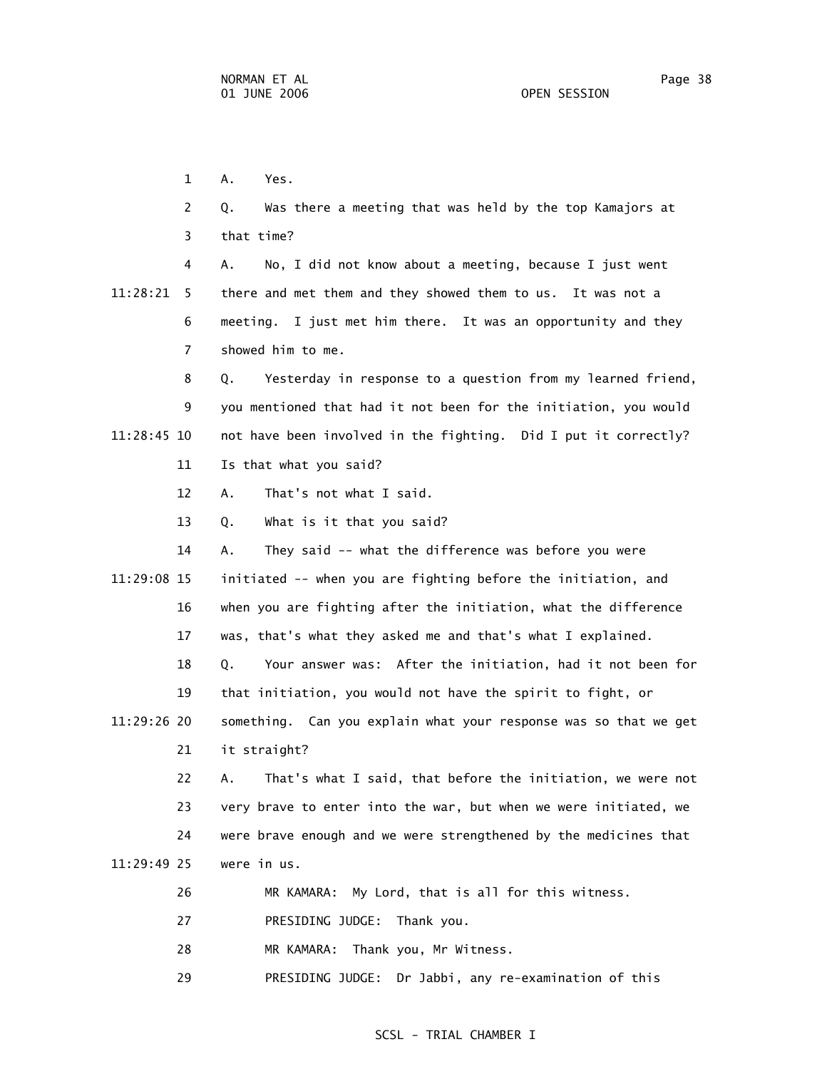A. Yes.

Q. Was there a meeting that was held by the top Kamajors at that time?

A. No, I did not know about a meeting, because I just went there and met them and they showed them to us. It was not a meeting. I just met him there. It was an opportunity and they showed him to me.

Q. Yesterday in response to a question from my learned friend, you mentioned that had it not been for the initiation, you would not have been involved in the fighting. Did I put it correctly? Is that what you said?

A. That's not what I said.

Q. What is it that you said?

A. They said -- what the difference was before you were initiated -- when you are fighting before the initiation, and when you are fighting after the initiation, what the difference was, that's what they asked me and that's what I explained.

Q. Your answer was: After the initiation, had it not been for that initiation, you would not have the spirit to fight, or something. Can you explain what your response was so that we get it straight?

A. That's what I said, that before the initiation, we were not very brave to enter into the war, but when we were initiated, we were brave enough and we were strengthened by the medicines that were in us.

MR KAMARA: My Lord, that is all for this witness.

PRESIDING JUDGE: Thank you.

MR KAMARA: Thank you, Mr Witness.

PRESIDING JUDGE: Dr Jabbi, any re-examination of this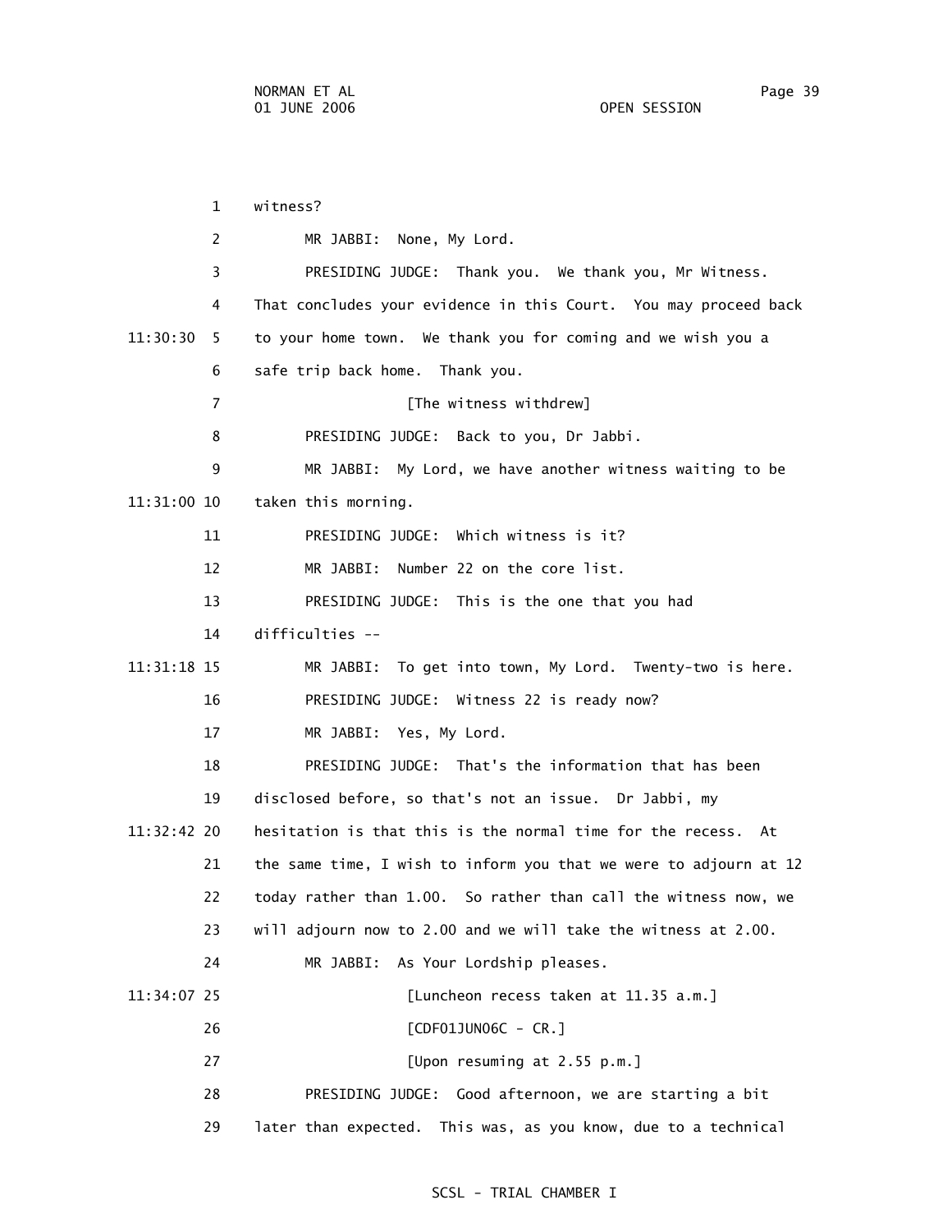1 witness?

2 MR JABBI: None, My Lord.

3 PRESIDING JUDGE: Thank you. We thank you, Mr Witness.

4 That concludes your evidence in this Court. You may proceed back

11:30:30 5 to your home town. We thank you for coming and we wish you a

6 safe trip back home. Thank you.

7 [The witness withdrew]

8 PRESIDING JUDGE: Back to you, Dr Jabbi.

9 MR JABBI: My Lord, we have another witness waiting to be

11:31:00 10 taken this morning.

11 PRESIDING JUDGE: Which witness is it?

12 MR JABBI: Number 22 on the core list.

13 PRESIDING JUDGE: This is the one that you had

14 difficulties --

11:31:18 15 MR JABBI: To get into town, My Lord. Twenty-two is here.

16 PRESIDING JUDGE: Witness 22 is ready now?

17 MR JABBI: Yes, My Lord.

18 PRESIDING JUDGE: That's the information that has been

19 disclosed before, so that's not an issue. Dr Jabbi, my

11:32:42 20 hesitation is that this is the normal time for the recess. At

21 the same time, I wish to inform you that we were to adjourn at 12

22 today rather than 1.00. So rather than call the witness now, we

23 will adjourn now to 2.00 and we will take the witness at 2.00.

24 MR JABBI: As Your Lordship pleases.

11:34:07 25 [Luncheon recess taken at 11.35 a.m.]

26 [CDF01JUN06C - CR.]

27 [Upon resuming at 2.55 p.m.]

28 PRESIDING JUDGE: Good afternoon, we are starting a bit

29 later than expected. This was, as you know, due to a technical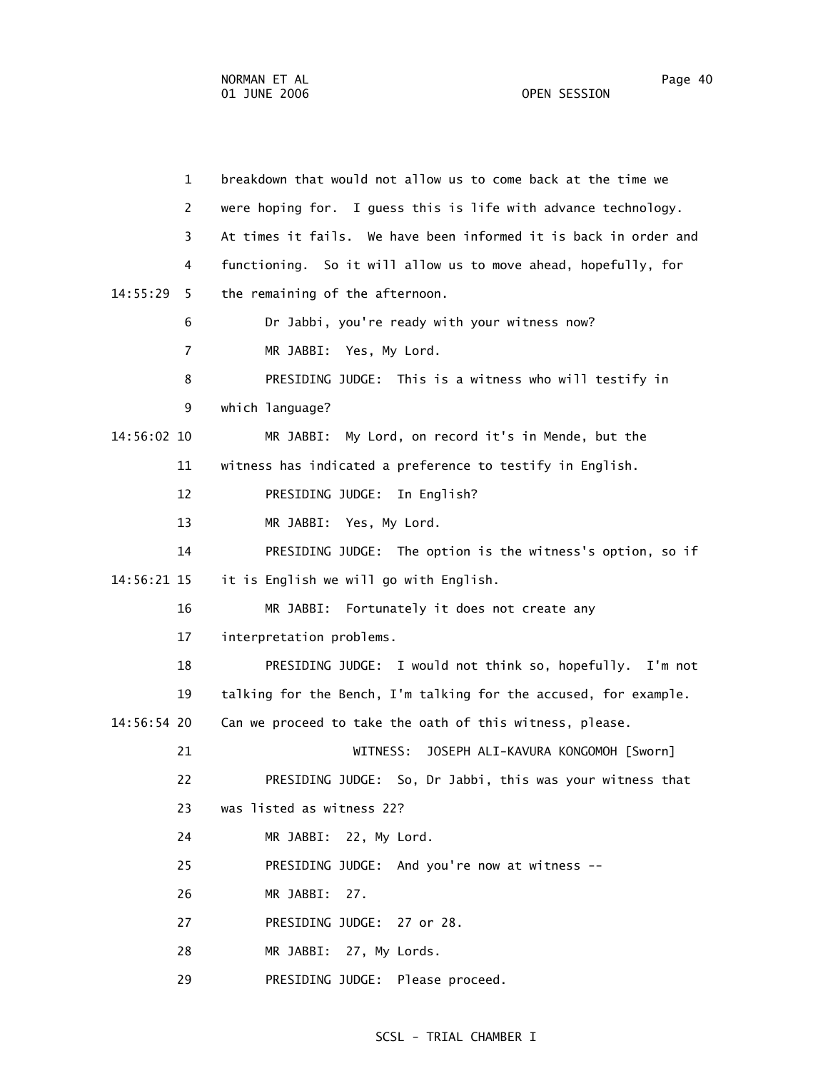breakdown that would not allow us to come back at the time we were hoping for. I guess this is life with advance technology. At times it fails. We have been informed it is back in order and functioning. So it will allow us to move ahead, hopefully, for the remaining of the afternoon.

Dr Jabbi, you're ready with your witness now?

MR JABBI: Yes, My Lord.

PRESIDING JUDGE: This is a witness who will testify in which language?

MR JABBI: My Lord, on record it's in Mende, but the witness has indicated a preference to testify in English.

PRESIDING JUDGE: In English?

MR JABBI: Yes, My Lord.

PRESIDING JUDGE: The option is the witness's option, so if it is English we will go with English.

MR JABBI: Fortunately it does not create any interpretation problems.

PRESIDING JUDGE: I would not think so, hopefully. I'm not talking for the Bench, I'm talking for the accused, for example. Can we proceed to take the oath of this witness, please.

WITNESS: JOSEPH ALI-KAVURA KONGOMOH [Sworn]

PRESIDING JUDGE: So, Dr Jabbi, this was your witness that was listed as witness 22?

MR JABBI: 22, My Lord.

PRESIDING JUDGE: And you're now at witness --

MR JABBI: 27.

PRESIDING JUDGE: 27 or 28.

MR JABBI: 27, My Lords.

PRESIDING JUDGE: Please proceed.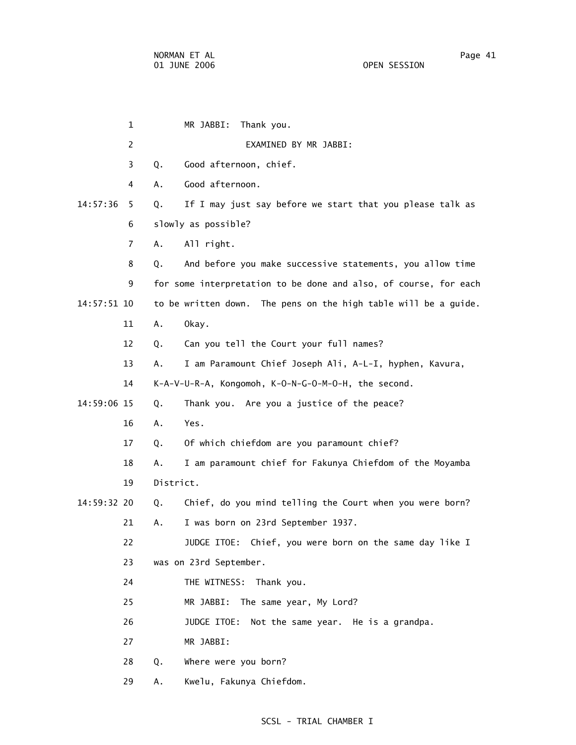1 MR JABBI: Thank you.

2 EXAMINED BY MR JABBI:

3 Q. Good afternoon, chief.

4 A. Good afternoon.

14:57:36 5 Q. If I may just say before we start that you please talk as

6 slowly as possible?

7 A. All right.

8 Q. And before you make successive statements, you allow time

9 for some interpretation to be done and also, of course, for each

14:57:51 10 to be written down. The pens on the high table will be a guide.

11 A. Okay.

12 Q. Can you tell the Court your full names?

13 A. I am Paramount Chief Joseph Ali, A-L-I, hyphen, Kavura,

14 K-A-V-U-R-A, Kongomoh, K-O-N-G-O-M-O-H, the second.

14:59:06 15 Q. Thank you. Are you a justice of the peace?

16 A. Yes.

17 Q. Of which chiefdom are you paramount chief?

18 A. I am paramount chief for Fakunya Chiefdom of the Moyamba

19 District.

14:59:32 20 Q. Chief, do you mind telling the Court when you were born?

21 A. I was born on 23rd September 1937.

22 JUDGE ITOE: Chief, you were born on the same day like I

23 was on 23rd September.

24 THE WITNESS: Thank you.

25 MR JABBI: The same year, My Lord?

26 JUDGE ITOE: Not the same year. He is a grandpa.

27 MR JABBI:

28 Q. Where were you born?

29 A. Kwelu, Fakunya Chiefdom.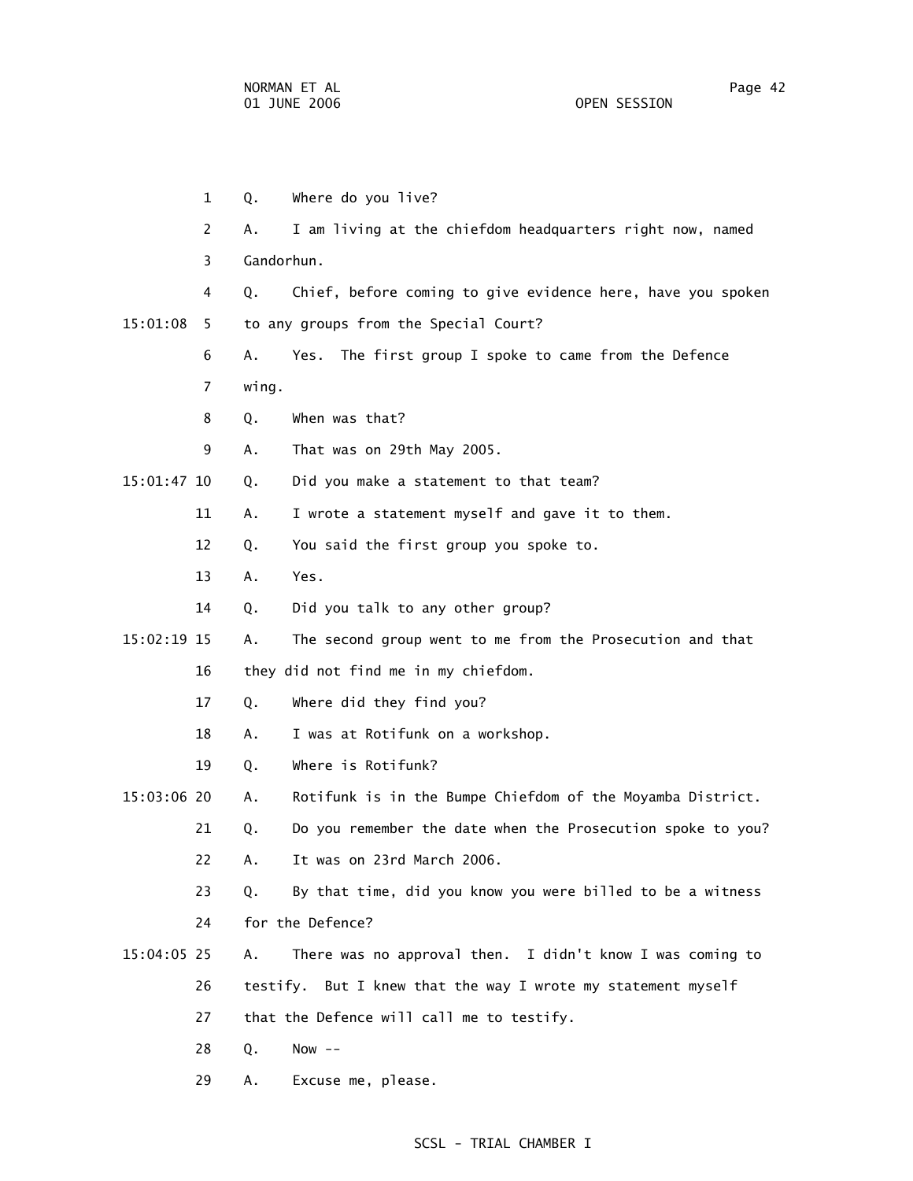1 Q. Where do you live?

2 A. I am living at the chiefdom headquarters right now, named

3 Gandorhun.

4 Q. Chief, before coming to give evidence here, have you spoken

15:01:08 5 to any groups from the Special Court?

6 A. Yes. The first group I spoke to came from the Defence

7 wing.

8 Q. When was that?

9 A. That was on 29th May 2005.

15:01:47 10 Q. Did you make a statement to that team?

11 A. I wrote a statement myself and gave it to them.

12 Q. You said the first group you spoke to.

13 A. Yes.

14 Q. Did you talk to any other group?

15:02:19 15 A. The second group went to me from the Prosecution and that

16 they did not find me in my chiefdom.

17 Q. Where did they find you?

18 A. I was at Rotifunk on a workshop.

19 Q. Where is Rotifunk?

15:03:06 20 A. Rotifunk is in the Bumpe Chiefdom of the Moyamba District.

21 Q. Do you remember the date when the Prosecution spoke to you?

22 A. It was on 23rd March 2006.

23 Q. By that time, did you know you were billed to be a witness

24 for the Defence?

15:04:05 25 A. There was no approval then. I didn't know I was coming to

26 testify. But I knew that the way I wrote my statement myself

27 that the Defence will call me to testify.

28 Q. Now --

29 A. Excuse me, please.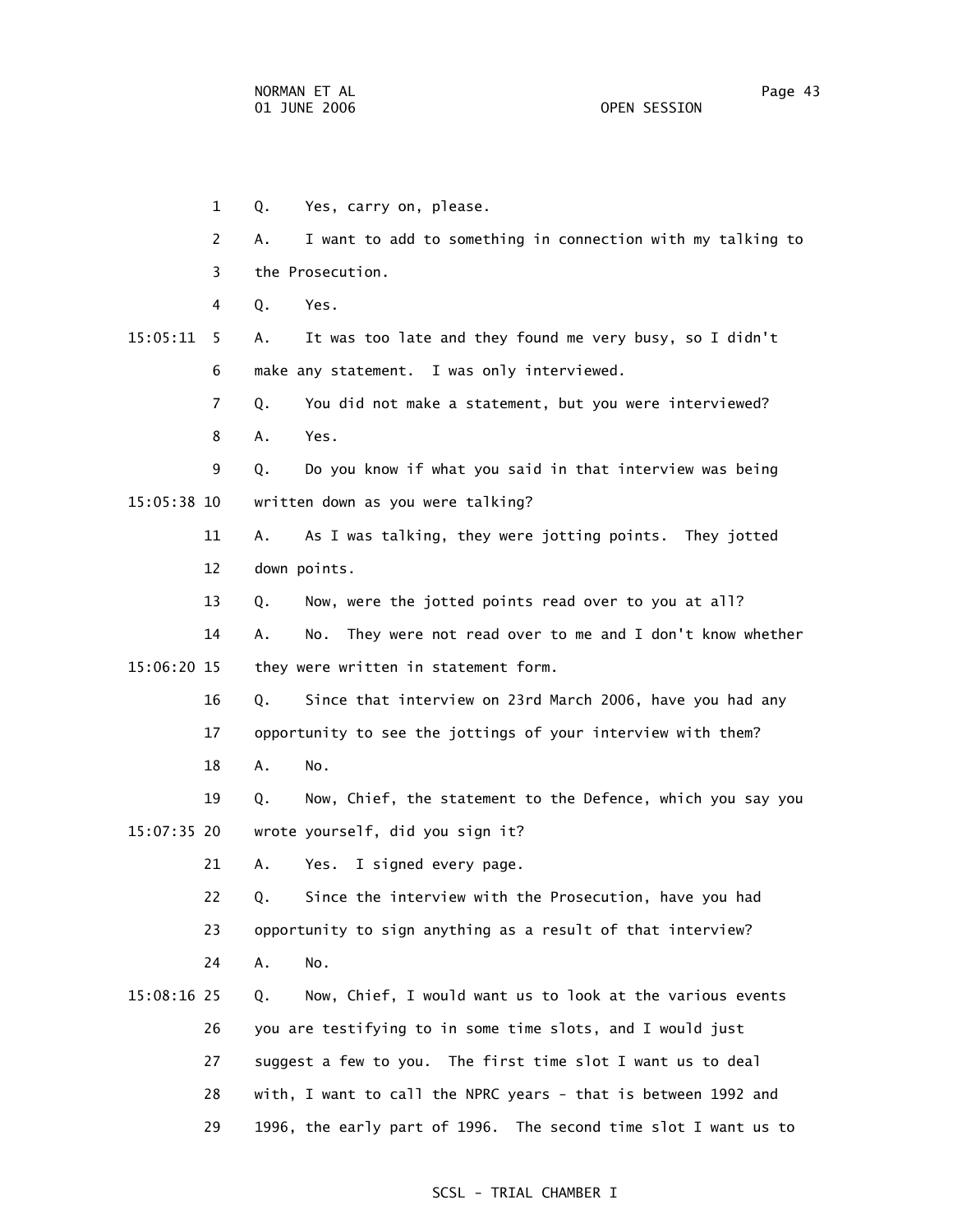1 Q. Yes, carry on, please.

2 A. I want to add to something in connection with my talking to

3 the Prosecution.

4 Q. Yes.

15:05:11 5 A. It was too late and they found me very busy, so I didn't

6 make any statement. I was only interviewed.

7 Q. You did not make a statement, but you were interviewed?

8 A. Yes.

9 Q. Do you know if what you said in that interview was being

15:05:38 10 written down as you were talking?

11 A. As I was talking, they were jotting points. They jotted

12 down points.

13 Q. Now, were the jotted points read over to you at all?

14 A. No. They were not read over to me and I don't know whether

15:06:20 15 they were written in statement form.

16 Q. Since that interview on 23rd March 2006, have you had any

17 opportunity to see the jottings of your interview with them?

18 A. No.

19 Q. Now, Chief, the statement to the Defence, which you say you

15:07:35 20 wrote yourself, did you sign it?

21 A. Yes. I signed every page.

22 Q. Since the interview with the Prosecution, have you had

23 opportunity to sign anything as a result of that interview?

24 A. No.

15:08:16 25 Q. Now, Chief, I would want us to look at the various events

26 you are testifying to in some time slots, and I would just

27 suggest a few to you. The first time slot I want us to deal

28 with, I want to call the NPRC years - that is between 1992 and

29 1996, the early part of 1996. The second time slot I want us to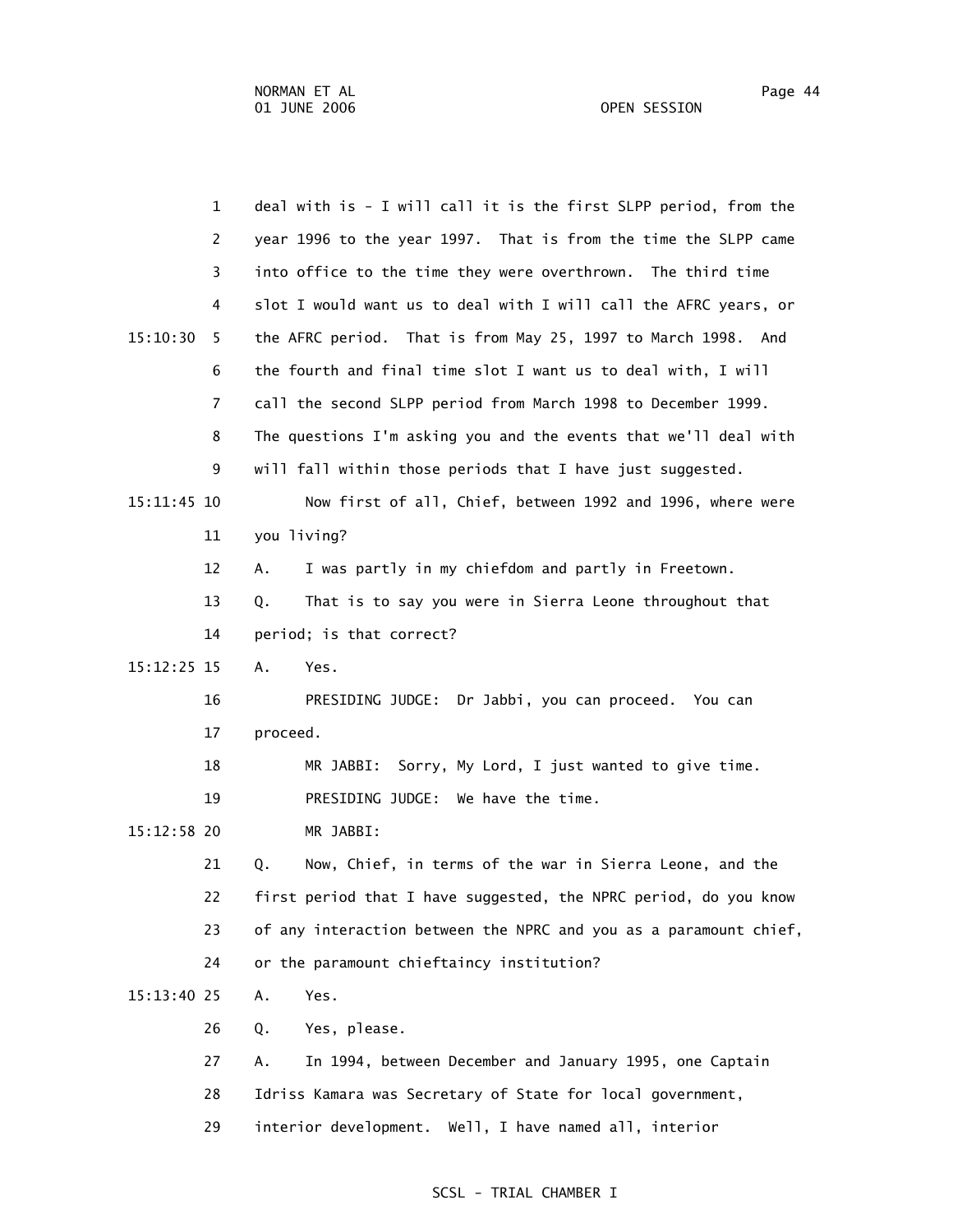deal with is - I will call it is the first SLPP period, from the year 1996 to the year 1997. That is from the time the SLPP came into office to the time they were overthrown. The third time slot I would want us to deal with I will call the AFRC years, or the AFRC period. That is from May 25, 1997 to March 1998. And the fourth and final time slot I want us to deal with, I will call the second SLPP period from March 1998 to December 1999. The questions I'm asking you and the events that we'll deal with will fall within those periods that I have just suggested.

Now first of all, Chief, between 1992 and 1996, where were you living?

A. I was partly in my chiefdom and partly in Freetown.

Q. That is to say you were in Sierra Leone throughout that period; is that correct?

A. Yes.

PRESIDING JUDGE: Dr Jabbi, you can proceed. You can proceed.

MR JABBI: Sorry, My Lord, I just wanted to give time.

PRESIDING JUDGE: We have the time.

MR JABBI:

Q. Now, Chief, in terms of the war in Sierra Leone, and the first period that I have suggested, the NPRC period, do you know of any interaction between the NPRC and you as a paramount chief, or the paramount chieftaincy institution?

A. Yes.

Q. Yes, please.

A. In 1994, between December and January 1995, one Captain Idriss Kamara was Secretary of State for local government, interior development. Well, I have named all, interior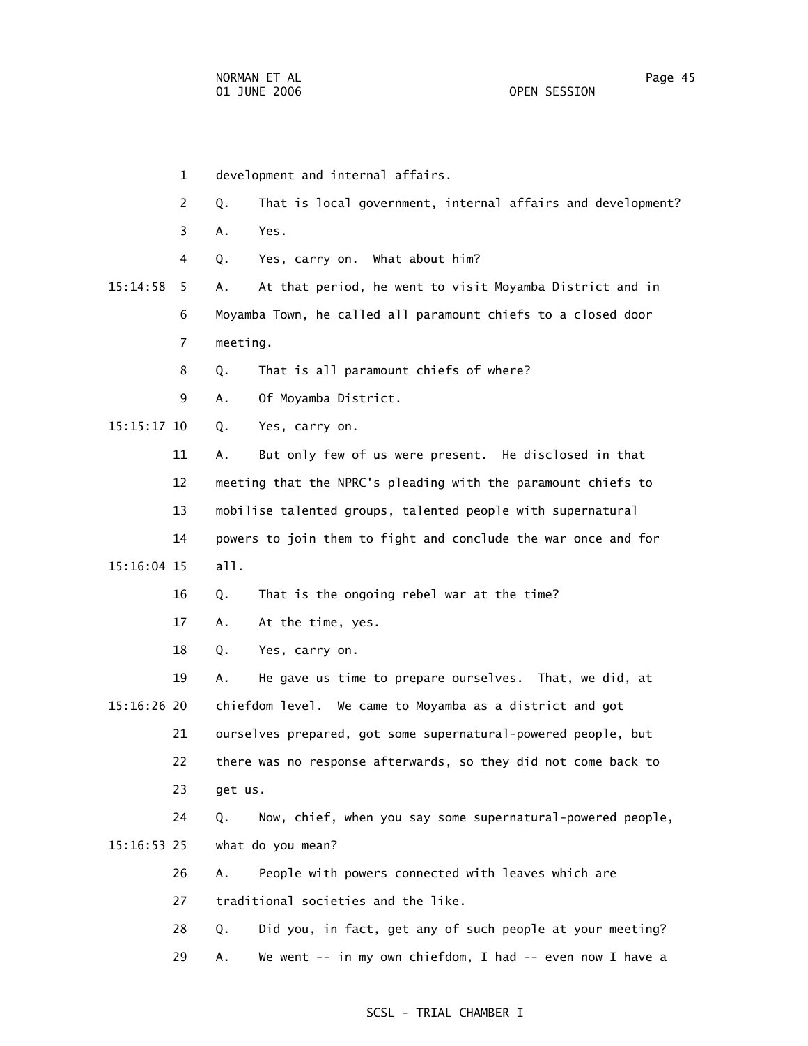1 development and internal affairs.

2 Q. That is local government, internal affairs and development?

3 A. Yes.

4 Q. Yes, carry on. What about him?

15:14:58 5 A. At that period, he went to visit Moyamba District and in

6 Moyamba Town, he called all paramount chiefs to a closed door

7 meeting.

8 Q. That is all paramount chiefs of where?

9 A. Of Moyamba District.

15:15:17 10 Q. Yes, carry on.

11 A. But only few of us were present. He disclosed in that

12 meeting that the NPRC's pleading with the paramount chiefs to

13 mobilise talented groups, talented people with supernatural

14 powers to join them to fight and conclude the war once and for

15:16:04 15 all.

16 Q. That is the ongoing rebel war at the time?

17 A. At the time, yes.

18 Q. Yes, carry on.

19 A. He gave us time to prepare ourselves. That, we did, at

15:16:26 20 chiefdom level. We came to Moyamba as a district and got

21 ourselves prepared, got some supernatural-powered people, but

22 there was no response afterwards, so they did not come back to

23 get us.

24 Q. Now, chief, when you say some supernatural-powered people,

15:16:53 25 what do you mean?

26 A. People with powers connected with leaves which are

27 traditional societies and the like.

28 Q. Did you, in fact, get any of such people at your meeting?

29 A. We went -- in my own chiefdom, I had -- even now I have a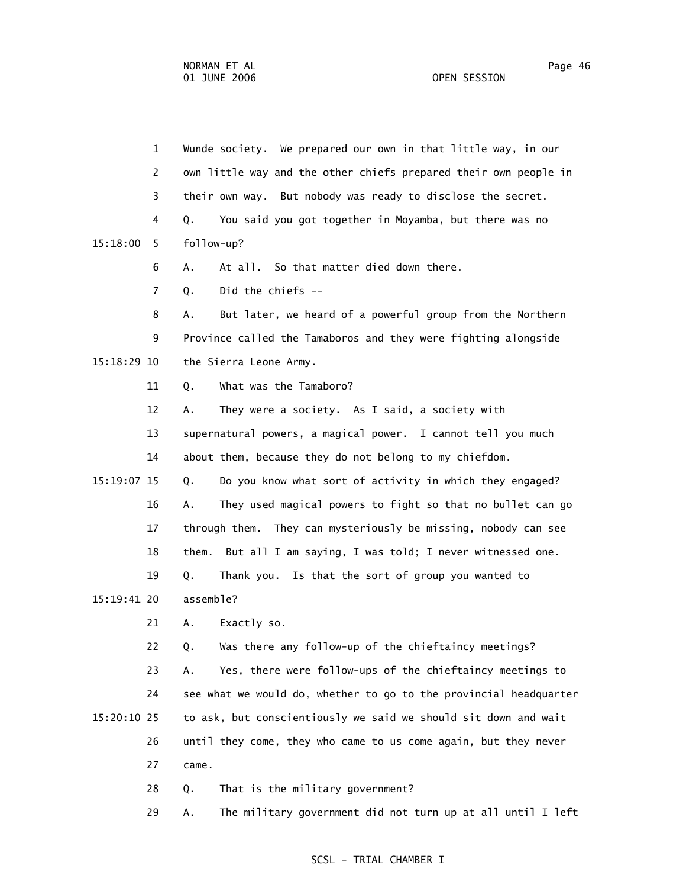Wunde society. We prepared our own in that little way, in our own little way and the other chiefs prepared their own people in their own way. But nobody was ready to disclose the secret.

Q. You said you got together in Moyamba, but there was no follow-up?

A. At all. So that matter died down there.

Q. Did the chiefs --

A. But later, we heard of a powerful group from the Northern Province called the Tamaboros and they were fighting alongside the Sierra Leone Army.

Q. What was the Tamaboro?

A. They were a society. As I said, a society with supernatural powers, a magical power. I cannot tell you much about them, because they do not belong to my chiefdom.

Q. Do you know what sort of activity in which they engaged?

A. They used magical powers to fight so that no bullet can go through them. They can mysteriously be missing, nobody can see them. But all I am saying, I was told; I never witnessed one.

Q. Thank you. Is that the sort of group you wanted to assemble?

A. Exactly so.

Q. Was there any follow-up of the chieftaincy meetings?

A. Yes, there were follow-ups of the chieftaincy meetings to see what we would do, whether to go to the provincial headquarter to ask, but conscientiously we said we should sit down and wait until they come, they who came to us come again, but they never came.

Q. That is the military government?

A. The military government did not turn up at all until I left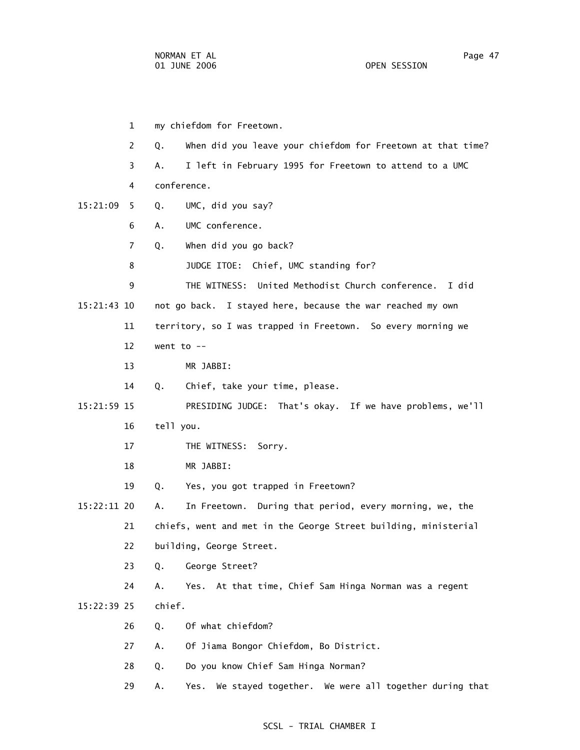my chiefdom for Freetown.

Q. When did you leave your chiefdom for Freetown at that time?

A. I left in February 1995 for Freetown to attend to a UMC conference.

Q. UMC, did you say?

A. UMC conference.

Q. When did you go back?

JUDGE ITOE: Chief, UMC standing for?

THE WITNESS: United Methodist Church conference. I did not go back. I stayed here, because the war reached my own territory, so I was trapped in Freetown. So every morning we went to --

MR JABBI:

Q. Chief, take your time, please.

PRESIDING JUDGE: That's okay. If we have problems, we'll tell you.

THE WITNESS: Sorry.

MR JABBI:

Q. Yes, you got trapped in Freetown?

A. In Freetown. During that period, every morning, we, the chiefs, went and met in the George Street building, ministerial building, George Street.

Q. George Street?

A. Yes. At that time, Chief Sam Hinga Norman was a regent chief.

Q. Of what chiefdom?

A. Of Jiama Bongor Chiefdom, Bo District.

Q. Do you know Chief Sam Hinga Norman?

A. Yes. We stayed together. We were all together during that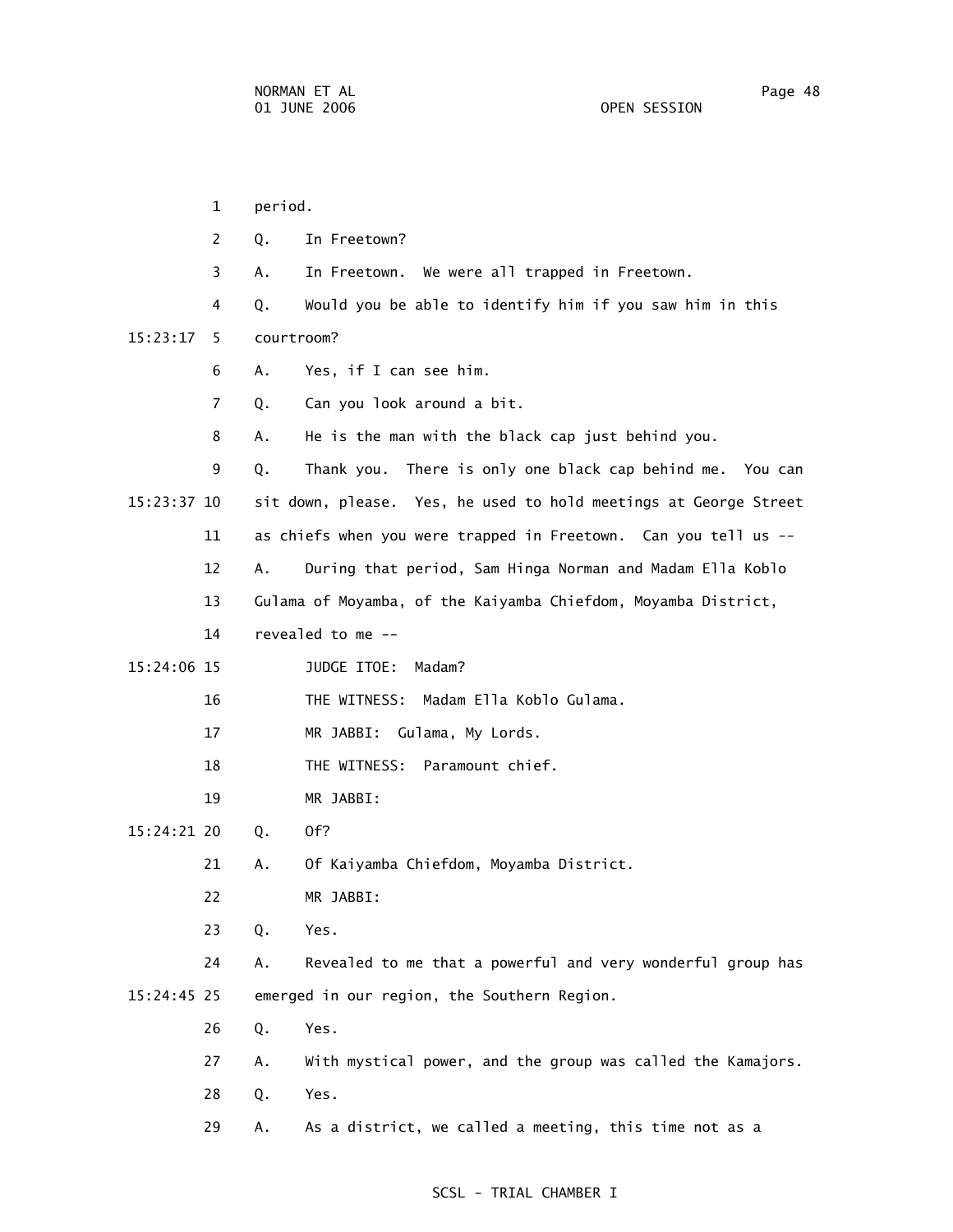1 period.

2 Q. In Freetown?

3 A. In Freetown. We were all trapped in Freetown.

4 Q. Would you be able to identify him if you saw him in this

15:23:17 5 courtroom?

6 A. Yes, if I can see him.

7 Q. Can you look around a bit.

8 A. He is the man with the black cap just behind you.

9 Q. Thank you. There is only one black cap behind me. You can

15:23:37 10 sit down, please. Yes, he used to hold meetings at George Street

11 as chiefs when you were trapped in Freetown. Can you tell us --

12 A. During that period, Sam Hinga Norman and Madam Ella Koblo

13 Gulama of Moyamba, of the Kaiyamba Chiefdom, Moyamba District,

14 revealed to me --

15:24:06 15 JUDGE ITOE: Madam?

16 THE WITNESS: Madam Ella Koblo Gulama.

17 MR JABBI: Gulama, My Lords.

18 THE WITNESS: Paramount chief.

19 MR JABBI:

15:24:21 20 Q. Of?

21 A. Of Kaiyamba Chiefdom, Moyamba District.

22 MR JABBI:

23 Q. Yes.

24 A. Revealed to me that a powerful and very wonderful group has

15:24:45 25 emerged in our region, the Southern Region.

26 Q. Yes.

27 A. With mystical power, and the group was called the Kamajors.

28 Q. Yes.

29 A. As a district, we called a meeting, this time not as a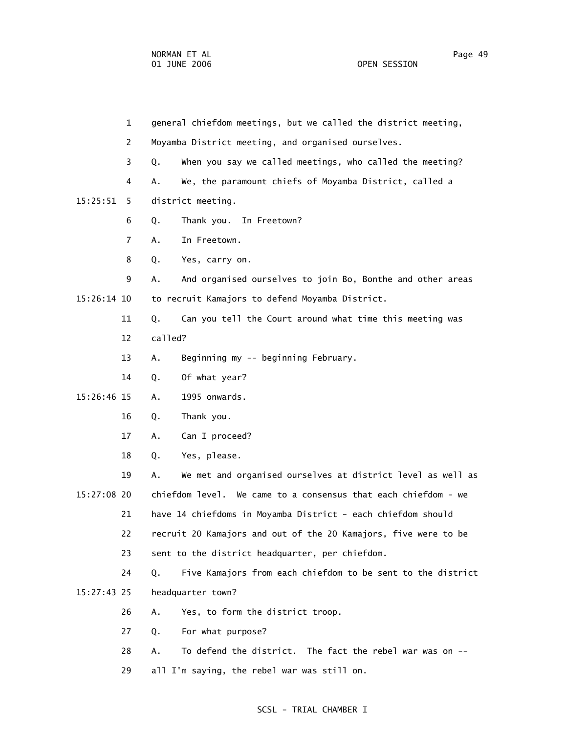1 general chiefdom meetings, but we called the district meeting,

2 Moyamba District meeting, and organised ourselves.

3 Q. When you say we called meetings, who called the meeting?

4 A. We, the paramount chiefs of Moyamba District, called a

15:25:51 5 district meeting.

6 Q. Thank you. In Freetown?

7 A. In Freetown.

8 Q. Yes, carry on.

9 A. And organised ourselves to join Bo, Bonthe and other areas

15:26:14 10 to recruit Kamajors to defend Moyamba District.

11 Q. Can you tell the Court around what time this meeting was

12 called?

13 A. Beginning my -- beginning February.

14 Q. Of what year?

15:26:46 15 A. 1995 onwards.

16 Q. Thank you.

17 A. Can I proceed?

18 Q. Yes, please.

19 A. We met and organised ourselves at district level as well as

15:27:08 20 chiefdom level. We came to a consensus that each chiefdom - we

21 have 14 chiefdoms in Moyamba District - each chiefdom should

22 recruit 20 Kamajors and out of the 20 Kamajors, five were to be

23 sent to the district headquarter, per chiefdom.

24 Q. Five Kamajors from each chiefdom to be sent to the district

15:27:43 25 headquarter town?

26 A. Yes, to form the district troop.

27 Q. For what purpose?

28 A. To defend the district. The fact the rebel war was on --

29 all I'm saying, the rebel war was still on.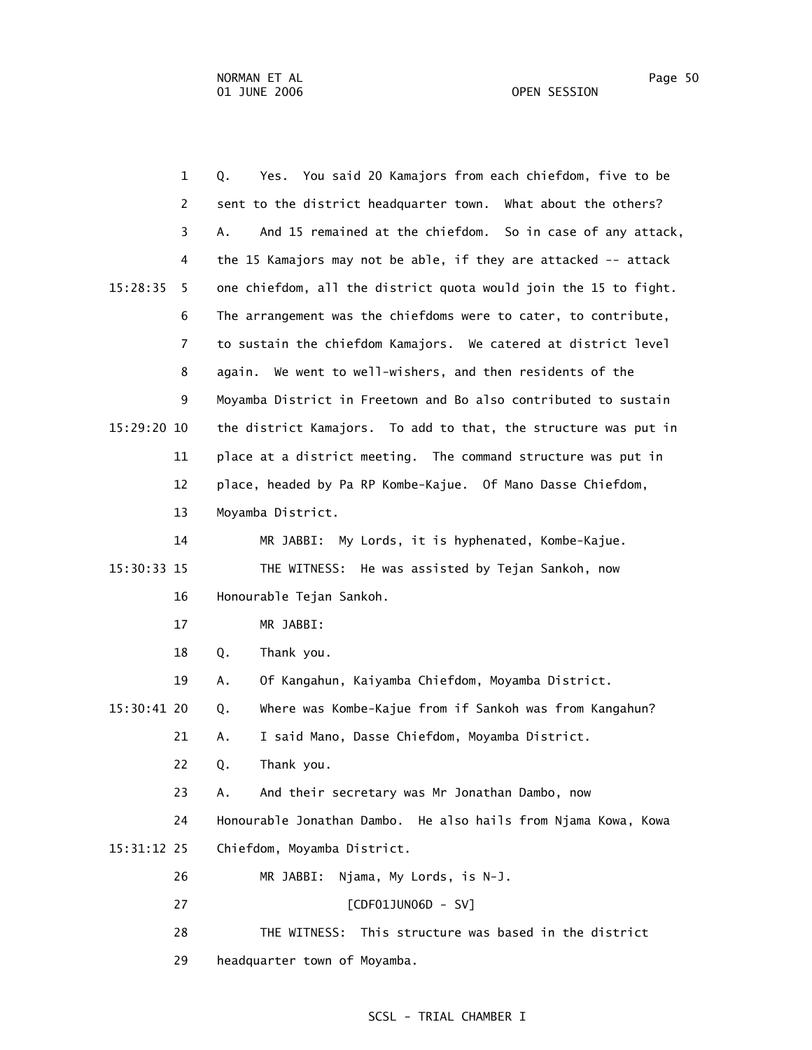1 Q. Yes. You said 20 Kamajors from each chiefdom, five to be
2 sent to the district headquarter town. What about the others?
3 A. And 15 remained at the chiefdom. So in case of any attack,
4 the 15 Kamajors may not be able, if they are attacked -- attack
15:28:35 5 one chiefdom, all the district quota would join the 15 to fight.
6 The arrangement was the chiefdoms were to cater, to contribute,
7 to sustain the chiefdom Kamajors. We catered at district level
8 again. We went to well-wishers, and then residents of the
9 Moyamba District in Freetown and Bo also contributed to sustain
15:29:20 10 the district Kamajors. To add to that, the structure was put in
11 place at a district meeting. The command structure was put in
12 place, headed by Pa RP Kombe-Kajue. Of Mano Dasse Chiefdom,
13 Moyamba District.
14 MR JABBI: My Lords, it is hyphenated, Kombe-Kajue.
15:30:33 15 THE WITNESS: He was assisted by Tejan Sankoh, now
16 Honourable Tejan Sankoh.
17 MR JABBI:
18 Q. Thank you.
19 A. Of Kangahun, Kaiyamba Chiefdom, Moyamba District.
15:30:41 20 Q. Where was Kombe-Kajue from if Sankoh was from Kangahun?
21 A. I said Mano, Dasse Chiefdom, Moyamba District.
22 Q. Thank you.
23 A. And their secretary was Mr Jonathan Dambo, now
24 Honourable Jonathan Dambo. He also hails from Njama Kowa, Kowa
15:31:12 25 Chiefdom, Moyamba District.
26 MR JABBI: Njama, My Lords, is N-J.
27 [CDF01JUN06D - SV]
28 THE WITNESS: This structure was based in the district
29 headquarter town of Moyamba.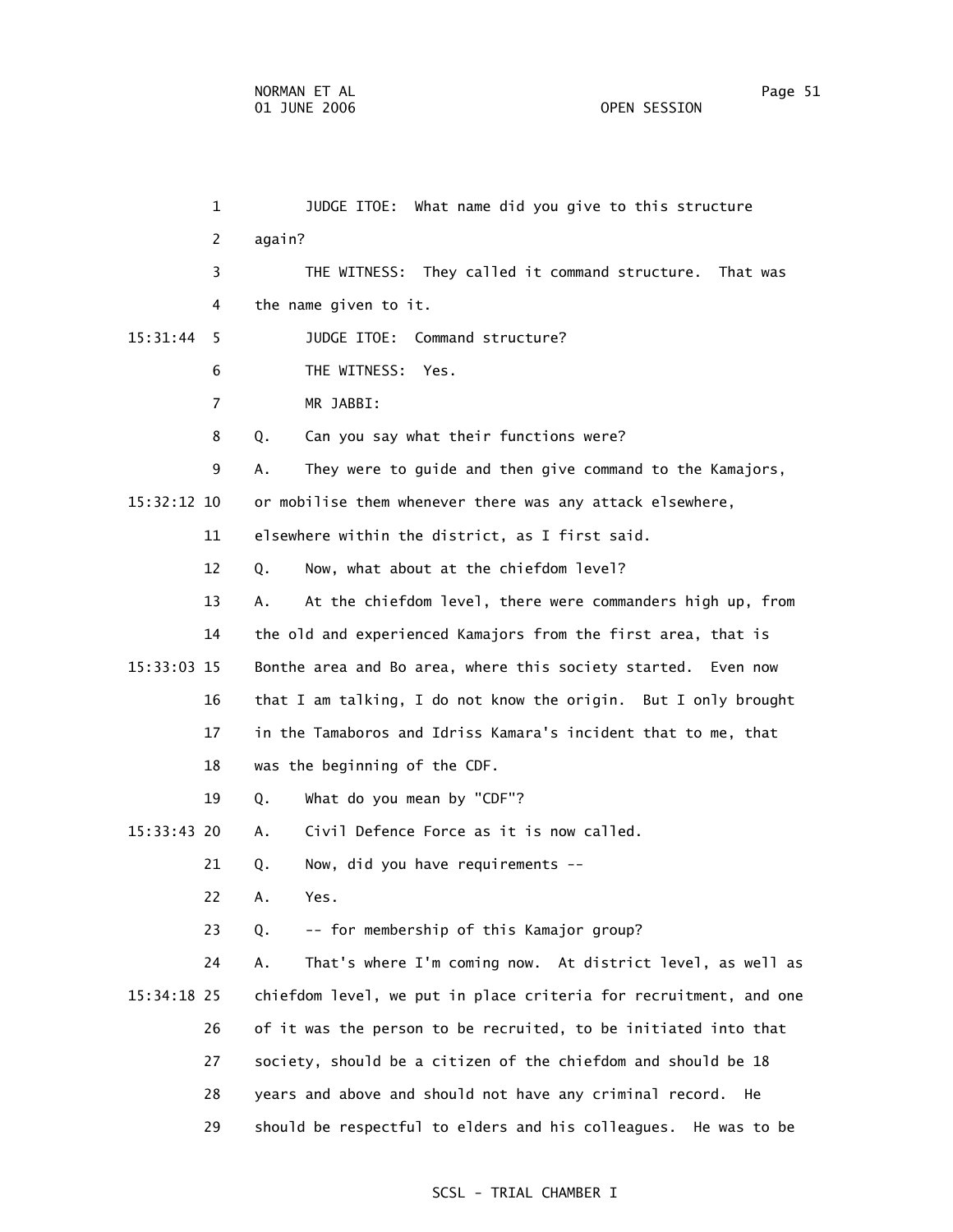JUDGE ITOE: What name did you give to this structure again?

THE WITNESS: They called it command structure. That was the name given to it.

JUDGE ITOE: Command structure?

THE WITNESS: Yes.

MR JABBI:

Q. Can you say what their functions were?

A. They were to guide and then give command to the Kamajors, or mobilise them whenever there was any attack elsewhere, elsewhere within the district, as I first said.

Q. Now, what about at the chiefdom level?

A. At the chiefdom level, there were commanders high up, from the old and experienced Kamajors from the first area, that is Bonthe area and Bo area, where this society started. Even now that I am talking, I do not know the origin. But I only brought in the Tamaboros and Idriss Kamara's incident that to me, that was the beginning of the CDF.

Q. What do you mean by "CDF"?

A. Civil Defence Force as it is now called.

Q. Now, did you have requirements --

A. Yes.

Q. -- for membership of this Kamajor group?

A. That's where I'm coming now. At district level, as well as chiefdom level, we put in place criteria for recruitment, and one of it was the person to be recruited, to be initiated into that society, should be a citizen of the chiefdom and should be 18 years and above and should not have any criminal record. He should be respectful to elders and his colleagues. He was to be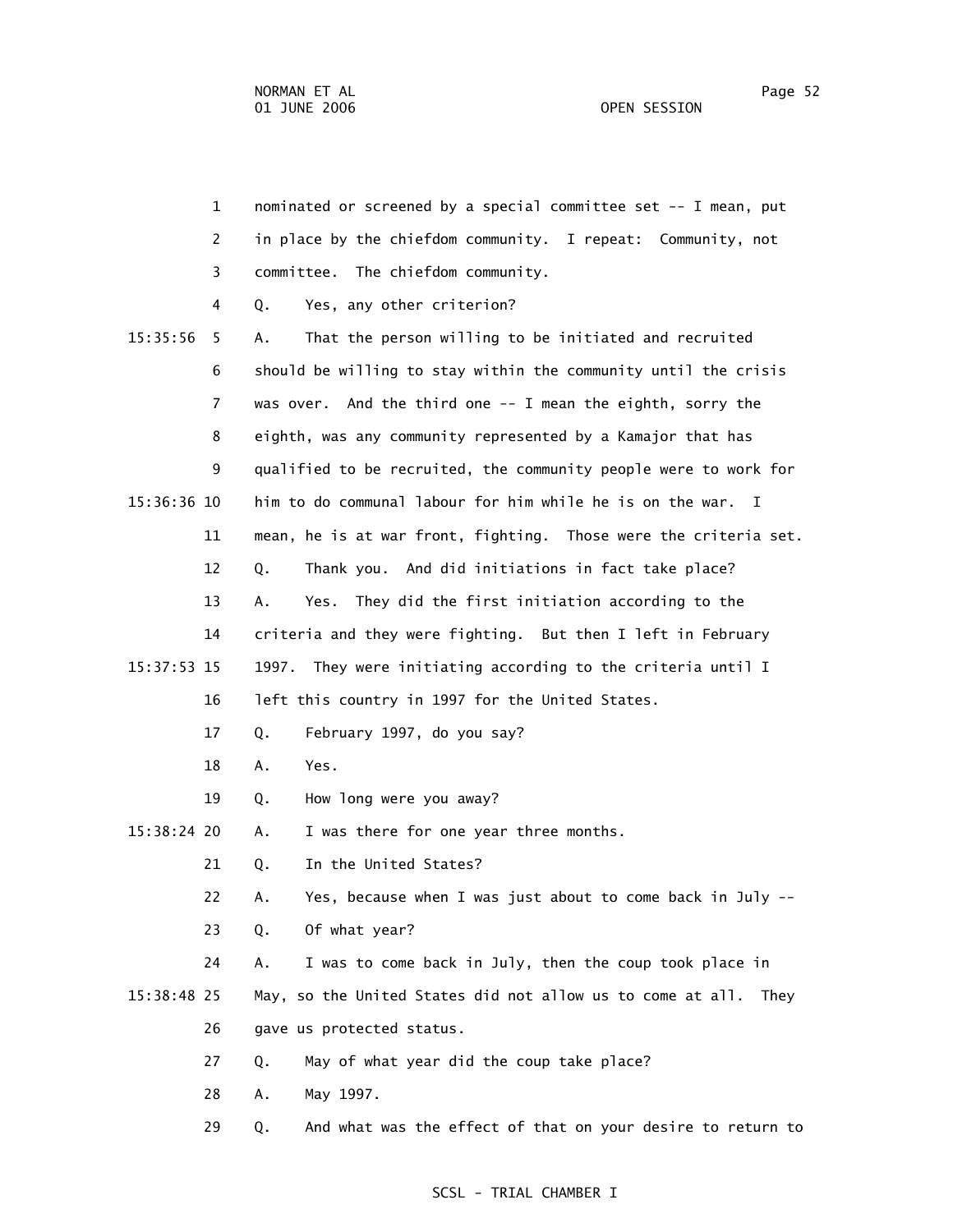nominated or screened by a special committee set -- I mean, put in place by the chiefdom community. I repeat: Community, not committee. The chiefdom community.

Q. Yes, any other criterion?

A. That the person willing to be initiated and recruited should be willing to stay within the community until the crisis was over. And the third one -- I mean the eighth, sorry the eighth, was any community represented by a Kamajor that has qualified to be recruited, the community people were to work for him to do communal labour for him while he is on the war. I mean, he is at war front, fighting. Those were the criteria set.

Q. Thank you. And did initiations in fact take place?

A. Yes. They did the first initiation according to the criteria and they were fighting. But then I left in February 1997. They were initiating according to the criteria until I left this country in 1997 for the United States.

Q. February 1997, do you say?

A. Yes.

Q. How long were you away?

A. I was there for one year three months.

Q. In the United States?

A. Yes, because when I was just about to come back in July --

Q. Of what year?

A. I was to come back in July, then the coup took place in May, so the United States did not allow us to come at all. They gave us protected status.

Q. May of what year did the coup take place?

A. May 1997.

Q. And what was the effect of that on your desire to return to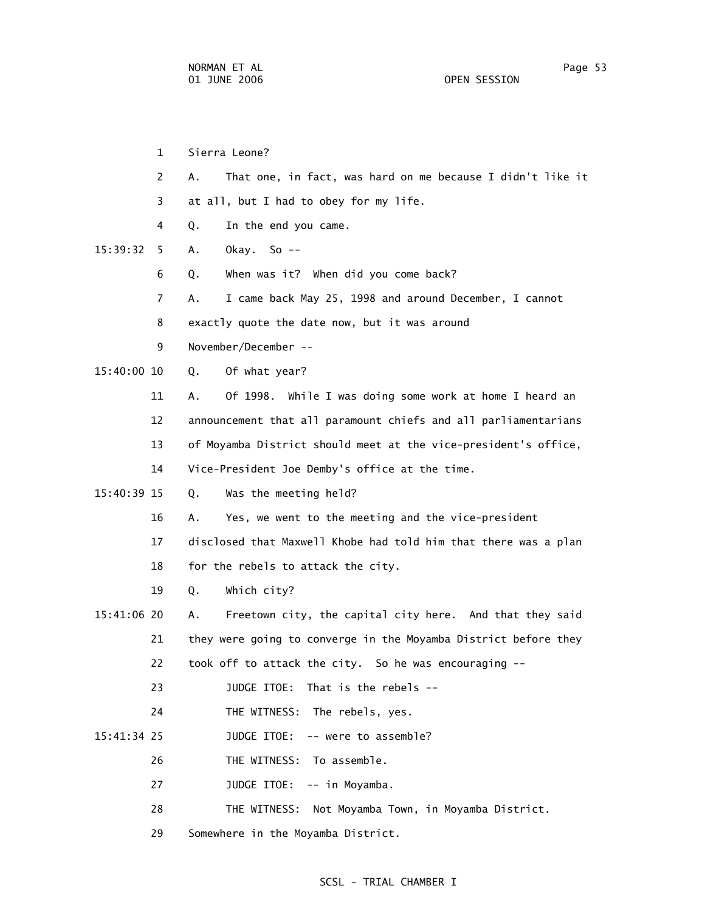1 Sierra Leone?

2 A. That one, in fact, was hard on me because I didn't like it

3 at all, but I had to obey for my life.

4 Q. In the end you came.

15:39:32 5 A. Okay. So --

6 Q. When was it? When did you come back?

7 A. I came back May 25, 1998 and around December, I cannot

8 exactly quote the date now, but it was around

9 November/December --

15:40:00 10 Q. Of what year?

11 A. Of 1998. While I was doing some work at home I heard an

12 announcement that all paramount chiefs and all parliamentarians

13 of Moyamba District should meet at the vice-president's office,

14 Vice-President Joe Demby's office at the time.

15:40:39 15 Q. Was the meeting held?

16 A. Yes, we went to the meeting and the vice-president

17 disclosed that Maxwell Khobe had told him that there was a plan

18 for the rebels to attack the city.

19 Q. Which city?

15:41:06 20 A. Freetown city, the capital city here. And that they said

21 they were going to converge in the Moyamba District before they

22 took off to attack the city. So he was encouraging --

23 JUDGE ITOE: That is the rebels --

24 THE WITNESS: The rebels, yes.

15:41:34 25 JUDGE ITOE: -- were to assemble?

26 THE WITNESS: To assemble.

27 JUDGE ITOE: -- in Moyamba.

28 THE WITNESS: Not Moyamba Town, in Moyamba District.

29 Somewhere in the Moyamba District.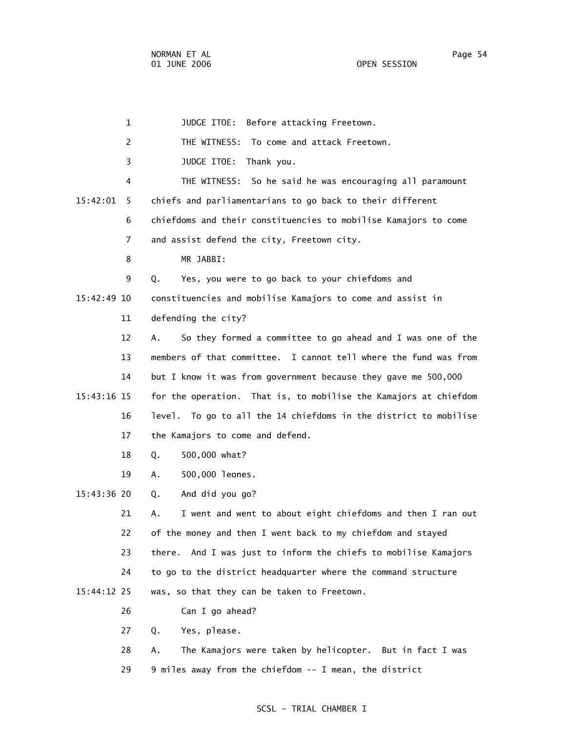1 JUDGE ITOE: Before attacking Freetown.

2 THE WITNESS: To come and attack Freetown.

3 JUDGE ITOE: Thank you.

4 THE WITNESS: So he said he was encouraging all paramount

15:42:01 5 chiefs and parliamentarians to go back to their different

6 chiefdoms and their constituencies to mobilise Kamajors to come

7 and assist defend the city, Freetown city.

8 MR JABBI:

9 Q. Yes, you were to go back to your chiefdoms and

15:42:49 10 constituencies and mobilise Kamajors to come and assist in

11 defending the city?

12 A. So they formed a committee to go ahead and I was one of the

13 members of that committee. I cannot tell where the fund was from

14 but I know it was from government because they gave me 500,000

15:43:16 15 for the operation. That is, to mobilise the Kamajors at chiefdom

16 level. To go to all the 14 chiefdoms in the district to mobilise

17 the Kamajors to come and defend.

18 Q. 500,000 what?

19 A. 500,000 leones.

15:43:36 20 Q. And did you go?

21 A. I went and went to about eight chiefdoms and then I ran out

22 of the money and then I went back to my chiefdom and stayed

23 there. And I was just to inform the chiefs to mobilise Kamajors

24 to go to the district headquarter where the command structure

15:44:12 25 was, so that they can be taken to Freetown.

26 Can I go ahead?

27 Q. Yes, please.

28 A. The Kamajors were taken by helicopter. But in fact I was

29 9 miles away from the chiefdom -- I mean, the district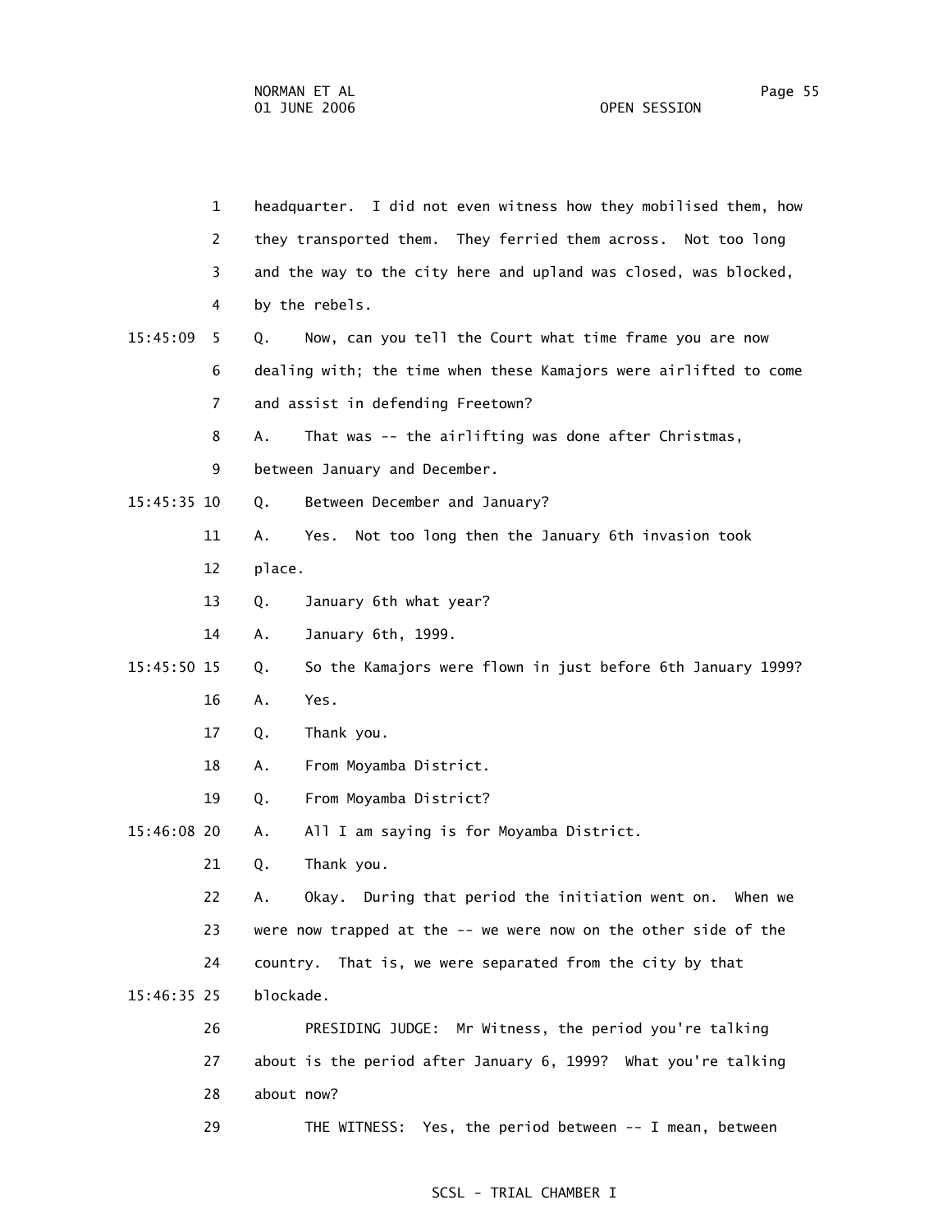1 headquarter. I did not even witness how they mobilised them, how

2 they transported them. They ferried them across. Not too long

3 and the way to the city here and upland was closed, was blocked,

4 by the rebels.

15:45:09 5 Q. Now, can you tell the Court what time frame you are now

6 dealing with; the time when these Kamajors were airlifted to come

7 and assist in defending Freetown?

8 A. That was -- the airlifting was done after Christmas,

9 between January and December.

15:45:35 10 Q. Between December and January?

11 A. Yes. Not too long then the January 6th invasion took

12 place.

13 Q. January 6th what year?

14 A. January 6th, 1999.

15:45:50 15 Q. So the Kamajors were flown in just before 6th January 1999?

16 A. Yes.

17 Q. Thank you.

18 A. From Moyamba District.

19 Q. From Moyamba District?

15:46:08 20 A. All I am saying is for Moyamba District.

21 Q. Thank you.

22 A. Okay. During that period the initiation went on. When we

23 were now trapped at the -- we were now on the other side of the

24 country. That is, we were separated from the city by that

15:46:35 25 blockade.

26 PRESIDING JUDGE: Mr Witness, the period you're talking

27 about is the period after January 6, 1999? What you're talking

28 about now?

29 THE WITNESS: Yes, the period between -- I mean, between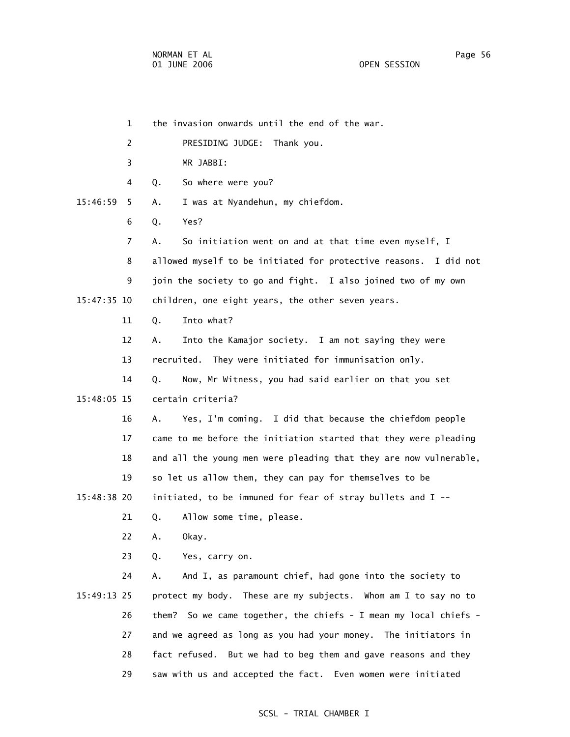1 the invasion onwards until the end of the war.

2 PRESIDING JUDGE: Thank you.

3 MR JABBI:

4 Q. So where were you?

15:46:59 5 A. I was at Nyandehun, my chiefdom.

6 Q. Yes?

7 A. So initiation went on and at that time even myself, I

8 allowed myself to be initiated for protective reasons. I did not

9 join the society to go and fight. I also joined two of my own

15:47:35 10 children, one eight years, the other seven years.

11 Q. Into what?

12 A. Into the Kamajor society. I am not saying they were

13 recruited. They were initiated for immunisation only.

14 Q. Now, Mr Witness, you had said earlier on that you set

15:48:05 15 certain criteria?

16 A. Yes, I'm coming. I did that because the chiefdom people

17 came to me before the initiation started that they were pleading

18 and all the young men were pleading that they are now vulnerable,

19 so let us allow them, they can pay for themselves to be

15:48:38 20 initiated, to be immuned for fear of stray bullets and I --

21 Q. Allow some time, please.

22 A. Okay.

23 Q. Yes, carry on.

24 A. And I, as paramount chief, had gone into the society to

15:49:13 25 protect my body. These are my subjects. Whom am I to say no to

26 them? So we came together, the chiefs - I mean my local chiefs -

27 and we agreed as long as you had your money. The initiators in

28 fact refused. But we had to beg them and gave reasons and they

29 saw with us and accepted the fact. Even women were initiated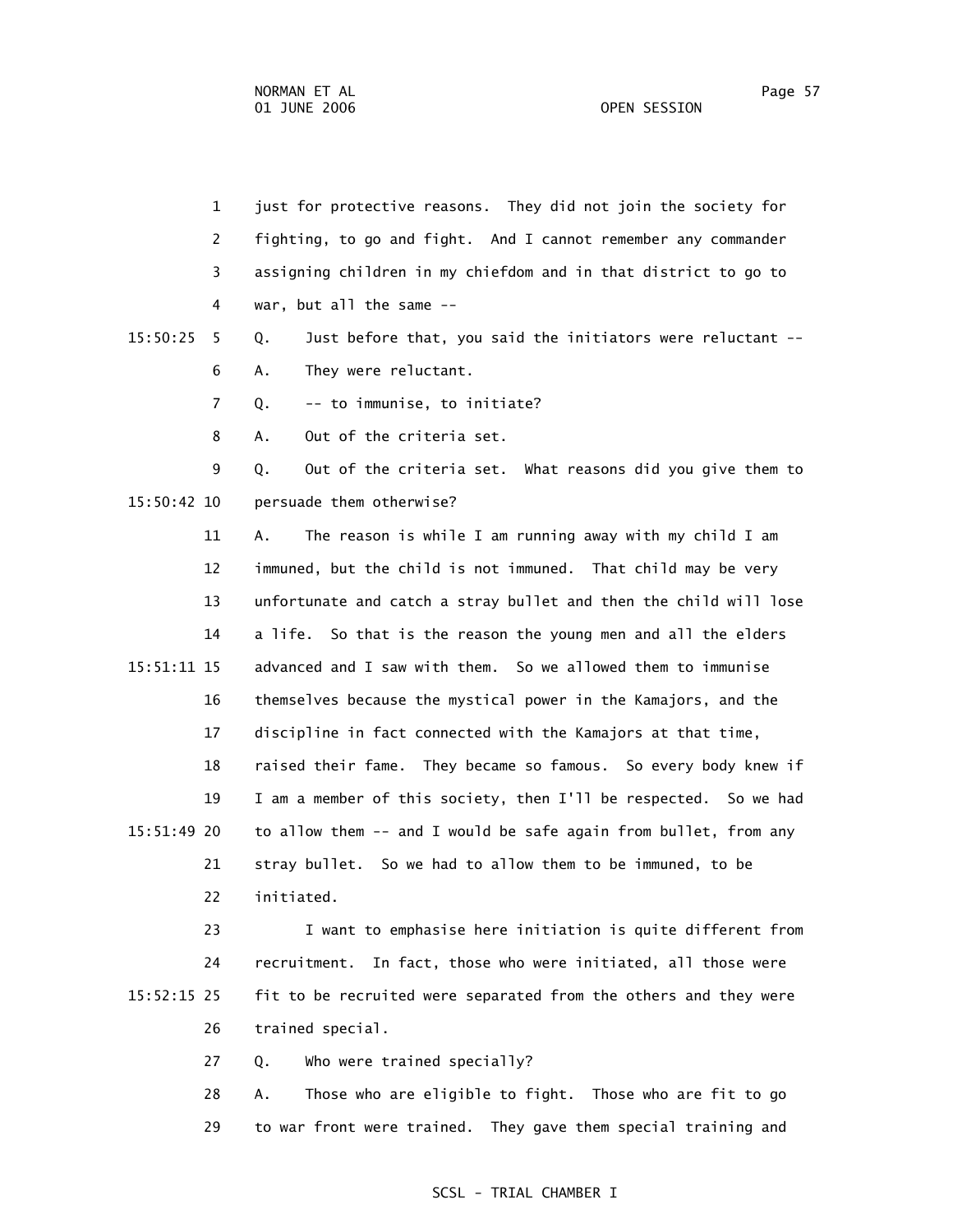just for protective reasons. They did not join the society for fighting, to go and fight. And I cannot remember any commander assigning children in my chiefdom and in that district to go to war, but all the same --

Q. Just before that, you said the initiators were reluctant --

A. They were reluctant.

Q. -- to immunise, to initiate?

A. Out of the criteria set.

Q. Out of the criteria set. What reasons did you give them to persuade them otherwise?

A. The reason is while I am running away with my child I am immuned, but the child is not immuned. That child may be very unfortunate and catch a stray bullet and then the child will lose a life. So that is the reason the young men and all the elders advanced and I saw with them. So we allowed them to immunise themselves because the mystical power in the Kamajors, and the discipline in fact connected with the Kamajors at that time, raised their fame. They became so famous. So every body knew if I am a member of this society, then I'll be respected. So we had to allow them -- and I would be safe again from bullet, from any stray bullet. So we had to allow them to be immuned, to be initiated.

I want to emphasise here initiation is quite different from recruitment. In fact, those who were initiated, all those were fit to be recruited were separated from the others and they were trained special.

Q. Who were trained specially?

A. Those who are eligible to fight. Those who are fit to go to war front were trained. They gave them special training and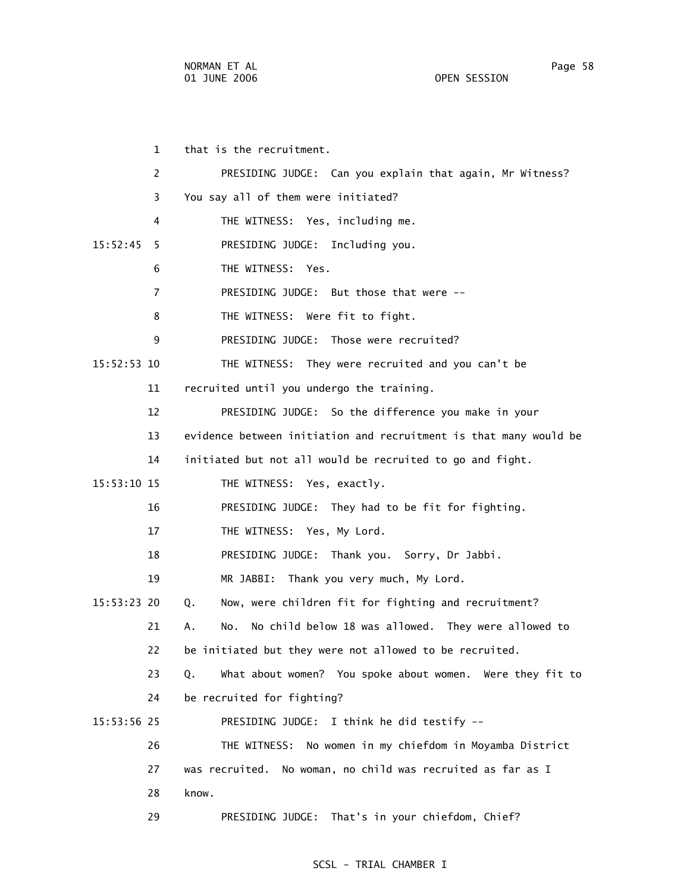that is the recruitment.

PRESIDING JUDGE: Can you explain that again, Mr Witness? You say all of them were initiated?

THE WITNESS: Yes, including me.

PRESIDING JUDGE: Including you.

THE WITNESS: Yes.

PRESIDING JUDGE: But those that were --

THE WITNESS: Were fit to fight.

PRESIDING JUDGE: Those were recruited?

THE WITNESS: They were recruited and you can't be recruited until you undergo the training.

PRESIDING JUDGE: So the difference you make in your evidence between initiation and recruitment is that many would be initiated but not all would be recruited to go and fight.

THE WITNESS: Yes, exactly.

PRESIDING JUDGE: They had to be fit for fighting.

THE WITNESS: Yes, My Lord.

PRESIDING JUDGE: Thank you. Sorry, Dr Jabbi.

MR JABBI: Thank you very much, My Lord.

Q. Now, were children fit for fighting and recruitment?

A. No. No child below 18 was allowed. They were allowed to be initiated but they were not allowed to be recruited.

Q. What about women? You spoke about women. Were they fit to be recruited for fighting?

PRESIDING JUDGE: I think he did testify --

THE WITNESS: No women in my chiefdom in Moyamba District was recruited. No woman, no child was recruited as far as I know.

PRESIDING JUDGE: That's in your chiefdom, Chief?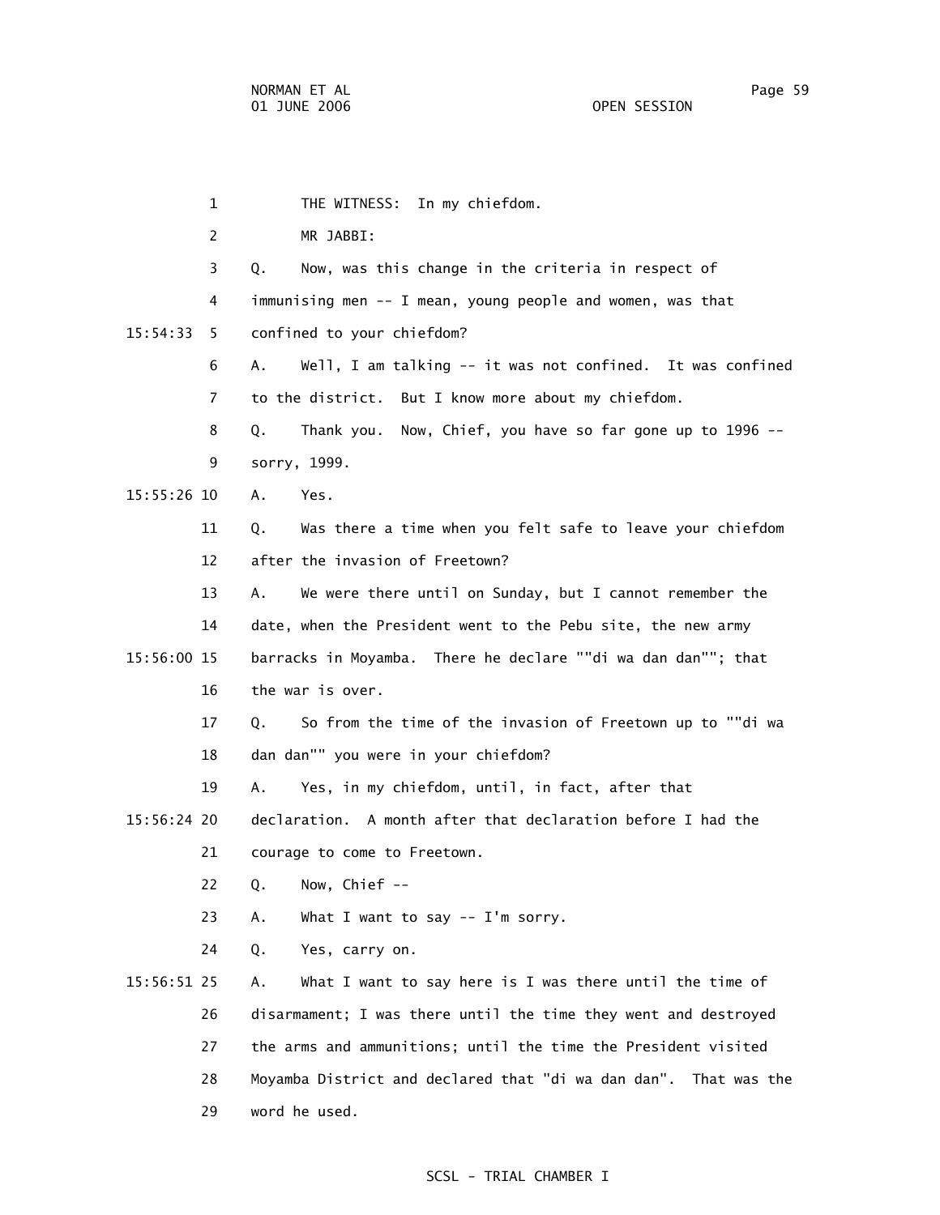THE WITNESS: In my chiefdom.

MR JABBI:

Q. Now, was this change in the criteria in respect of immunising men -- I mean, young people and women, was that confined to your chiefdom?

A. Well, I am talking -- it was not confined. It was confined to the district. But I know more about my chiefdom.

Q. Thank you. Now, Chief, you have so far gone up to 1996 -- sorry, 1999.

A. Yes.

Q. Was there a time when you felt safe to leave your chiefdom after the invasion of Freetown?

A. We were there until on Sunday, but I cannot remember the date, when the President went to the Pebu site, the new army barracks in Moyamba. There he declare ""di wa dan dan""; that the war is over.

Q. So from the time of the invasion of Freetown up to ""di wa dan dan"" you were in your chiefdom?

A. Yes, in my chiefdom, until, in fact, after that declaration. A month after that declaration before I had the courage to come to Freetown.

Q. Now, Chief --

A. What I want to say -- I'm sorry.

Q. Yes, carry on.

A. What I want to say here is I was there until the time of disarmament; I was there until the time they went and destroyed the arms and ammunitions; until the time the President visited Moyamba District and declared that "di wa dan dan". That was the word he used.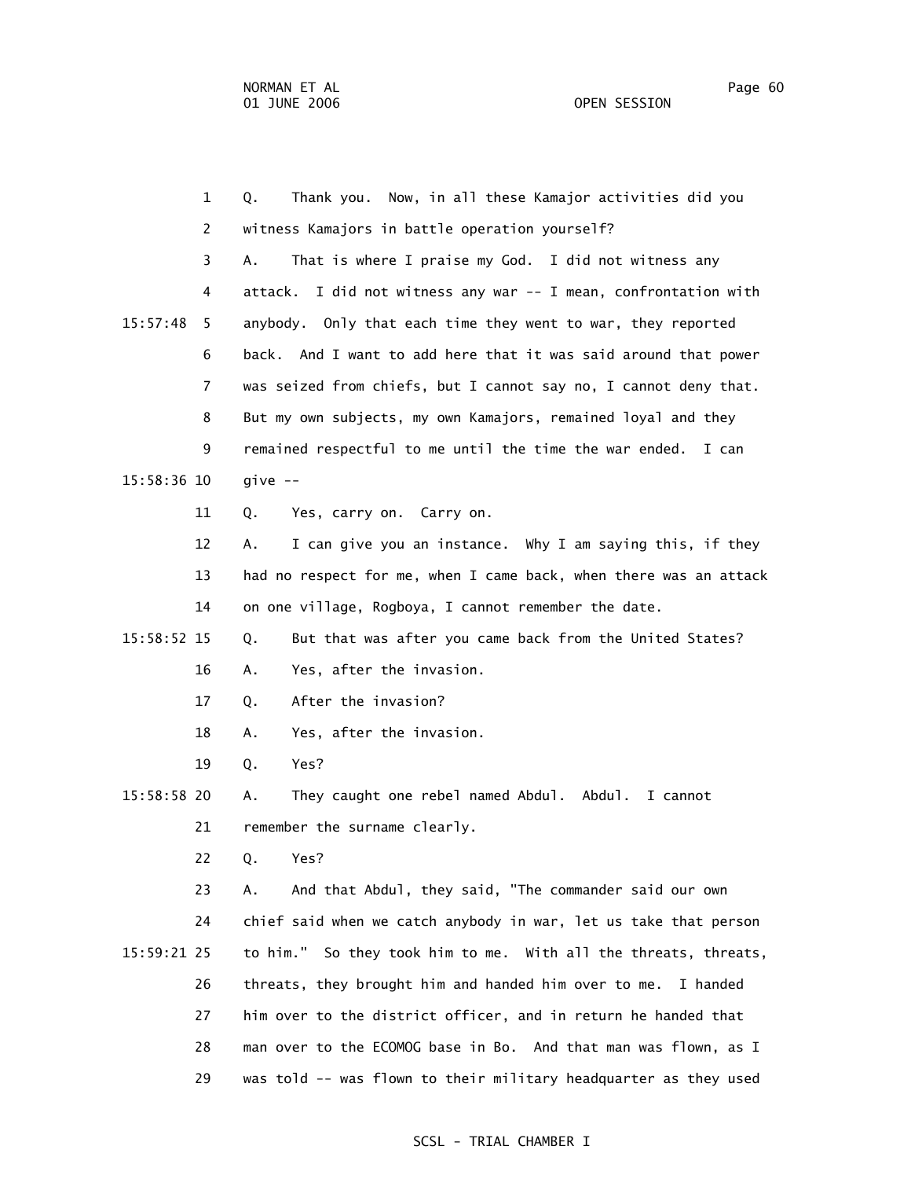1 Q. Thank you. Now, in all these Kamajor activities did you
2 witness Kamajors in battle operation yourself?
3 A. That is where I praise my God. I did not witness any
4 attack. I did not witness any war -- I mean, confrontation with
15:57:48 5 anybody. Only that each time they went to war, they reported
6 back. And I want to add here that it was said around that power
7 was seized from chiefs, but I cannot say no, I cannot deny that.
8 But my own subjects, my own Kamajors, remained loyal and they
9 remained respectful to me until the time the war ended. I can
15:58:36 10 give --
11 Q. Yes, carry on. Carry on.
12 A. I can give you an instance. Why I am saying this, if they
13 had no respect for me, when I came back, when there was an attack
14 on one village, Rogboya, I cannot remember the date.
15:58:52 15 Q. But that was after you came back from the United States?
16 A. Yes, after the invasion.
17 Q. After the invasion?
18 A. Yes, after the invasion.
19 Q. Yes?
15:58:58 20 A. They caught one rebel named Abdul. Abdul. I cannot
21 remember the surname clearly.
22 Q. Yes?
23 A. And that Abdul, they said, "The commander said our own
24 chief said when we catch anybody in war, let us take that person
15:59:21 25 to him." So they took him to me. With all the threats, threats,
26 threats, they brought him and handed him over to me. I handed
27 him over to the district officer, and in return he handed that
28 man over to the ECOMOG base in Bo. And that man was flown, as I
29 was told -- was flown to their military headquarter as they used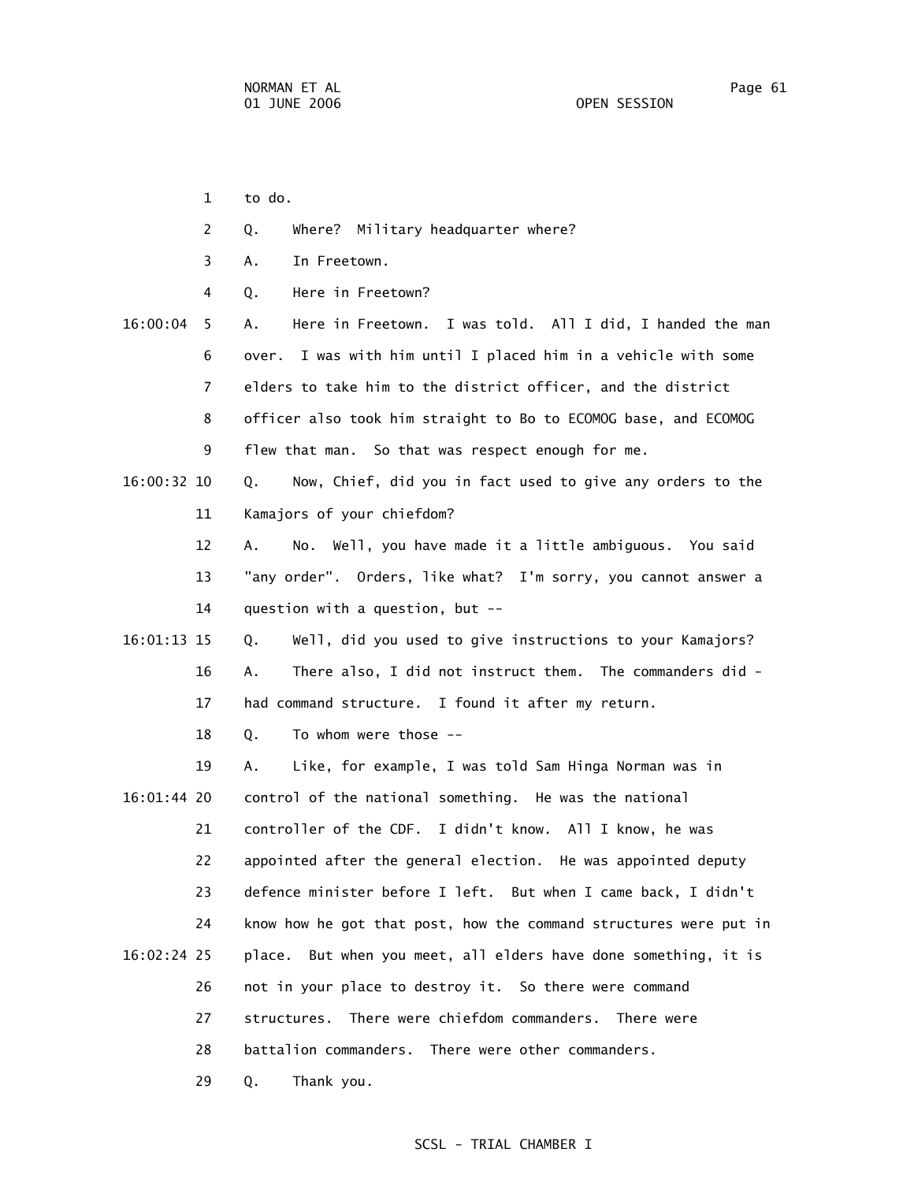1 to do.

2 Q. Where? Military headquarter where?

3 A. In Freetown.

4 Q. Here in Freetown?

16:00:04 5 A. Here in Freetown. I was told. All I did, I handed the man

6 over. I was with him until I placed him in a vehicle with some

7 elders to take him to the district officer, and the district

8 officer also took him straight to Bo to ECOMOG base, and ECOMOG

9 flew that man. So that was respect enough for me.

16:00:32 10 Q. Now, Chief, did you in fact used to give any orders to the

11 Kamajors of your chiefdom?

12 A. No. Well, you have made it a little ambiguous. You said

13 "any order". Orders, like what? I'm sorry, you cannot answer a

14 question with a question, but --

16:01:13 15 Q. Well, did you used to give instructions to your Kamajors?

16 A. There also, I did not instruct them. The commanders did -

17 had command structure. I found it after my return.

18 Q. To whom were those --

19 A. Like, for example, I was told Sam Hinga Norman was in

16:01:44 20 control of the national something. He was the national

21 controller of the CDF. I didn't know. All I know, he was

22 appointed after the general election. He was appointed deputy

23 defence minister before I left. But when I came back, I didn't

24 know how he got that post, how the command structures were put in

16:02:24 25 place. But when you meet, all elders have done something, it is

26 not in your place to destroy it. So there were command

27 structures. There were chiefdom commanders. There were

28 battalion commanders. There were other commanders.

29 Q. Thank you.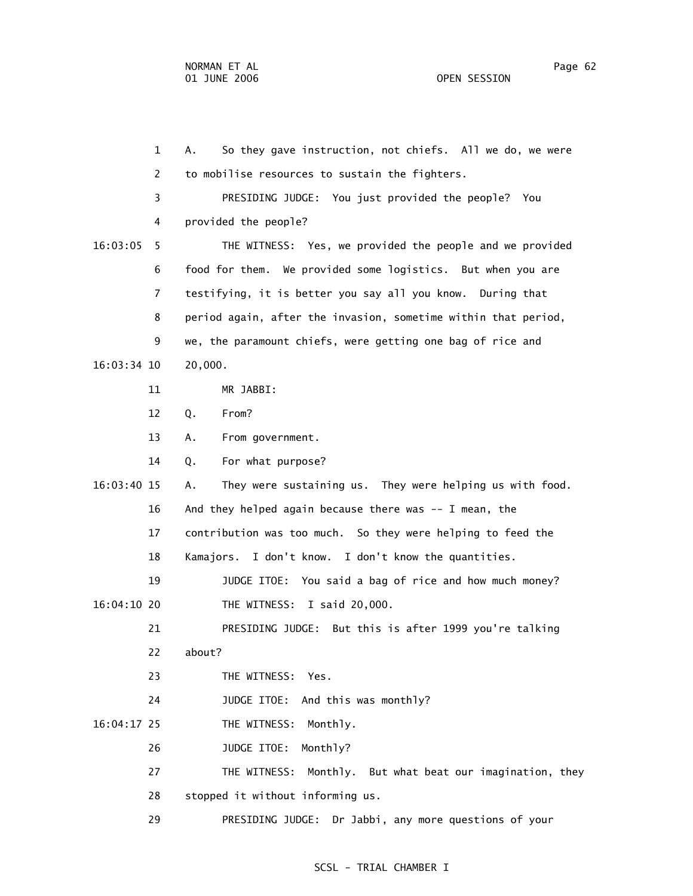A. So they gave instruction, not chiefs. All we do, we were to mobilise resources to sustain the fighters.

PRESIDING JUDGE: You just provided the people? You provided the people?

THE WITNESS: Yes, we provided the people and we provided food for them. We provided some logistics. But when you are testifying, it is better you say all you know. During that period again, after the invasion, sometime within that period, we, the paramount chiefs, were getting one bag of rice and 20,000.

MR JABBI:

Q. From?

A. From government.

Q. For what purpose?

A. They were sustaining us. They were helping us with food. And they helped again because there was -- I mean, the contribution was too much. So they were helping to feed the Kamajors. I don't know. I don't know the quantities.

JUDGE ITOE: You said a bag of rice and how much money?

THE WITNESS: I said 20,000.

PRESIDING JUDGE: But this is after 1999 you're talking about?

THE WITNESS: Yes.

JUDGE ITOE: And this was monthly?

THE WITNESS: Monthly.

JUDGE ITOE: Monthly?

THE WITNESS: Monthly. But what beat our imagination, they stopped it without informing us.

PRESIDING JUDGE: Dr Jabbi, any more questions of your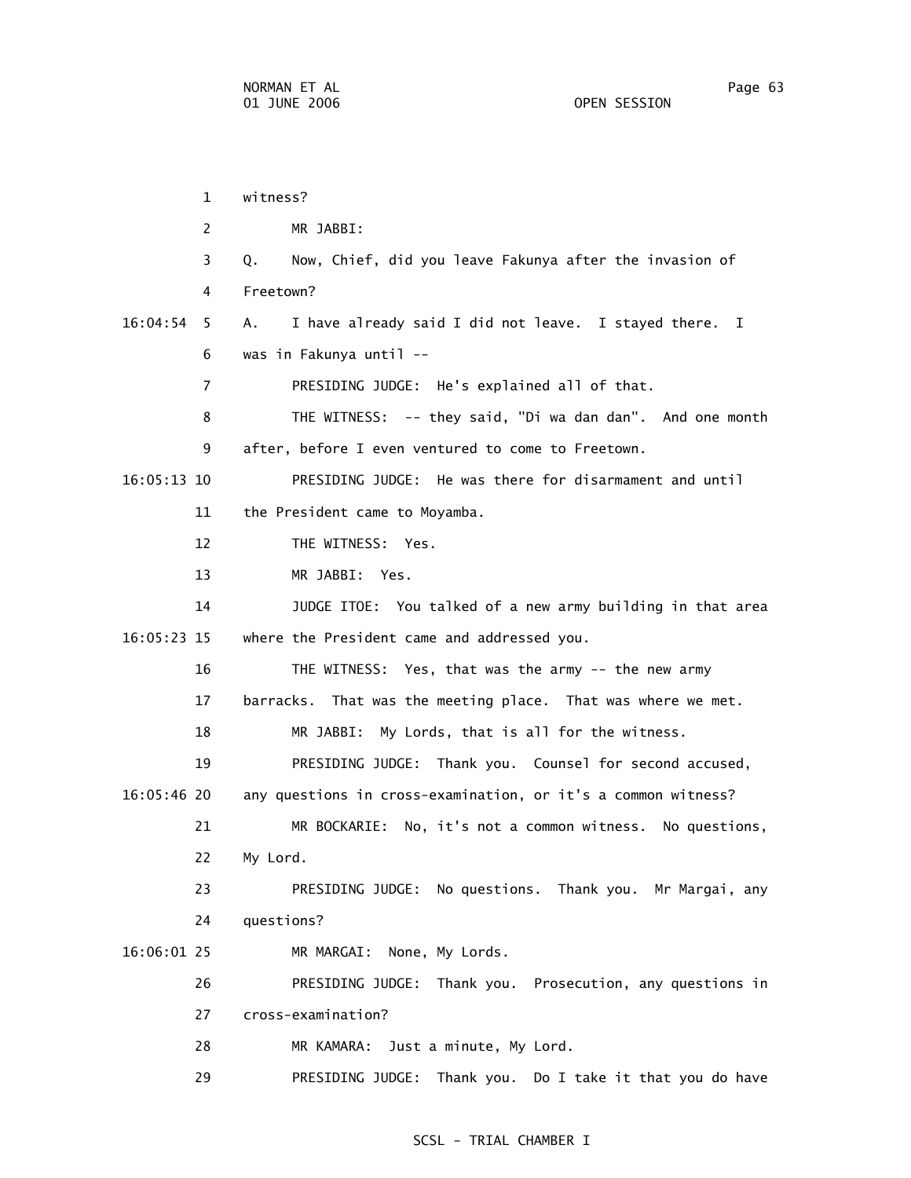1 witness?

2 MR JABBI:

3 Q. Now, Chief, did you leave Fakunya after the invasion of

4 Freetown?

16:04:54 5 A. I have already said I did not leave. I stayed there. I

6 was in Fakunya until --

7 PRESIDING JUDGE: He's explained all of that.

8 THE WITNESS: -- they said, "Di wa dan dan". And one month

9 after, before I even ventured to come to Freetown.

16:05:13 10 PRESIDING JUDGE: He was there for disarmament and until

11 the President came to Moyamba.

12 THE WITNESS: Yes.

13 MR JABBI: Yes.

14 JUDGE ITOE: You talked of a new army building in that area

16:05:23 15 where the President came and addressed you.

16 THE WITNESS: Yes, that was the army -- the new army

17 barracks. That was the meeting place. That was where we met.

18 MR JABBI: My Lords, that is all for the witness.

19 PRESIDING JUDGE: Thank you. Counsel for second accused,

16:05:46 20 any questions in cross-examination, or it's a common witness?

21 MR BOCKARIE: No, it's not a common witness. No questions,

22 My Lord.

23 PRESIDING JUDGE: No questions. Thank you. Mr Margai, any

24 questions?

16:06:01 25 MR MARGAI: None, My Lords.

26 PRESIDING JUDGE: Thank you. Prosecution, any questions in

27 cross-examination?

28 MR KAMARA: Just a minute, My Lord.

29 PRESIDING JUDGE: Thank you. Do I take it that you do have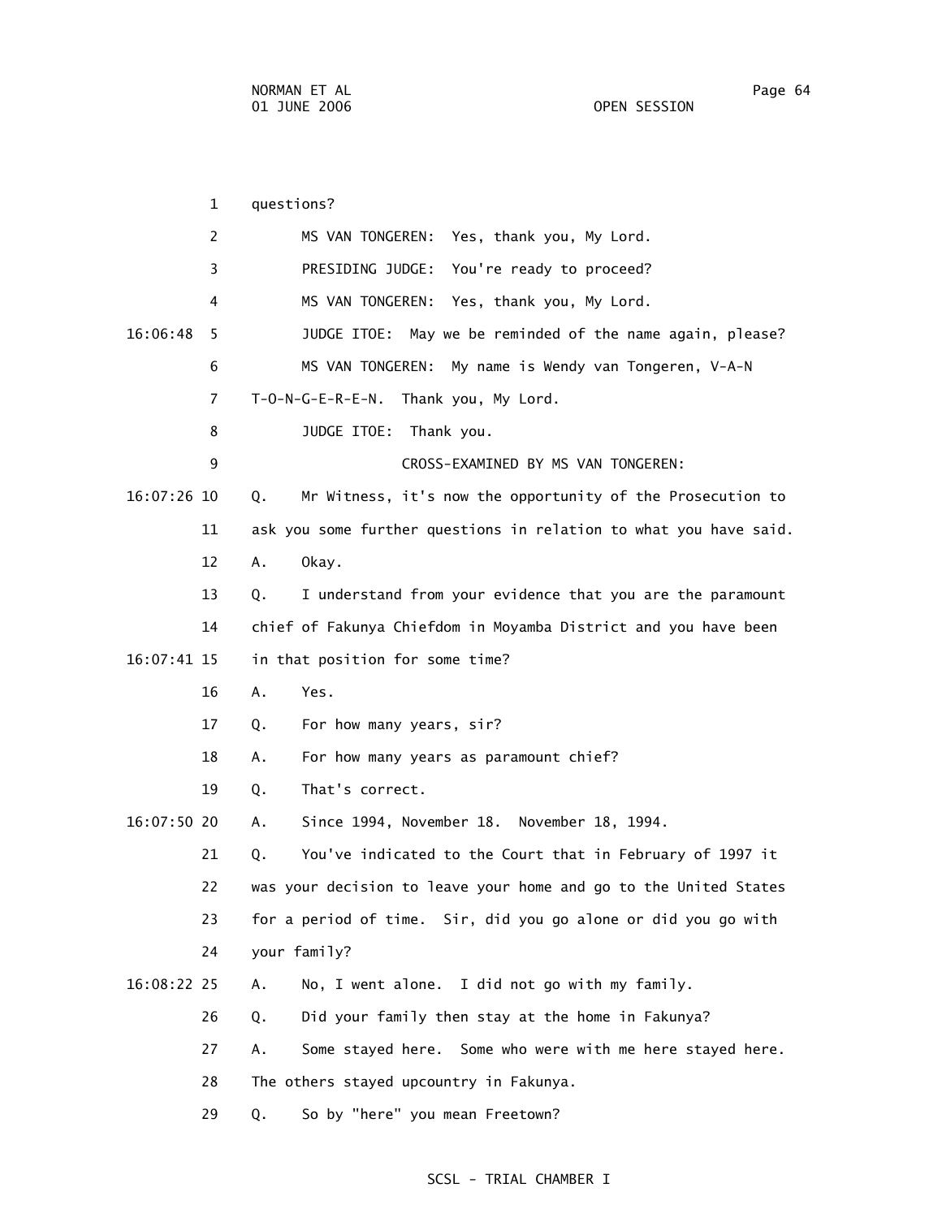1 questions?

2 MS VAN TONGEREN: Yes, thank you, My Lord.

3 PRESIDING JUDGE: You're ready to proceed?

4 MS VAN TONGEREN: Yes, thank you, My Lord.

16:06:48 5 JUDGE ITOE: May we be reminded of the name again, please?

6 MS VAN TONGEREN: My name is Wendy van Tongeren, V-A-N

7 T-O-N-G-E-R-E-N. Thank you, My Lord.

8 JUDGE ITOE: Thank you.

9 CROSS-EXAMINED BY MS VAN TONGEREN:

16:07:26 10 Q. Mr Witness, it's now the opportunity of the Prosecution to

11 ask you some further questions in relation to what you have said.

12 A. Okay.

13 Q. I understand from your evidence that you are the paramount

14 chief of Fakunya Chiefdom in Moyamba District and you have been

16:07:41 15 in that position for some time?

16 A. Yes.

17 Q. For how many years, sir?

18 A. For how many years as paramount chief?

19 Q. That's correct.

16:07:50 20 A. Since 1994, November 18. November 18, 1994.

21 Q. You've indicated to the Court that in February of 1997 it

22 was your decision to leave your home and go to the United States

23 for a period of time. Sir, did you go alone or did you go with

24 your family?

16:08:22 25 A. No, I went alone. I did not go with my family.

26 Q. Did your family then stay at the home in Fakunya?

27 A. Some stayed here. Some who were with me here stayed here.

28 The others stayed upcountry in Fakunya.

29 Q. So by "here" you mean Freetown?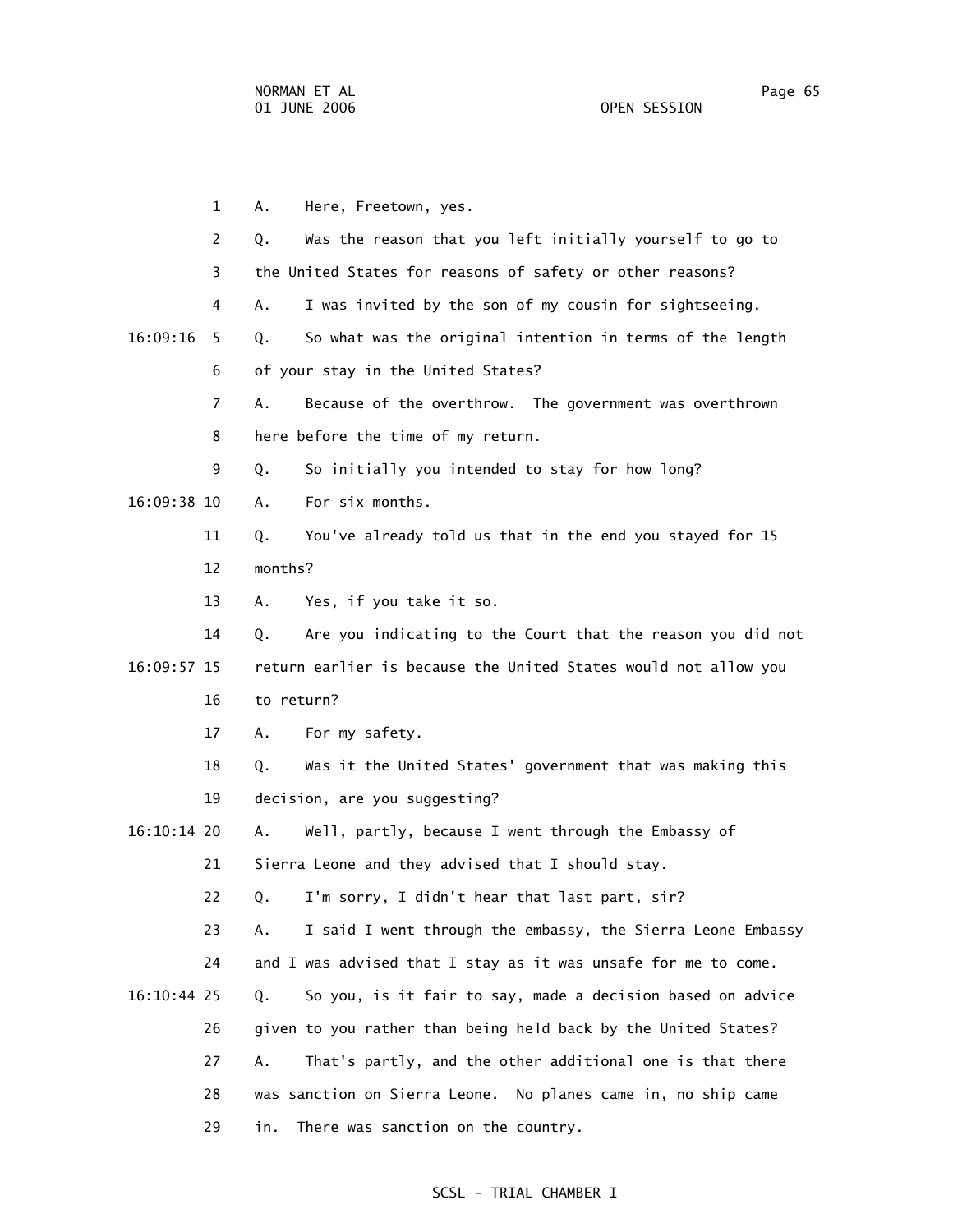1 A. Here, Freetown, yes.

2 Q. Was the reason that you left initially yourself to go to

3 the United States for reasons of safety or other reasons?

4 A. I was invited by the son of my cousin for sightseeing.

16:09:16 5 Q. So what was the original intention in terms of the length

6 of your stay in the United States?

7 A. Because of the overthrow. The government was overthrown

8 here before the time of my return.

9 Q. So initially you intended to stay for how long?

16:09:38 10 A. For six months.

11 Q. You've already told us that in the end you stayed for 15

12 months?

13 A. Yes, if you take it so.

14 Q. Are you indicating to the Court that the reason you did not

16:09:57 15 return earlier is because the United States would not allow you

16 to return?

17 A. For my safety.

18 Q. Was it the United States' government that was making this

19 decision, are you suggesting?

16:10:14 20 A. Well, partly, because I went through the Embassy of

21 Sierra Leone and they advised that I should stay.

22 Q. I'm sorry, I didn't hear that last part, sir?

23 A. I said I went through the embassy, the Sierra Leone Embassy

24 and I was advised that I stay as it was unsafe for me to come.

16:10:44 25 Q. So you, is it fair to say, made a decision based on advice

26 given to you rather than being held back by the United States?

27 A. That's partly, and the other additional one is that there

28 was sanction on Sierra Leone. No planes came in, no ship came

29 in. There was sanction on the country.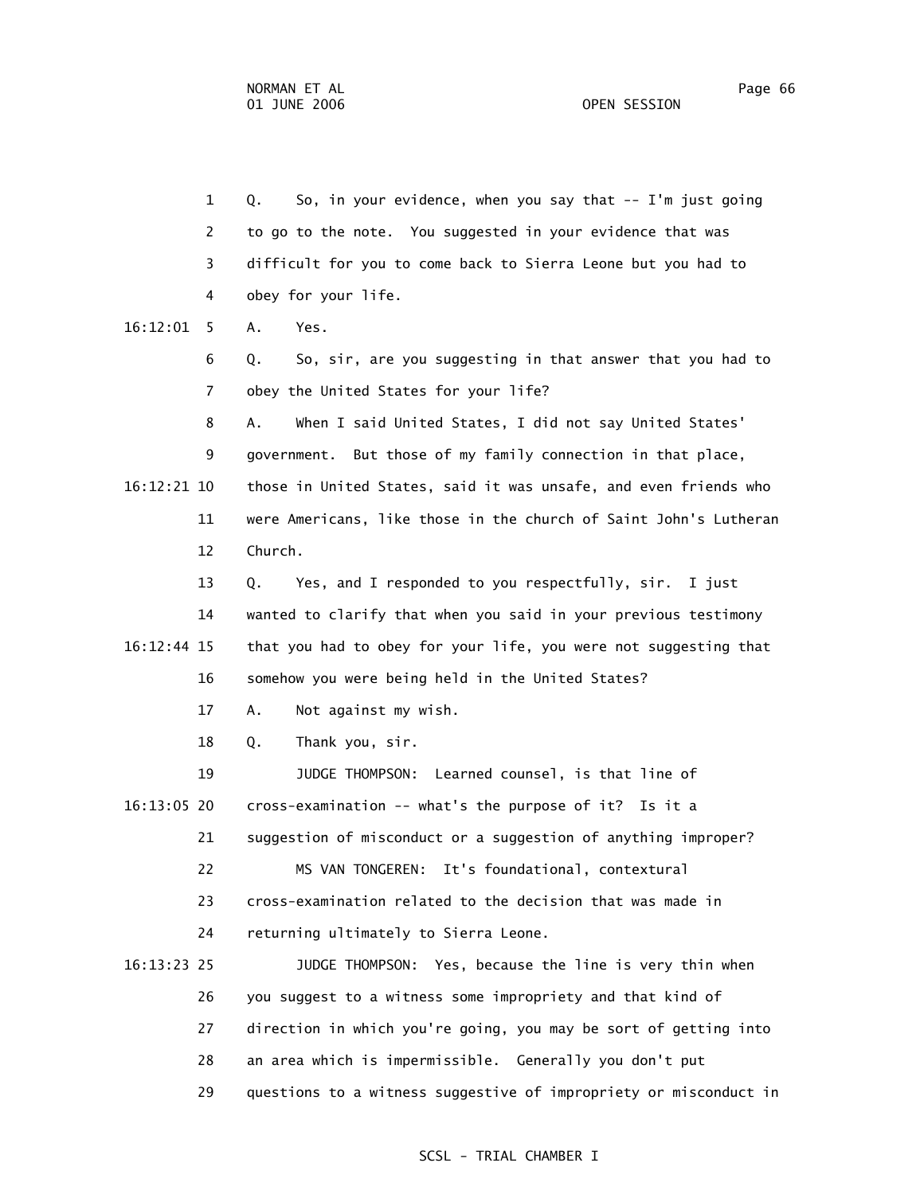1 Q. So, in your evidence, when you say that -- I'm just going
2 to go to the note. You suggested in your evidence that was
3 difficult for you to come back to Sierra Leone but you had to
4 obey for your life.
16:12:01 5 A. Yes.
6 Q. So, sir, are you suggesting in that answer that you had to
7 obey the United States for your life?
8 A. When I said United States, I did not say United States'
9 government. But those of my family connection in that place,
16:12:21 10 those in United States, said it was unsafe, and even friends who
11 were Americans, like those in the church of Saint John's Lutheran
12 Church.
13 Q. Yes, and I responded to you respectfully, sir. I just
14 wanted to clarify that when you said in your previous testimony
16:12:44 15 that you had to obey for your life, you were not suggesting that
16 somehow you were being held in the United States?
17 A. Not against my wish.
18 Q. Thank you, sir.
19 JUDGE THOMPSON: Learned counsel, is that line of
16:13:05 20 cross-examination -- what's the purpose of it? Is it a
21 suggestion of misconduct or a suggestion of anything improper?
22 MS VAN TONGEREN: It's foundational, contextural
23 cross-examination related to the decision that was made in
24 returning ultimately to Sierra Leone.
16:13:23 25 JUDGE THOMPSON: Yes, because the line is very thin when
26 you suggest to a witness some impropriety and that kind of
27 direction in which you're going, you may be sort of getting into
28 an area which is impermissible. Generally you don't put
29 questions to a witness suggestive of impropriety or misconduct in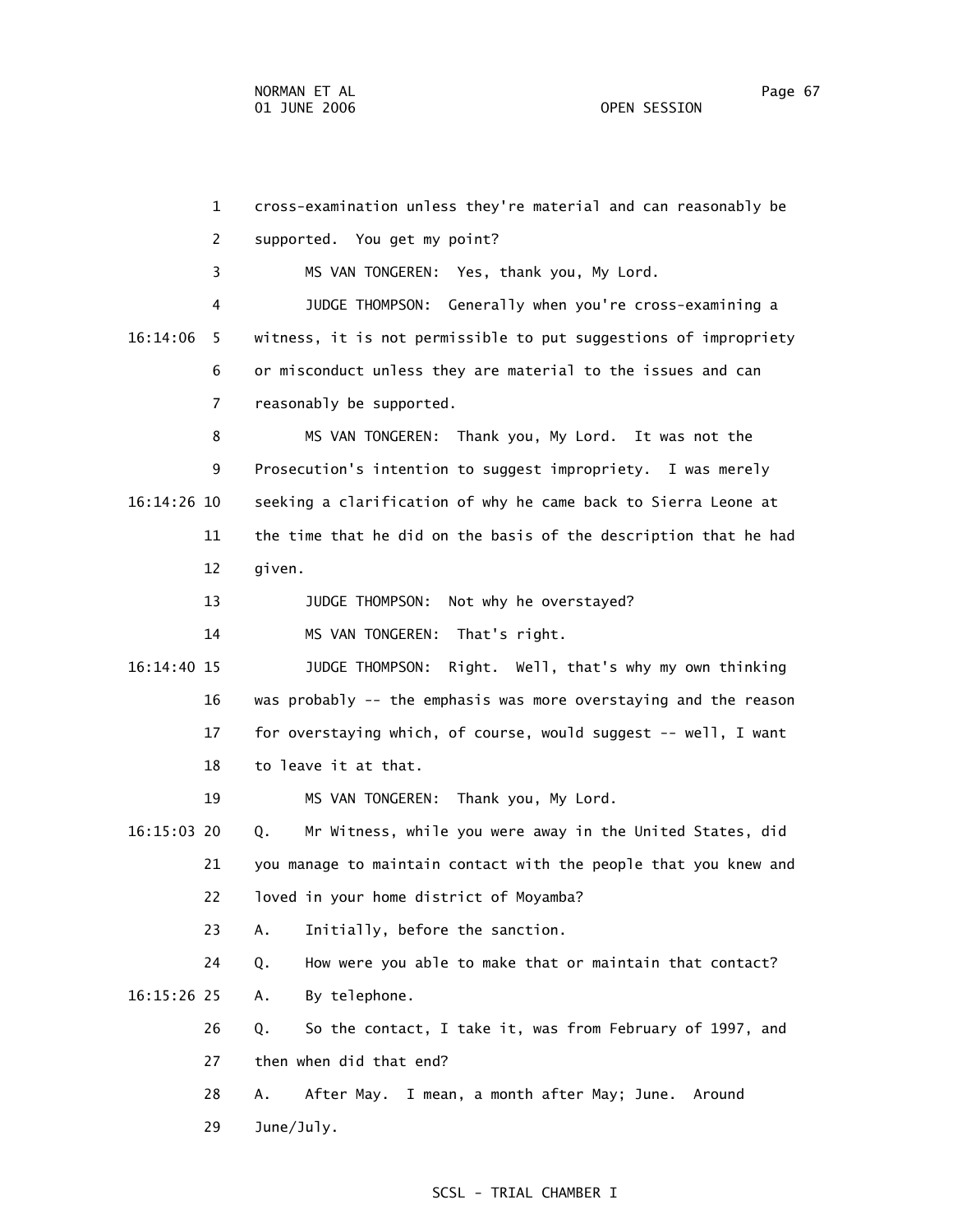1 cross-examination unless they're material and can reasonably be
2 supported. You get my point?
3 MS VAN TONGEREN: Yes, thank you, My Lord.
4 JUDGE THOMPSON: Generally when you're cross-examining a
16:14:06 5 witness, it is not permissible to put suggestions of impropriety
6 or misconduct unless they are material to the issues and can
7 reasonably be supported.
8 MS VAN TONGEREN: Thank you, My Lord. It was not the
9 Prosecution's intention to suggest impropriety. I was merely
16:14:26 10 seeking a clarification of why he came back to Sierra Leone at
11 the time that he did on the basis of the description that he had
12 given.
13 JUDGE THOMPSON: Not why he overstayed?
14 MS VAN TONGEREN: That's right.
16:14:40 15 JUDGE THOMPSON: Right. Well, that's why my own thinking
16 was probably -- the emphasis was more overstaying and the reason
17 for overstaying which, of course, would suggest -- well, I want
18 to leave it at that.
19 MS VAN TONGEREN: Thank you, My Lord.
16:15:03 20 Q. Mr Witness, while you were away in the United States, did
21 you manage to maintain contact with the people that you knew and
22 loved in your home district of Moyamba?
23 A. Initially, before the sanction.
24 Q. How were you able to make that or maintain that contact?
16:15:26 25 A. By telephone.
26 Q. So the contact, I take it, was from February of 1997, and
27 then when did that end?
28 A. After May. I mean, a month after May; June. Around
29 June/July.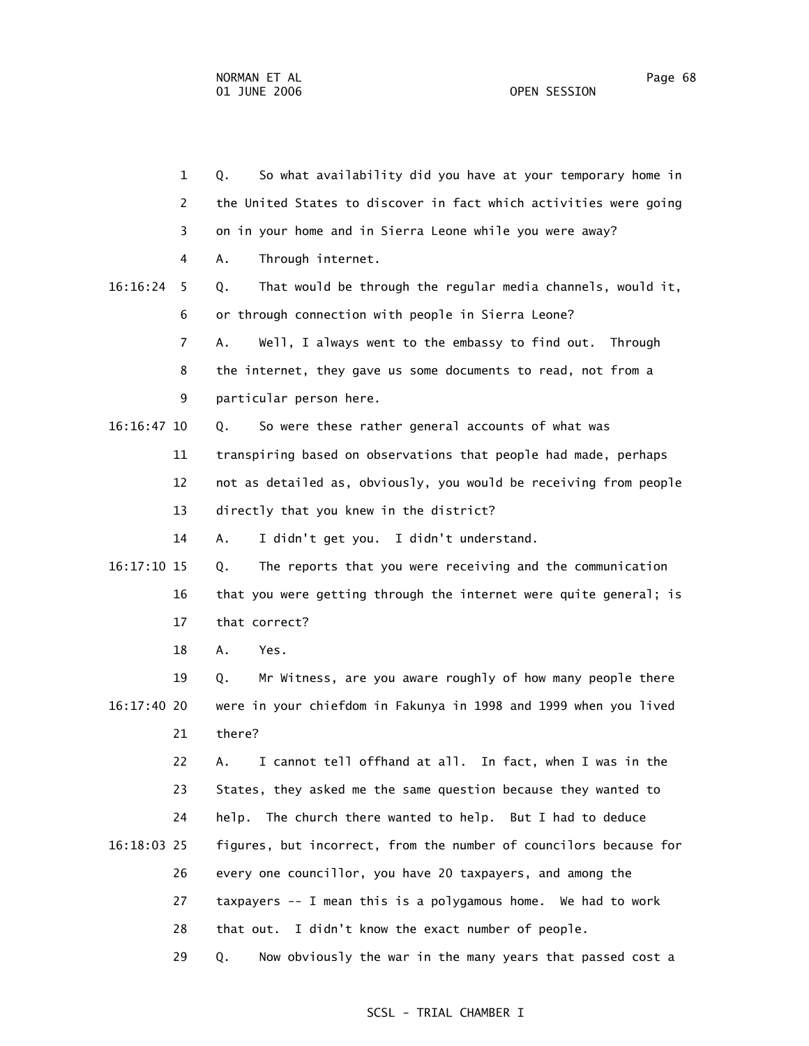1 Q. So what availability did you have at your temporary home in
2 the United States to discover in fact which activities were going
3 on in your home and in Sierra Leone while you were away?
4 A. Through internet.
16:16:24 5 Q. That would be through the regular media channels, would it,
6 or through connection with people in Sierra Leone?
7 A. Well, I always went to the embassy to find out. Through
8 the internet, they gave us some documents to read, not from a
9 particular person here.
16:16:47 10 Q. So were these rather general accounts of what was
11 transpiring based on observations that people had made, perhaps
12 not as detailed as, obviously, you would be receiving from people
13 directly that you knew in the district?
14 A. I didn't get you. I didn't understand.
16:17:10 15 Q. The reports that you were receiving and the communication
16 that you were getting through the internet were quite general; is
17 that correct?
18 A. Yes.
19 Q. Mr Witness, are you aware roughly of how many people there
16:17:40 20 were in your chiefdom in Fakunya in 1998 and 1999 when you lived
21 there?
22 A. I cannot tell offhand at all. In fact, when I was in the
23 States, they asked me the same question because they wanted to
24 help. The church there wanted to help. But I had to deduce
16:18:03 25 figures, but incorrect, from the number of councilors because for
26 every one councillor, you have 20 taxpayers, and among the
27 taxpayers -- I mean this is a polygamous home. We had to work
28 that out. I didn't know the exact number of people.
29 Q. Now obviously the war in the many years that passed cost a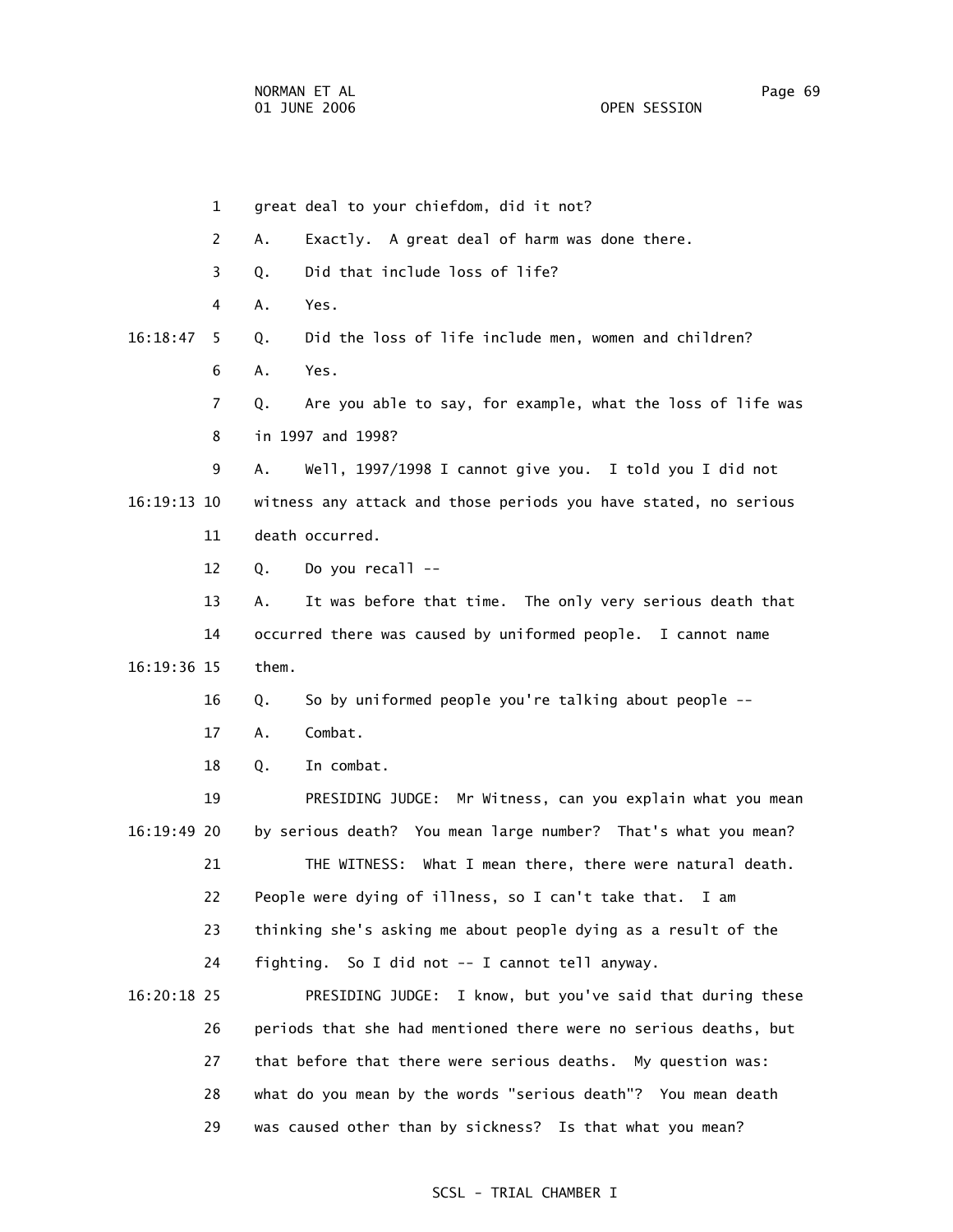great deal to your chiefdom, did it not?

A. Exactly. A great deal of harm was done there.

Q. Did that include loss of life?

A. Yes.

Q. Did the loss of life include men, women and children?

A. Yes.

Q. Are you able to say, for example, what the loss of life was in 1997 and 1998?

A. Well, 1997/1998 I cannot give you. I told you I did not witness any attack and those periods you have stated, no serious death occurred.

Q. Do you recall --

A. It was before that time. The only very serious death that occurred there was caused by uniformed people. I cannot name them.

Q. So by uniformed people you're talking about people --

A. Combat.

Q. In combat.

PRESIDING JUDGE: Mr Witness, can you explain what you mean by serious death? You mean large number? That's what you mean?

THE WITNESS: What I mean there, there were natural death. People were dying of illness, so I can't take that. I am thinking she's asking me about people dying as a result of the fighting. So I did not -- I cannot tell anyway.

PRESIDING JUDGE: I know, but you've said that during these periods that she had mentioned there were no serious deaths, but that before that there were serious deaths. My question was: what do you mean by the words "serious death"? You mean death was caused other than by sickness? Is that what you mean?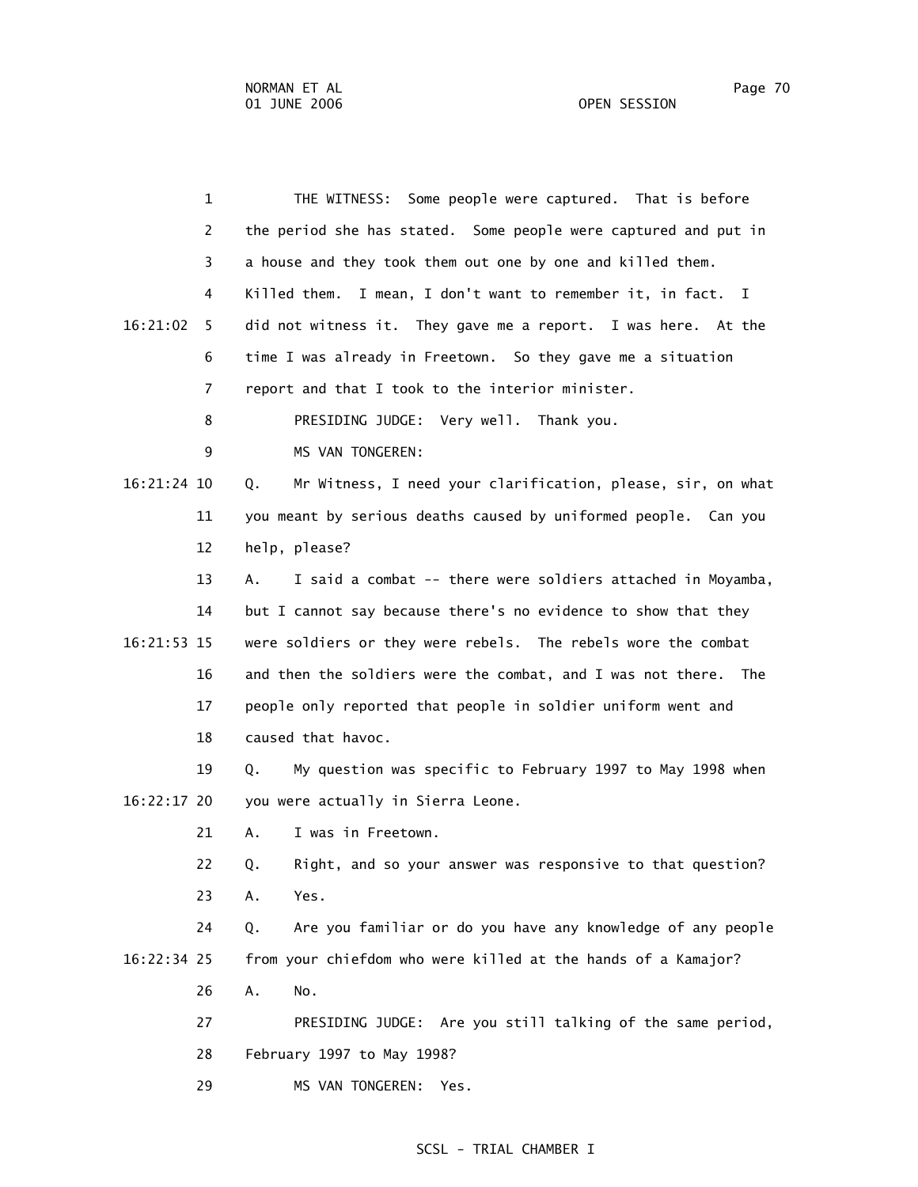THE WITNESS: Some people were captured. That is before the period she has stated. Some people were captured and put in a house and they took them out one by one and killed them. Killed them. I mean, I don't want to remember it, in fact. I did not witness it. They gave me a report. I was here. At the time I was already in Freetown. So they gave me a situation report and that I took to the interior minister.

PRESIDING JUDGE: Very well. Thank you.

MS VAN TONGEREN:

Q. Mr Witness, I need your clarification, please, sir, on what you meant by serious deaths caused by uniformed people. Can you help, please?

A. I said a combat -- there were soldiers attached in Moyamba, but I cannot say because there's no evidence to show that they were soldiers or they were rebels. The rebels wore the combat and then the soldiers were the combat, and I was not there. The people only reported that people in soldier uniform went and caused that havoc.

Q. My question was specific to February 1997 to May 1998 when you were actually in Sierra Leone.

A. I was in Freetown.

Q. Right, and so your answer was responsive to that question?

A. Yes.

Q. Are you familiar or do you have any knowledge of any people from your chiefdom who were killed at the hands of a Kamajor?

A. No.

PRESIDING JUDGE: Are you still talking of the same period, February 1997 to May 1998?

MS VAN TONGEREN: Yes.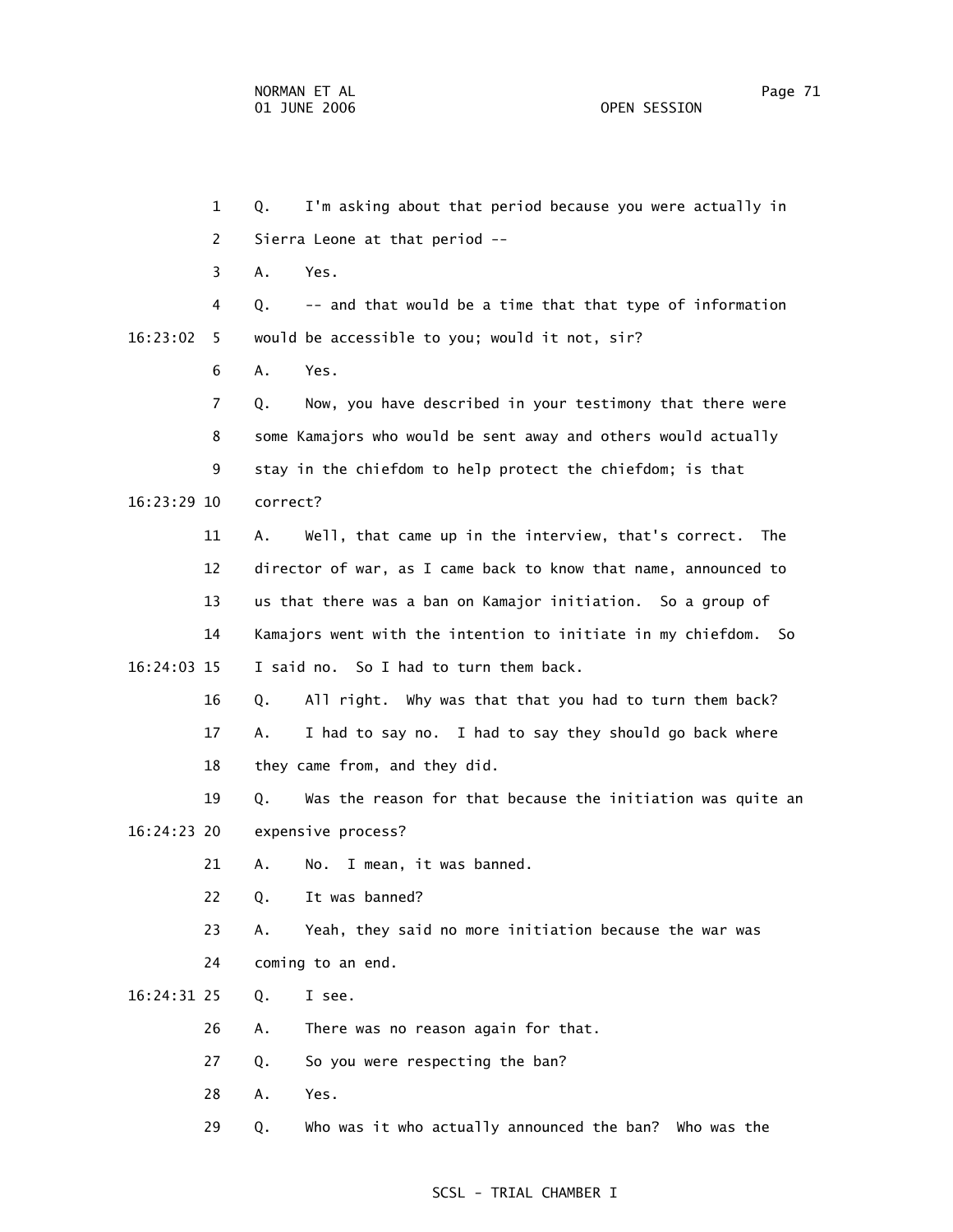1 Q. I'm asking about that period because you were actually in

2 Sierra Leone at that period --

3 A. Yes.

4 Q. -- and that would be a time that that type of information

16:23:02 5 would be accessible to you; would it not, sir?

6 A. Yes.

7 Q. Now, you have described in your testimony that there were

8 some Kamajors who would be sent away and others would actually

9 stay in the chiefdom to help protect the chiefdom; is that

16:23:29 10 correct?

11 A. Well, that came up in the interview, that's correct. The

12 director of war, as I came back to know that name, announced to

13 us that there was a ban on Kamajor initiation. So a group of

14 Kamajors went with the intention to initiate in my chiefdom. So

16:24:03 15 I said no. So I had to turn them back.

16 Q. All right. Why was that that you had to turn them back?

17 A. I had to say no. I had to say they should go back where

18 they came from, and they did.

19 Q. Was the reason for that because the initiation was quite an

16:24:23 20 expensive process?

21 A. No. I mean, it was banned.

22 Q. It was banned?

23 A. Yeah, they said no more initiation because the war was

24 coming to an end.

16:24:31 25 Q. I see.

26 A. There was no reason again for that.

27 Q. So you were respecting the ban?

28 A. Yes.

29 Q. Who was it who actually announced the ban? Who was the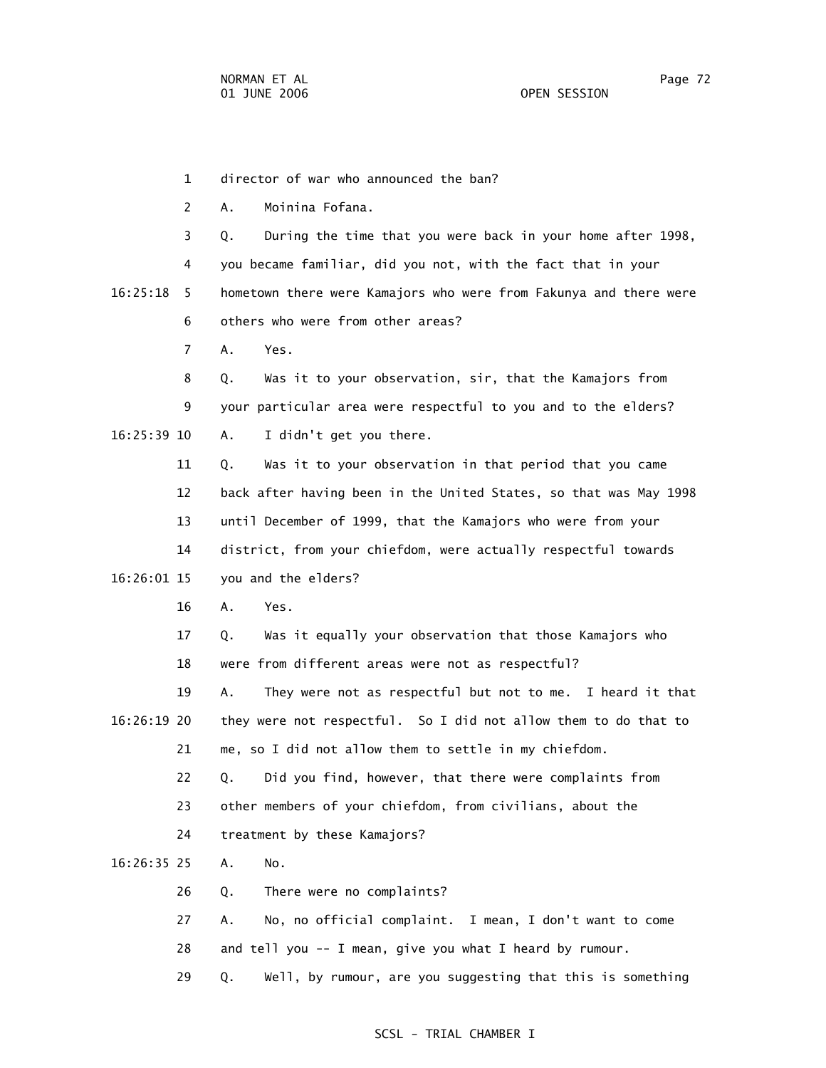1 director of war who announced the ban?

2 A. Moinina Fofana.

3 Q. During the time that you were back in your home after 1998,

4 you became familiar, did you not, with the fact that in your

16:25:18 5 hometown there were Kamajors who were from Fakunya and there were

6 others who were from other areas?

7 A. Yes.

8 Q. Was it to your observation, sir, that the Kamajors from

9 your particular area were respectful to you and to the elders?

16:25:39 10 A. I didn't get you there.

11 Q. Was it to your observation in that period that you came

12 back after having been in the United States, so that was May 1998

13 until December of 1999, that the Kamajors who were from your

14 district, from your chiefdom, were actually respectful towards

16:26:01 15 you and the elders?

16 A. Yes.

17 Q. Was it equally your observation that those Kamajors who

18 were from different areas were not as respectful?

19 A. They were not as respectful but not to me. I heard it that

16:26:19 20 they were not respectful. So I did not allow them to do that to

21 me, so I did not allow them to settle in my chiefdom.

22 Q. Did you find, however, that there were complaints from

23 other members of your chiefdom, from civilians, about the

24 treatment by these Kamajors?

16:26:35 25 A. No.

26 Q. There were no complaints?

27 A. No, no official complaint. I mean, I don't want to come

28 and tell you -- I mean, give you what I heard by rumour.

29 Q. Well, by rumour, are you suggesting that this is something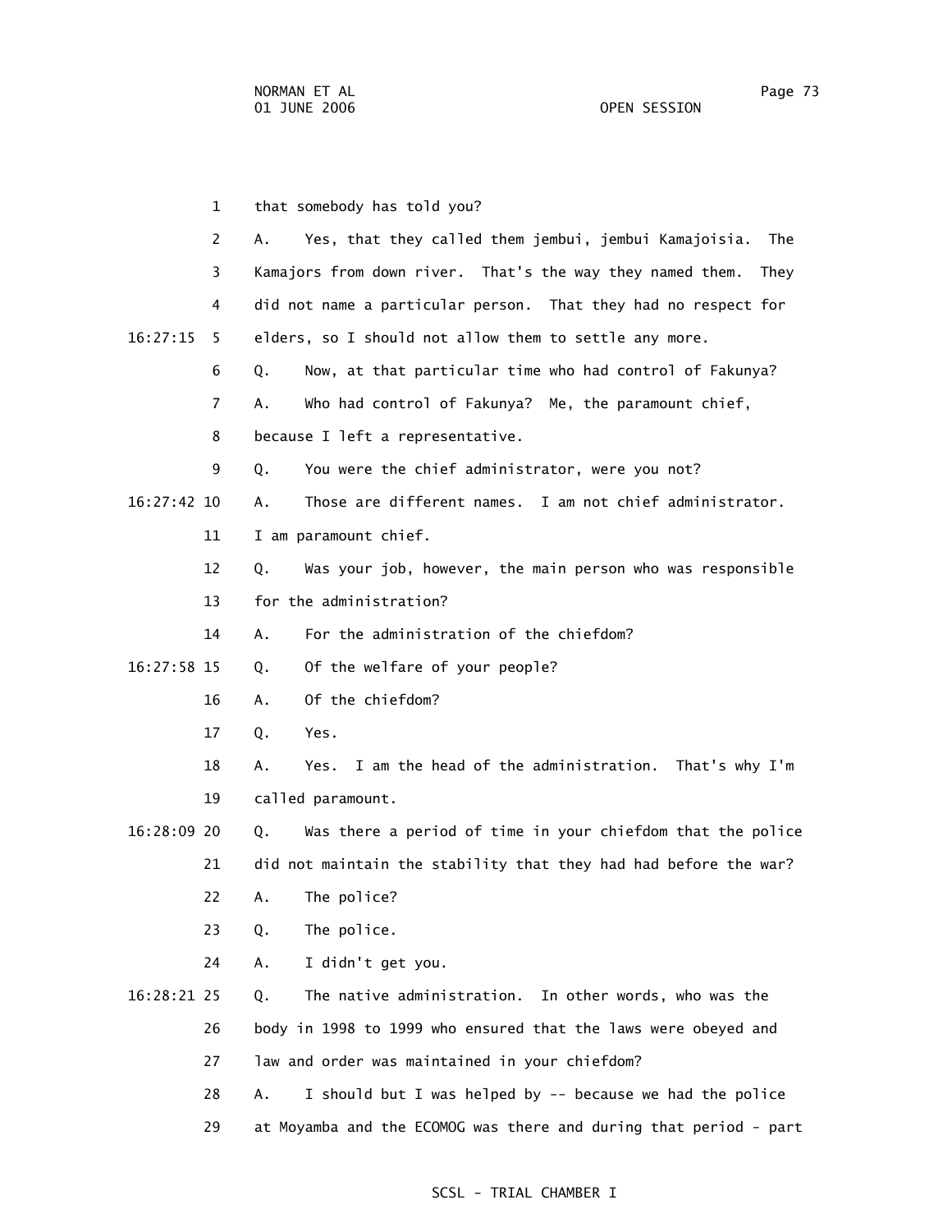1 that somebody has told you?

2 A. Yes, that they called them jembui, jembui Kamajoisia. The

3 Kamajors from down river. That's the way they named them. They

4 did not name a particular person. That they had no respect for

16:27:15 5 elders, so I should not allow them to settle any more.

6 Q. Now, at that particular time who had control of Fakunya?

7 A. Who had control of Fakunya? Me, the paramount chief,

8 because I left a representative.

9 Q. You were the chief administrator, were you not?

16:27:42 10 A. Those are different names. I am not chief administrator.

11 I am paramount chief.

12 Q. Was your job, however, the main person who was responsible

13 for the administration?

14 A. For the administration of the chiefdom?

16:27:58 15 Q. Of the welfare of your people?

16 A. Of the chiefdom?

17 Q. Yes.

18 A. Yes. I am the head of the administration. That's why I'm

19 called paramount.

16:28:09 20 Q. Was there a period of time in your chiefdom that the police

21 did not maintain the stability that they had had before the war?

22 A. The police?

23 Q. The police.

24 A. I didn't get you.

16:28:21 25 Q. The native administration. In other words, who was the

26 body in 1998 to 1999 who ensured that the laws were obeyed and

27 law and order was maintained in your chiefdom?

28 A. I should but I was helped by -- because we had the police

29 at Moyamba and the ECOMOG was there and during that period - part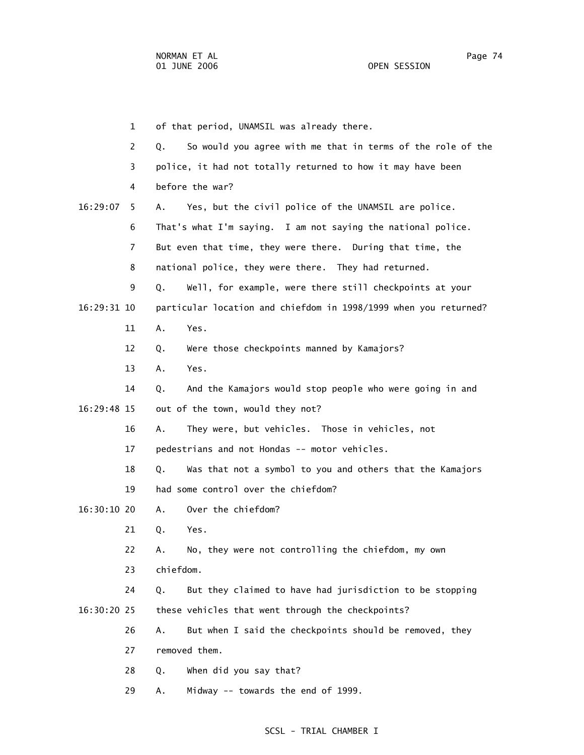1 of that period, UNAMSIL was already there.

2 Q. So would you agree with me that in terms of the role of the

3 police, it had not totally returned to how it may have been

4 before the war?

16:29:07 5 A. Yes, but the civil police of the UNAMSIL are police.

6 That's what I'm saying. I am not saying the national police.

7 But even that time, they were there. During that time, the

8 national police, they were there. They had returned.

9 Q. Well, for example, were there still checkpoints at your

16:29:31 10 particular location and chiefdom in 1998/1999 when you returned?

11 A. Yes.

12 Q. Were those checkpoints manned by Kamajors?

13 A. Yes.

14 Q. And the Kamajors would stop people who were going in and

16:29:48 15 out of the town, would they not?

16 A. They were, but vehicles. Those in vehicles, not

17 pedestrians and not Hondas -- motor vehicles.

18 Q. Was that not a symbol to you and others that the Kamajors

19 had some control over the chiefdom?

16:30:10 20 A. Over the chiefdom?

21 Q. Yes.

22 A. No, they were not controlling the chiefdom, my own

23 chiefdom.

24 Q. But they claimed to have had jurisdiction to be stopping

16:30:20 25 these vehicles that went through the checkpoints?

26 A. But when I said the checkpoints should be removed, they

27 removed them.

28 Q. When did you say that?

29 A. Midway -- towards the end of 1999.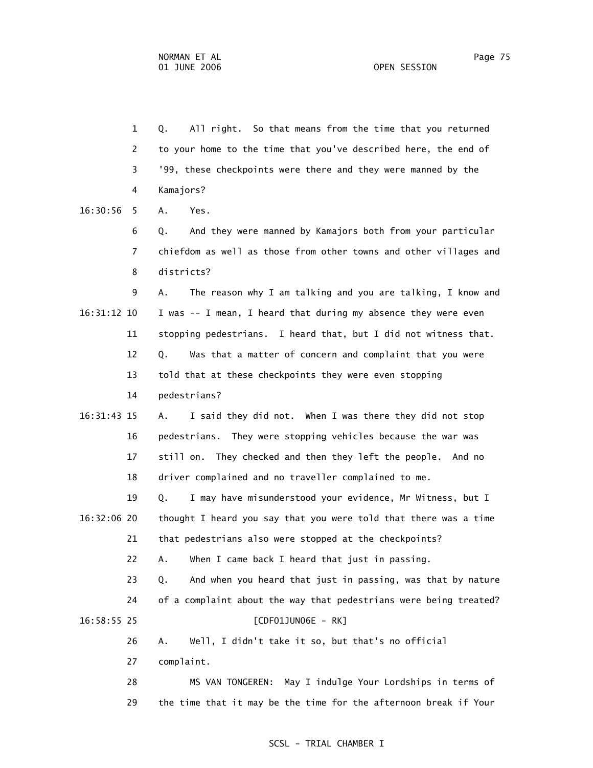1 Q. All right. So that means from the time that you returned
2 to your home to the time that you've described here, the end of
3 '99, these checkpoints were there and they were manned by the
4 Kamajors?

16:30:56 5 A. Yes.

6 Q. And they were manned by Kamajors both from your particular
7 chiefdom as well as those from other towns and other villages and
8 districts?

9 A. The reason why I am talking and you are talking, I know and
16:31:12 10 I was -- I mean, I heard that during my absence they were even
11 stopping pedestrians. I heard that, but I did not witness that.

12 Q. Was that a matter of concern and complaint that you were
13 told that at these checkpoints they were even stopping
14 pedestrians?

16:31:43 15 A. I said they did not. When I was there they did not stop
16 pedestrians. They were stopping vehicles because the war was
17 still on. They checked and then they left the people. And no
18 driver complained and no traveller complained to me.

19 Q. I may have misunderstood your evidence, Mr Witness, but I
16:32:06 20 thought I heard you say that you were told that there was a time
21 that pedestrians also were stopped at the checkpoints?

22 A. When I came back I heard that just in passing.

23 Q. And when you heard that just in passing, was that by nature
24 of a complaint about the way that pedestrians were being treated?

16:58:55 25 [CDF01JUN06E - RK]

26 A. Well, I didn't take it so, but that's no official
27 complaint.

28 MS VAN TONGEREN: May I indulge Your Lordships in terms of
29 the time that it may be the time for the afternoon break if Your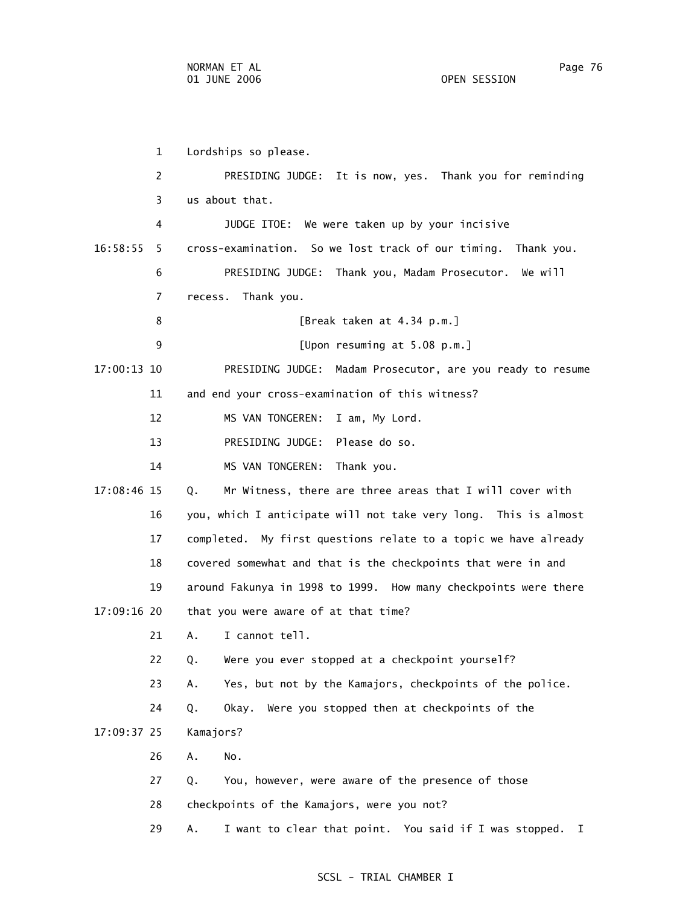1 Lordships so please.

2 PRESIDING JUDGE: It is now, yes. Thank you for reminding

3 us about that.

4 JUDGE ITOE: We were taken up by your incisive

16:58:55 5 cross-examination. So we lost track of our timing. Thank you.

6 PRESIDING JUDGE: Thank you, Madam Prosecutor. We will

7 recess. Thank you.

8 [Break taken at 4.34 p.m.]

9 [Upon resuming at 5.08 p.m.]

17:00:13 10 PRESIDING JUDGE: Madam Prosecutor, are you ready to resume

11 and end your cross-examination of this witness?

12 MS VAN TONGEREN: I am, My Lord.

13 PRESIDING JUDGE: Please do so.

14 MS VAN TONGEREN: Thank you.

17:08:46 15 Q. Mr Witness, there are three areas that I will cover with

16 you, which I anticipate will not take very long. This is almost

17 completed. My first questions relate to a topic we have already

18 covered somewhat and that is the checkpoints that were in and

19 around Fakunya in 1998 to 1999. How many checkpoints were there

17:09:16 20 that you were aware of at that time?

21 A. I cannot tell.

22 Q. Were you ever stopped at a checkpoint yourself?

23 A. Yes, but not by the Kamajors, checkpoints of the police.

24 Q. Okay. Were you stopped then at checkpoints of the

17:09:37 25 Kamajors?

26 A. No.

27 Q. You, however, were aware of the presence of those

28 checkpoints of the Kamajors, were you not?

29 A. I want to clear that point. You said if I was stopped. I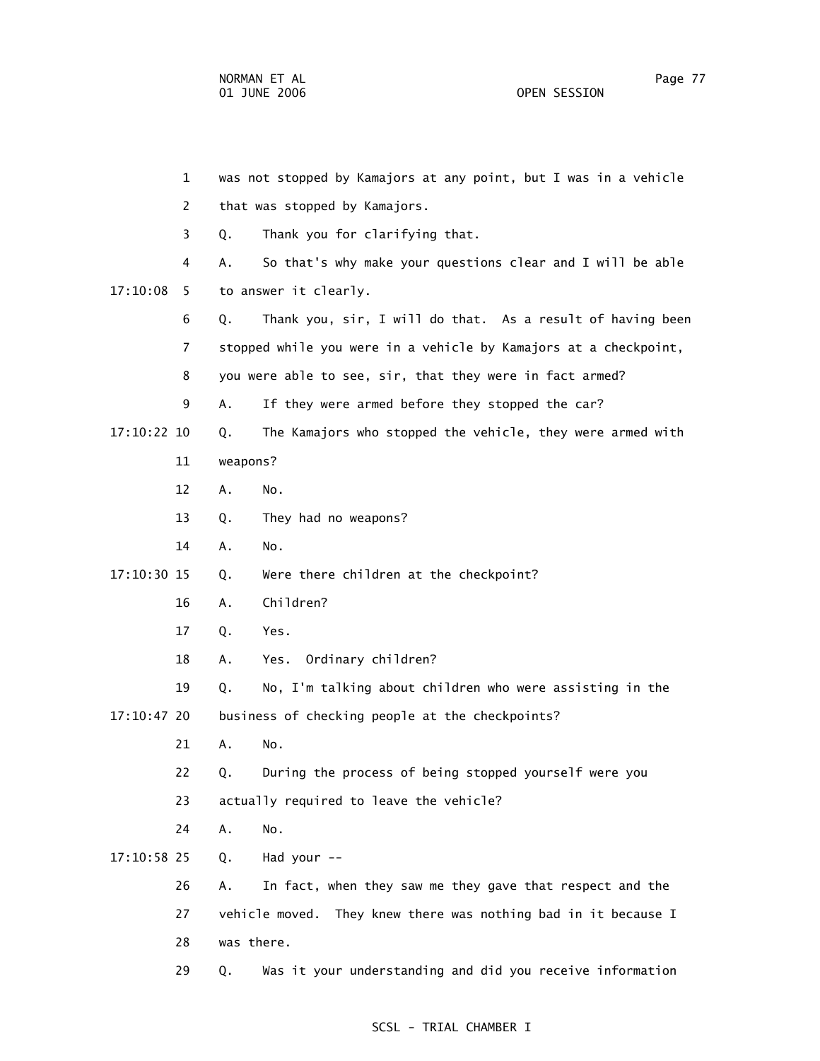1 was not stopped by Kamajors at any point, but I was in a vehicle

2 that was stopped by Kamajors.

3 Q. Thank you for clarifying that.

4 A. So that's why make your questions clear and I will be able

17:10:08 5 to answer it clearly.

6 Q. Thank you, sir, I will do that. As a result of having been

7 stopped while you were in a vehicle by Kamajors at a checkpoint,

8 you were able to see, sir, that they were in fact armed?

9 A. If they were armed before they stopped the car?

17:10:22 10 Q. The Kamajors who stopped the vehicle, they were armed with

11 weapons?

12 A. No.

13 Q. They had no weapons?

14 A. No.

17:10:30 15 Q. Were there children at the checkpoint?

16 A. Children?

17 Q. Yes.

18 A. Yes. Ordinary children?

19 Q. No, I'm talking about children who were assisting in the

17:10:47 20 business of checking people at the checkpoints?

21 A. No.

22 Q. During the process of being stopped yourself were you

23 actually required to leave the vehicle?

24 A. No.

17:10:58 25 Q. Had your --

26 A. In fact, when they saw me they gave that respect and the

27 vehicle moved. They knew there was nothing bad in it because I

28 was there.

29 Q. Was it your understanding and did you receive information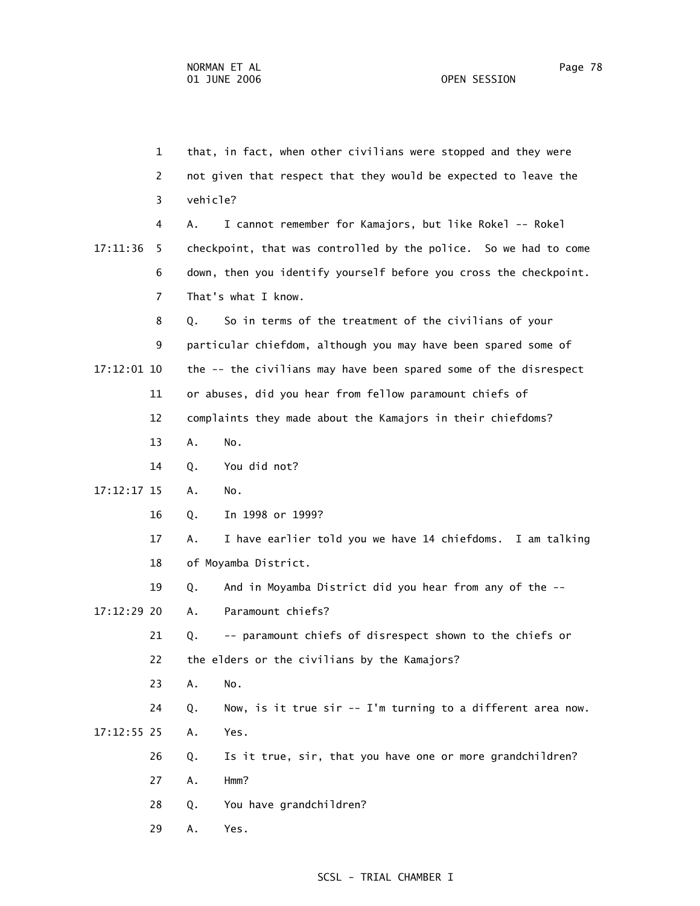1 that, in fact, when other civilians were stopped and they were
2 not given that respect that they would be expected to leave the
3 vehicle?

4 A. I cannot remember for Kamajors, but like Rokel -- Rokel
17:11:36 5 checkpoint, that was controlled by the police. So we had to come
6 down, then you identify yourself before you cross the checkpoint.
7 That's what I know.

8 Q. So in terms of the treatment of the civilians of your
9 particular chiefdom, although you may have been spared some of
17:12:01 10 the -- the civilians may have been spared some of the disrespect
11 or abuses, did you hear from fellow paramount chiefs of
12 complaints they made about the Kamajors in their chiefdoms?

13 A. No.

14 Q. You did not?

17:12:17 15 A. No.

16 Q. In 1998 or 1999?

17 A. I have earlier told you we have 14 chiefdoms. I am talking
18 of Moyamba District.

19 Q. And in Moyamba District did you hear from any of the --

17:12:29 20 A. Paramount chiefs?

21 Q. -- paramount chiefs of disrespect shown to the chiefs or
22 the elders or the civilians by the Kamajors?

23 A. No.

24 Q. Now, is it true sir -- I'm turning to a different area now.

17:12:55 25 A. Yes.

26 Q. Is it true, sir, that you have one or more grandchildren?

27 A. Hmm?

28 Q. You have grandchildren?

29 A. Yes.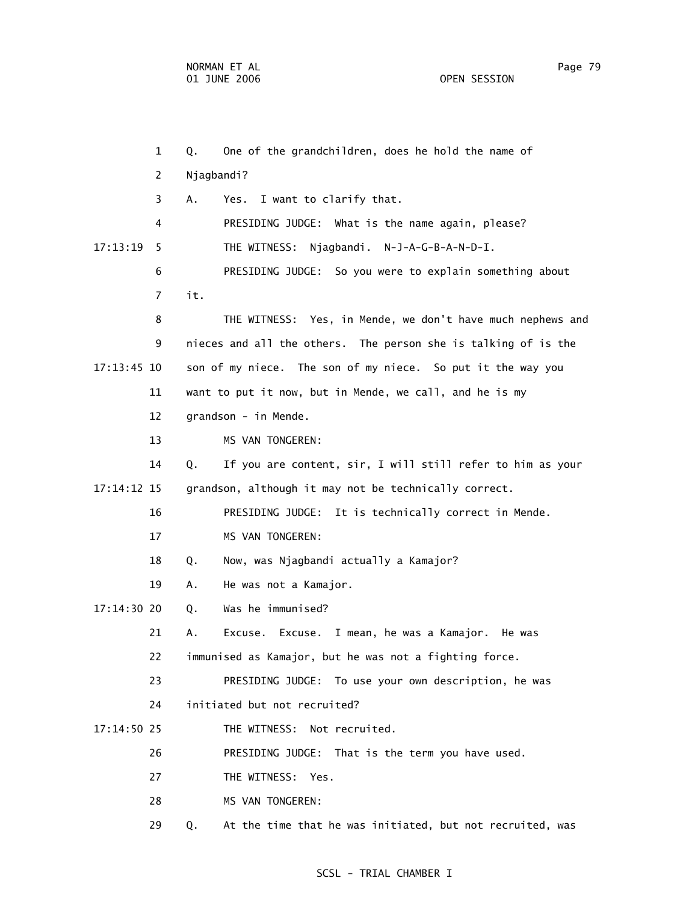1 Q. One of the grandchildren, does he hold the name of

2 Njagbandi?

3 A. Yes. I want to clarify that.

4 PRESIDING JUDGE: What is the name again, please?

17:13:19 5 THE WITNESS: Njagbandi. N-J-A-G-B-A-N-D-I.

6 PRESIDING JUDGE: So you were to explain something about

7 it.

8 THE WITNESS: Yes, in Mende, we don't have much nephews and

9 nieces and all the others. The person she is talking of is the

17:13:45 10 son of my niece. The son of my niece. So put it the way you

11 want to put it now, but in Mende, we call, and he is my

12 grandson - in Mende.

13 MS VAN TONGEREN:

14 Q. If you are content, sir, I will still refer to him as your

17:14:12 15 grandson, although it may not be technically correct.

16 PRESIDING JUDGE: It is technically correct in Mende.

17 MS VAN TONGEREN:

18 Q. Now, was Njagbandi actually a Kamajor?

19 A. He was not a Kamajor.

17:14:30 20 Q. Was he immunised?

21 A. Excuse. Excuse. I mean, he was a Kamajor. He was

22 immunised as Kamajor, but he was not a fighting force.

23 PRESIDING JUDGE: To use your own description, he was

24 initiated but not recruited?

17:14:50 25 THE WITNESS: Not recruited.

26 PRESIDING JUDGE: That is the term you have used.

27 THE WITNESS: Yes.

28 MS VAN TONGEREN:

29 Q. At the time that he was initiated, but not recruited, was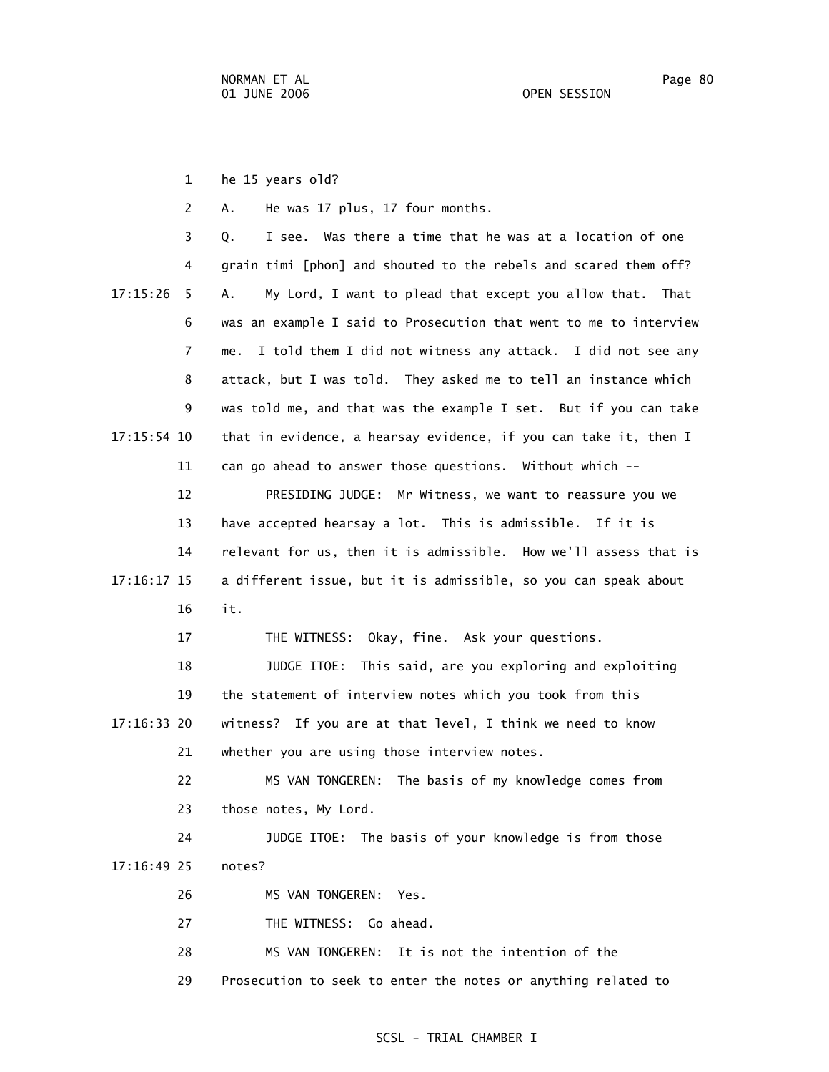1 he 15 years old?

2 A. He was 17 plus, 17 four months.

3 Q. I see. Was there a time that he was at a location of one

4 grain timi [phon] and shouted to the rebels and scared them off?

17:15:26 5 A. My Lord, I want to plead that except you allow that. That

6 was an example I said to Prosecution that went to me to interview

7 me. I told them I did not witness any attack. I did not see any

8 attack, but I was told. They asked me to tell an instance which

9 was told me, and that was the example I set. But if you can take

17:15:54 10 that in evidence, a hearsay evidence, if you can take it, then I

11 can go ahead to answer those questions. Without which --

12 PRESIDING JUDGE: Mr Witness, we want to reassure you we

13 have accepted hearsay a lot. This is admissible. If it is

14 relevant for us, then it is admissible. How we'll assess that is

17:16:17 15 a different issue, but it is admissible, so you can speak about

16 it.

17 THE WITNESS: Okay, fine. Ask your questions.

18 JUDGE ITOE: This said, are you exploring and exploiting

19 the statement of interview notes which you took from this

17:16:33 20 witness? If you are at that level, I think we need to know

21 whether you are using those interview notes.

22 MS VAN TONGEREN: The basis of my knowledge comes from

23 those notes, My Lord.

24 JUDGE ITOE: The basis of your knowledge is from those

17:16:49 25 notes?

26 MS VAN TONGEREN: Yes.

27 THE WITNESS: Go ahead.

28 MS VAN TONGEREN: It is not the intention of the

29 Prosecution to seek to enter the notes or anything related to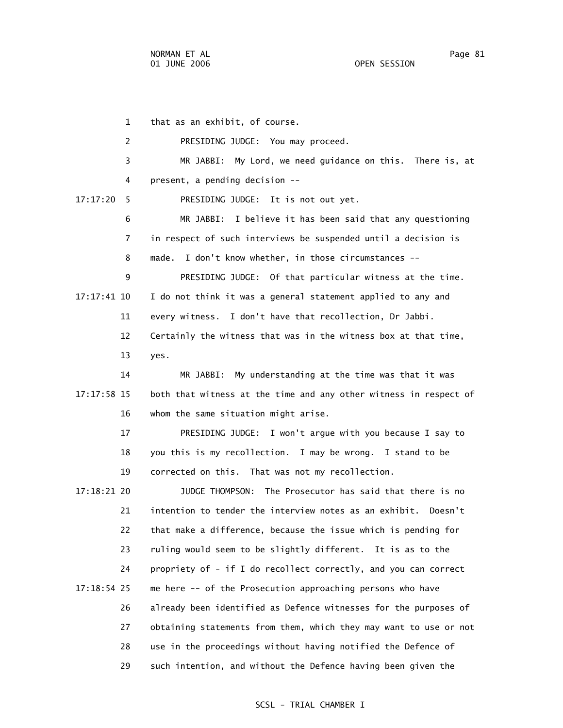1 that as an exhibit, of course.

2 PRESIDING JUDGE: You may proceed.

3 MR JABBI: My Lord, we need guidance on this. There is, at

4 present, a pending decision --

17:17:20 5 PRESIDING JUDGE: It is not out yet.

6 MR JABBI: I believe it has been said that any questioning

7 in respect of such interviews be suspended until a decision is

8 made. I don't know whether, in those circumstances --

9 PRESIDING JUDGE: Of that particular witness at the time.

17:17:41 10 I do not think it was a general statement applied to any and

11 every witness. I don't have that recollection, Dr Jabbi.

12 Certainly the witness that was in the witness box at that time,

13 yes.

14 MR JABBI: My understanding at the time was that it was

17:17:58 15 both that witness at the time and any other witness in respect of

16 whom the same situation might arise.

17 PRESIDING JUDGE: I won't argue with you because I say to

18 you this is my recollection. I may be wrong. I stand to be

19 corrected on this. That was not my recollection.

17:18:21 20 JUDGE THOMPSON: The Prosecutor has said that there is no

21 intention to tender the interview notes as an exhibit. Doesn't

22 that make a difference, because the issue which is pending for

23 ruling would seem to be slightly different. It is as to the

24 propriety of - if I do recollect correctly, and you can correct

17:18:54 25 me here -- of the Prosecution approaching persons who have

26 already been identified as Defence witnesses for the purposes of

27 obtaining statements from them, which they may want to use or not

28 use in the proceedings without having notified the Defence of

29 such intention, and without the Defence having been given the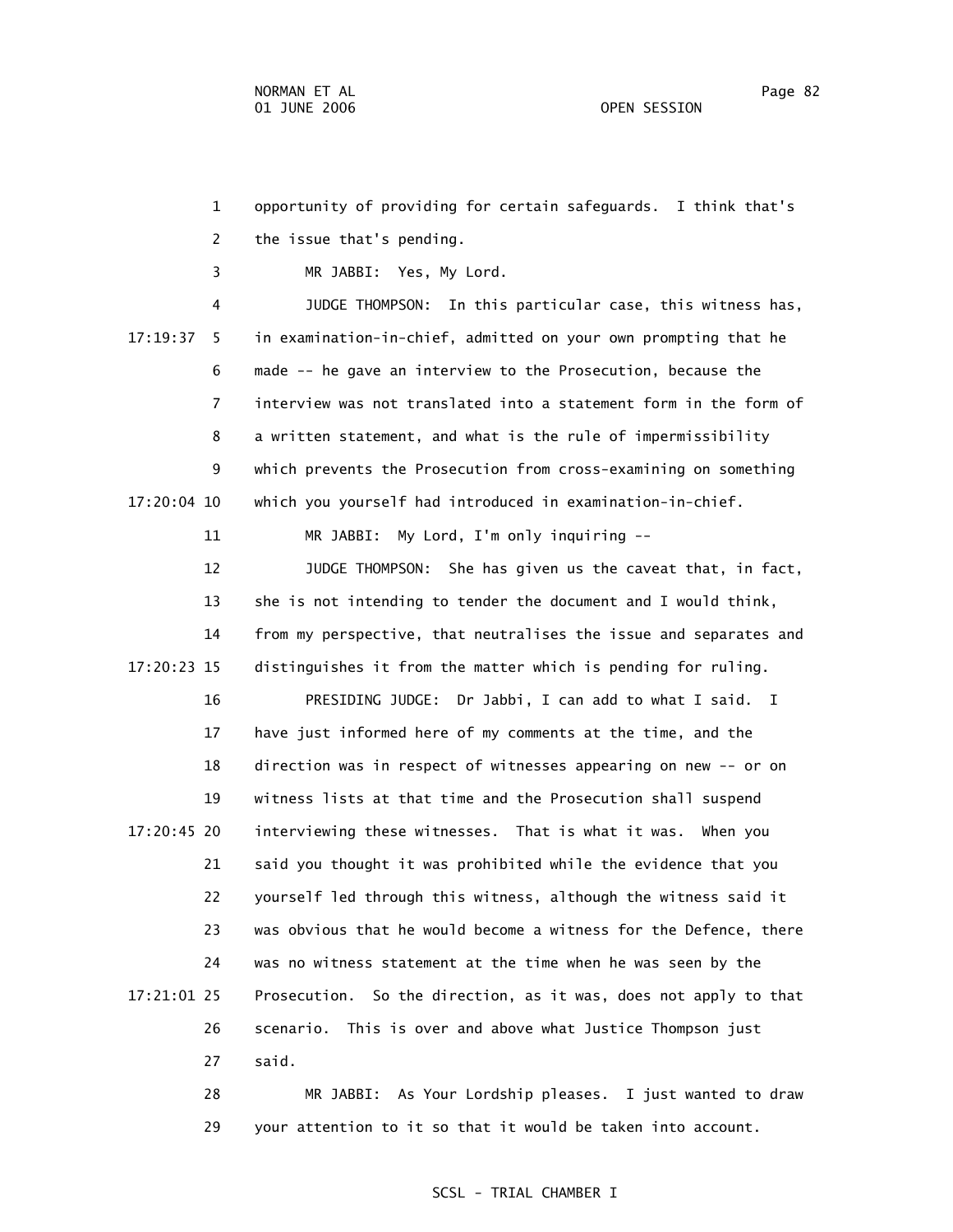opportunity of providing for certain safeguards. I think that's the issue that's pending.

MR JABBI: Yes, My Lord.

JUDGE THOMPSON: In this particular case, this witness has, in examination-in-chief, admitted on your own prompting that he made -- he gave an interview to the Prosecution, because the interview was not translated into a statement form in the form of a written statement, and what is the rule of impermissibility which prevents the Prosecution from cross-examining on something which you yourself had introduced in examination-in-chief.

MR JABBI: My Lord, I'm only inquiring --

JUDGE THOMPSON: She has given us the caveat that, in fact, she is not intending to tender the document and I would think, from my perspective, that neutralises the issue and separates and distinguishes it from the matter which is pending for ruling.

PRESIDING JUDGE: Dr Jabbi, I can add to what I said. I have just informed here of my comments at the time, and the direction was in respect of witnesses appearing on new -- or on witness lists at that time and the Prosecution shall suspend interviewing these witnesses. That is what it was. When you said you thought it was prohibited while the evidence that you yourself led through this witness, although the witness said it was obvious that he would become a witness for the Defence, there was no witness statement at the time when he was seen by the Prosecution. So the direction, as it was, does not apply to that scenario. This is over and above what Justice Thompson just said.

MR JABBI: As Your Lordship pleases. I just wanted to draw your attention to it so that it would be taken into account.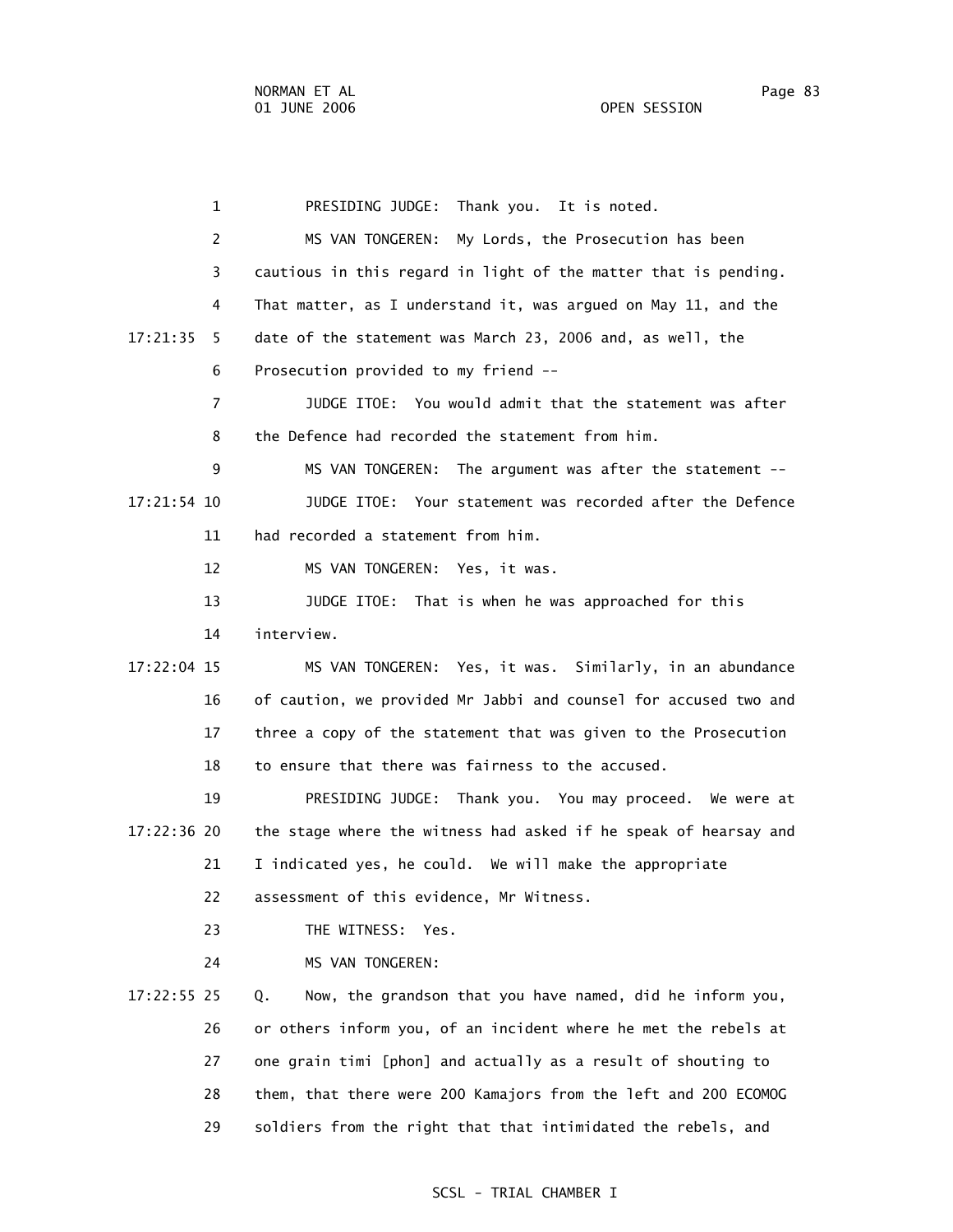1 PRESIDING JUDGE: Thank you. It is noted.

2 MS VAN TONGEREN: My Lords, the Prosecution has been

3 cautious in this regard in light of the matter that is pending.

4 That matter, as I understand it, was argued on May 11, and the

17:21:35 5 date of the statement was March 23, 2006 and, as well, the

6 Prosecution provided to my friend --

7 JUDGE ITOE: You would admit that the statement was after

8 the Defence had recorded the statement from him.

9 MS VAN TONGEREN: The argument was after the statement --

17:21:54 10 JUDGE ITOE: Your statement was recorded after the Defence

11 had recorded a statement from him.

12 MS VAN TONGEREN: Yes, it was.

13 JUDGE ITOE: That is when he was approached for this

14 interview.

17:22:04 15 MS VAN TONGEREN: Yes, it was. Similarly, in an abundance

16 of caution, we provided Mr Jabbi and counsel for accused two and

17 three a copy of the statement that was given to the Prosecution

18 to ensure that there was fairness to the accused.

19 PRESIDING JUDGE: Thank you. You may proceed. We were at

17:22:36 20 the stage where the witness had asked if he speak of hearsay and

21 I indicated yes, he could. We will make the appropriate

22 assessment of this evidence, Mr Witness.

23 THE WITNESS: Yes.

24 MS VAN TONGEREN:

17:22:55 25 Q. Now, the grandson that you have named, did he inform you,

26 or others inform you, of an incident where he met the rebels at

27 one grain timi [phon] and actually as a result of shouting to

28 them, that there were 200 Kamajors from the left and 200 ECOMOG

29 soldiers from the right that that intimidated the rebels, and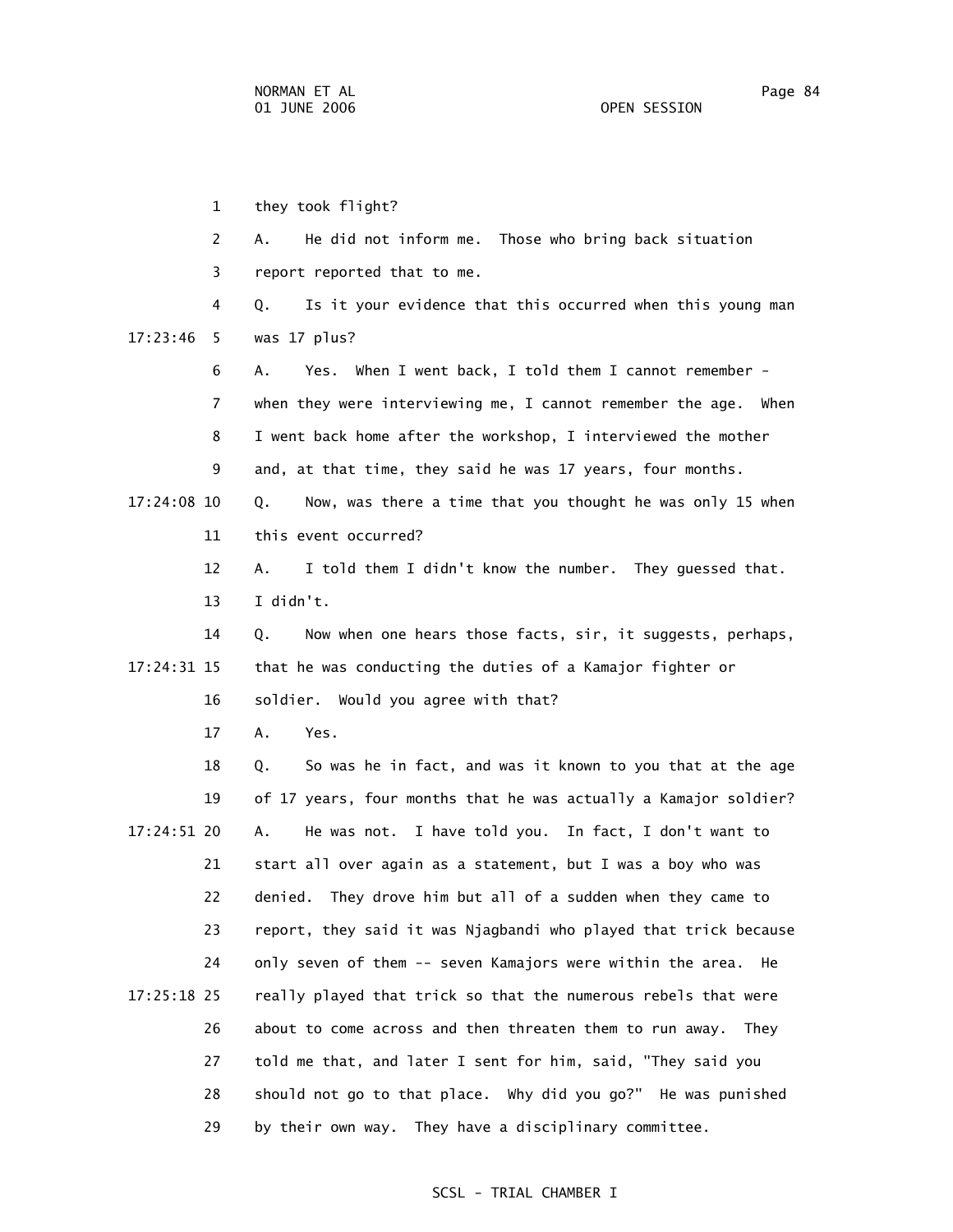they took flight?

A. He did not inform me. Those who bring back situation report reported that to me.

Q. Is it your evidence that this occurred when this young man was 17 plus?

A. Yes. When I went back, I told them I cannot remember - when they were interviewing me, I cannot remember the age. When I went back home after the workshop, I interviewed the mother and, at that time, they said he was 17 years, four months.

Q. Now, was there a time that you thought he was only 15 when this event occurred?

A. I told them I didn't know the number. They guessed that. I didn't.

Q. Now when one hears those facts, sir, it suggests, perhaps, that he was conducting the duties of a Kamajor fighter or soldier. Would you agree with that?

A. Yes.

Q. So was he in fact, and was it known to you that at the age of 17 years, four months that he was actually a Kamajor soldier?

A. He was not. I have told you. In fact, I don't want to start all over again as a statement, but I was a boy who was denied. They drove him but all of a sudden when they came to report, they said it was Njagbandi who played that trick because only seven of them -- seven Kamajors were within the area. He really played that trick so that the numerous rebels that were about to come across and then threaten them to run away. They told me that, and later I sent for him, said, "They said you should not go to that place. Why did you go?" He was punished by their own way. They have a disciplinary committee.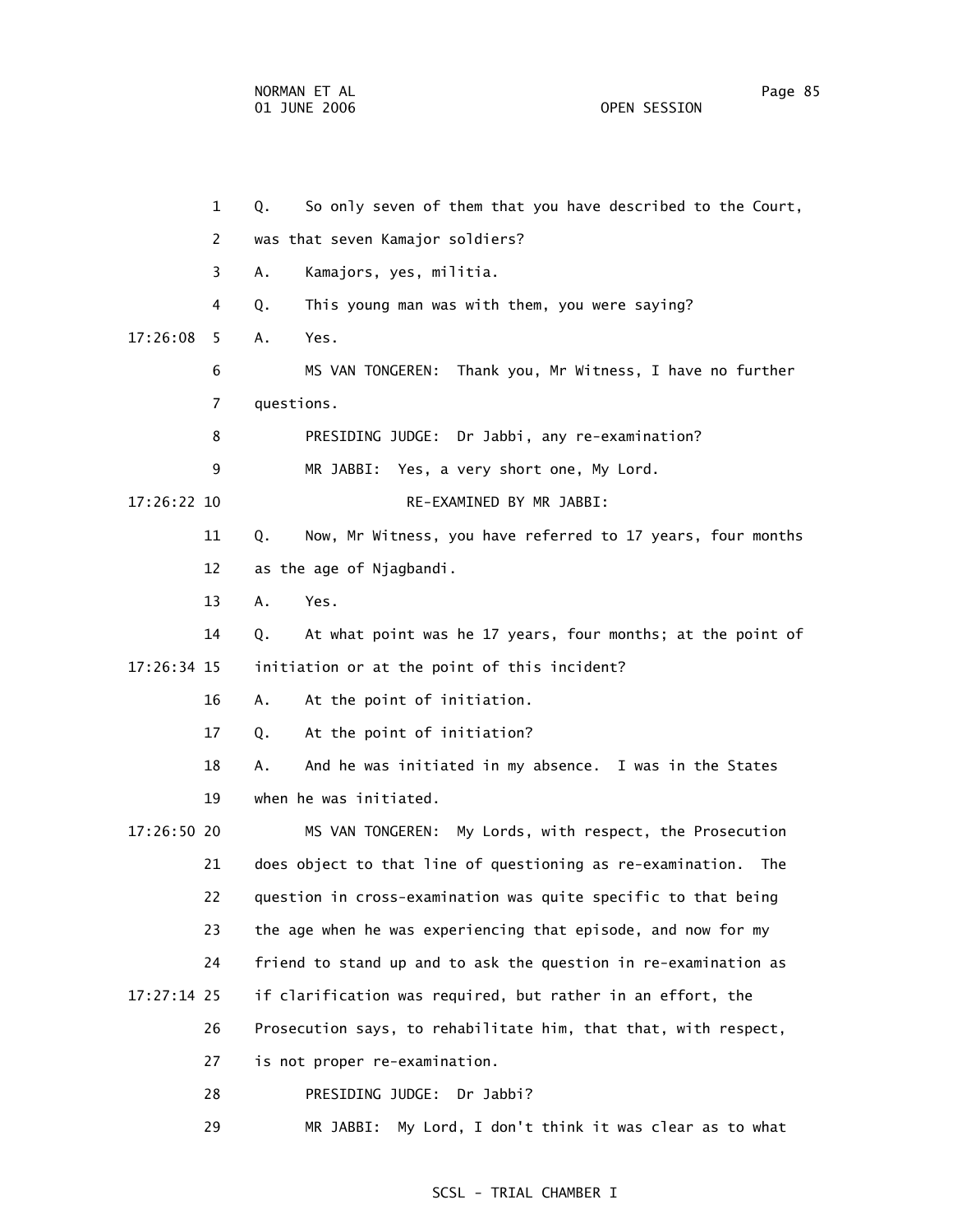1 Q. So only seven of them that you have described to the Court,

2 was that seven Kamajor soldiers?

3 A. Kamajors, yes, militia.

4 Q. This young man was with them, you were saying?

17:26:08 5 A. Yes.

6 MS VAN TONGEREN: Thank you, Mr Witness, I have no further

7 questions.

8 PRESIDING JUDGE: Dr Jabbi, any re-examination?

9 MR JABBI: Yes, a very short one, My Lord.

17:26:22 10 RE-EXAMINED BY MR JABBI:

11 Q. Now, Mr Witness, you have referred to 17 years, four months

12 as the age of Njagbandi.

13 A. Yes.

14 Q. At what point was he 17 years, four months; at the point of

17:26:34 15 initiation or at the point of this incident?

16 A. At the point of initiation.

17 Q. At the point of initiation?

18 A. And he was initiated in my absence. I was in the States

19 when he was initiated.

17:26:50 20 MS VAN TONGEREN: My Lords, with respect, the Prosecution

21 does object to that line of questioning as re-examination. The

22 question in cross-examination was quite specific to that being

23 the age when he was experiencing that episode, and now for my

24 friend to stand up and to ask the question in re-examination as

17:27:14 25 if clarification was required, but rather in an effort, the

26 Prosecution says, to rehabilitate him, that that, with respect,

27 is not proper re-examination.

28 PRESIDING JUDGE: Dr Jabbi?

29 MR JABBI: My Lord, I don't think it was clear as to what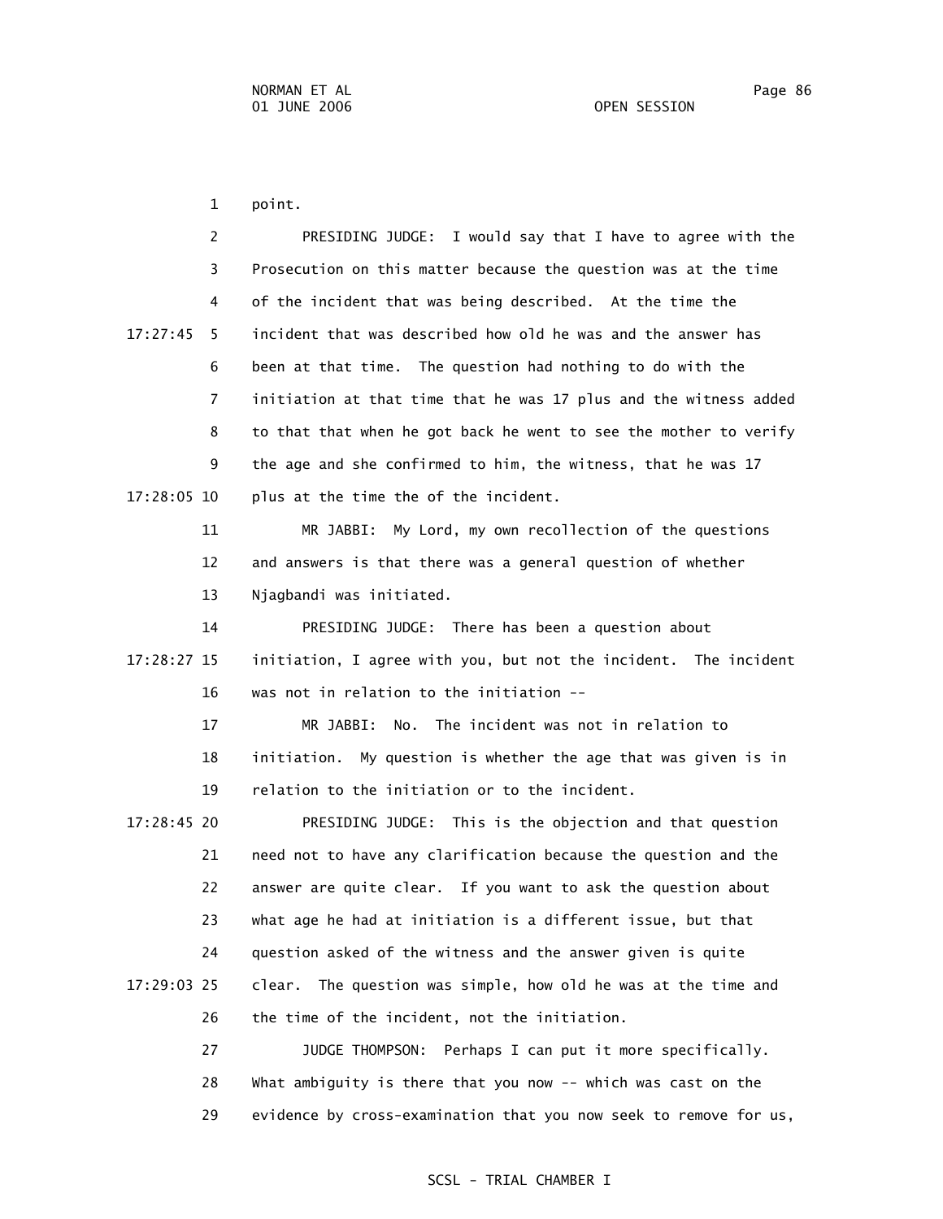point.

PRESIDING JUDGE: I would say that I have to agree with the Prosecution on this matter because the question was at the time of the incident that was being described. At the time the incident that was described how old he was and the answer has been at that time. The question had nothing to do with the initiation at that time that he was 17 plus and the witness added to that that when he got back he went to see the mother to verify the age and she confirmed to him, the witness, that he was 17 plus at the time the of the incident.

MR JABBI: My Lord, my own recollection of the questions and answers is that there was a general question of whether Njagbandi was initiated.

PRESIDING JUDGE: There has been a question about initiation, I agree with you, but not the incident. The incident was not in relation to the initiation --

MR JABBI: No. The incident was not in relation to initiation. My question is whether the age that was given is in relation to the initiation or to the incident.

PRESIDING JUDGE: This is the objection and that question need not to have any clarification because the question and the answer are quite clear. If you want to ask the question about what age he had at initiation is a different issue, but that question asked of the witness and the answer given is quite clear. The question was simple, how old he was at the time and the time of the incident, not the initiation.

JUDGE THOMPSON: Perhaps I can put it more specifically. What ambiguity is there that you now -- which was cast on the evidence by cross-examination that you now seek to remove for us,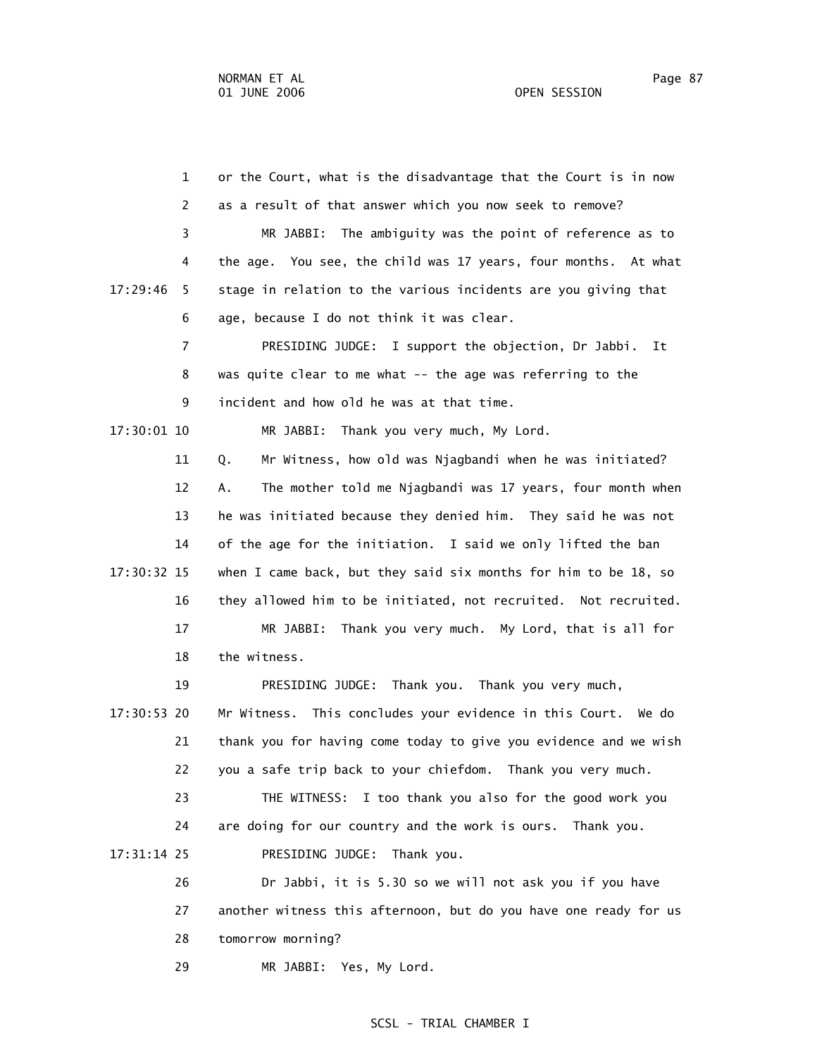1 or the Court, what is the disadvantage that the Court is in now

2 as a result of that answer which you now seek to remove?

3 MR JABBI: The ambiguity was the point of reference as to

4 the age. You see, the child was 17 years, four months. At what

17:29:46 5 stage in relation to the various incidents are you giving that

6 age, because I do not think it was clear.

7 PRESIDING JUDGE: I support the objection, Dr Jabbi. It

8 was quite clear to me what -- the age was referring to the

9 incident and how old he was at that time.

17:30:01 10 MR JABBI: Thank you very much, My Lord.

11 Q. Mr Witness, how old was Njagbandi when he was initiated?

12 A. The mother told me Njagbandi was 17 years, four month when

13 he was initiated because they denied him. They said he was not

14 of the age for the initiation. I said we only lifted the ban

17:30:32 15 when I came back, but they said six months for him to be 18, so

16 they allowed him to be initiated, not recruited. Not recruited.

17 MR JABBI: Thank you very much. My Lord, that is all for

18 the witness.

19 PRESIDING JUDGE: Thank you. Thank you very much,

17:30:53 20 Mr Witness. This concludes your evidence in this Court. We do

21 thank you for having come today to give you evidence and we wish

22 you a safe trip back to your chiefdom. Thank you very much.

23 THE WITNESS: I too thank you also for the good work you

24 are doing for our country and the work is ours. Thank you.

17:31:14 25 PRESIDING JUDGE: Thank you.

26 Dr Jabbi, it is 5.30 so we will not ask you if you have

27 another witness this afternoon, but do you have one ready for us

28 tomorrow morning?

29 MR JABBI: Yes, My Lord.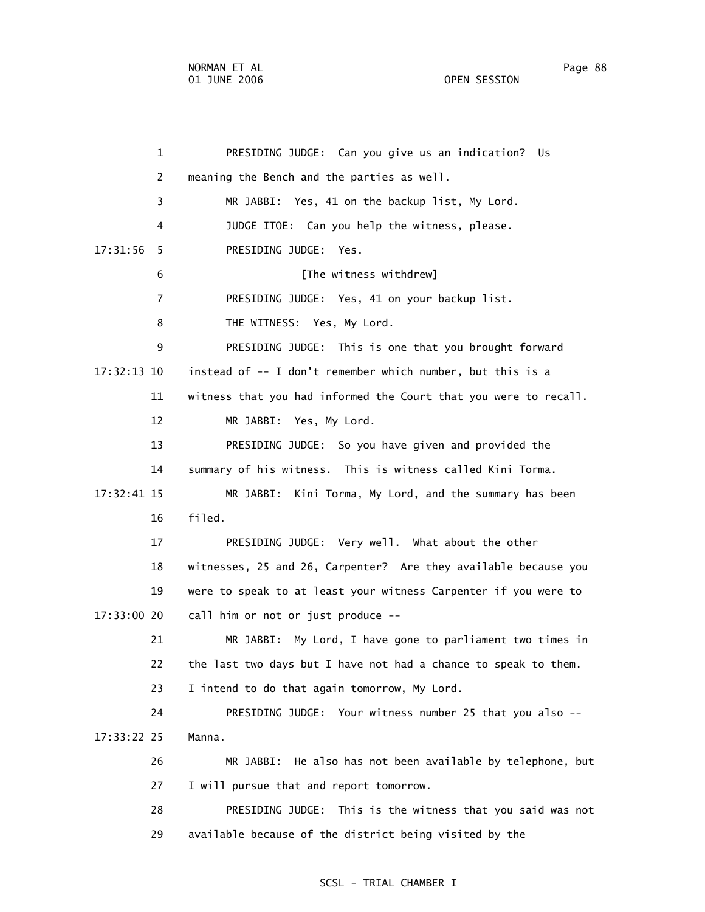PRESIDING JUDGE: Can you give us an indication? Us meaning the Bench and the parties as well.

MR JABBI: Yes, 41 on the backup list, My Lord.

JUDGE ITOE: Can you help the witness, please.

17:31:56 PRESIDING JUDGE: Yes.

[The witness withdrew]

PRESIDING JUDGE: Yes, 41 on your backup list.

THE WITNESS: Yes, My Lord.

PRESIDING JUDGE: This is one that you brought forward

17:32:13 instead of -- I don't remember which number, but this is a witness that you had informed the Court that you were to recall.

MR JABBI: Yes, My Lord.

PRESIDING JUDGE: So you have given and provided the summary of his witness. This is witness called Kini Torma.

17:32:41 MR JABBI: Kini Torma, My Lord, and the summary has been filed.

PRESIDING JUDGE: Very well. What about the other witnesses, 25 and 26, Carpenter? Are they available because you were to speak to at least your witness Carpenter if you were to

17:33:00 call him or not or just produce --

MR JABBI: My Lord, I have gone to parliament two times in the last two days but I have not had a chance to speak to them. I intend to do that again tomorrow, My Lord.

PRESIDING JUDGE: Your witness number 25 that you also --

17:33:22 Manna.

MR JABBI: He also has not been available by telephone, but I will pursue that and report tomorrow.

PRESIDING JUDGE: This is the witness that you said was not available because of the district being visited by the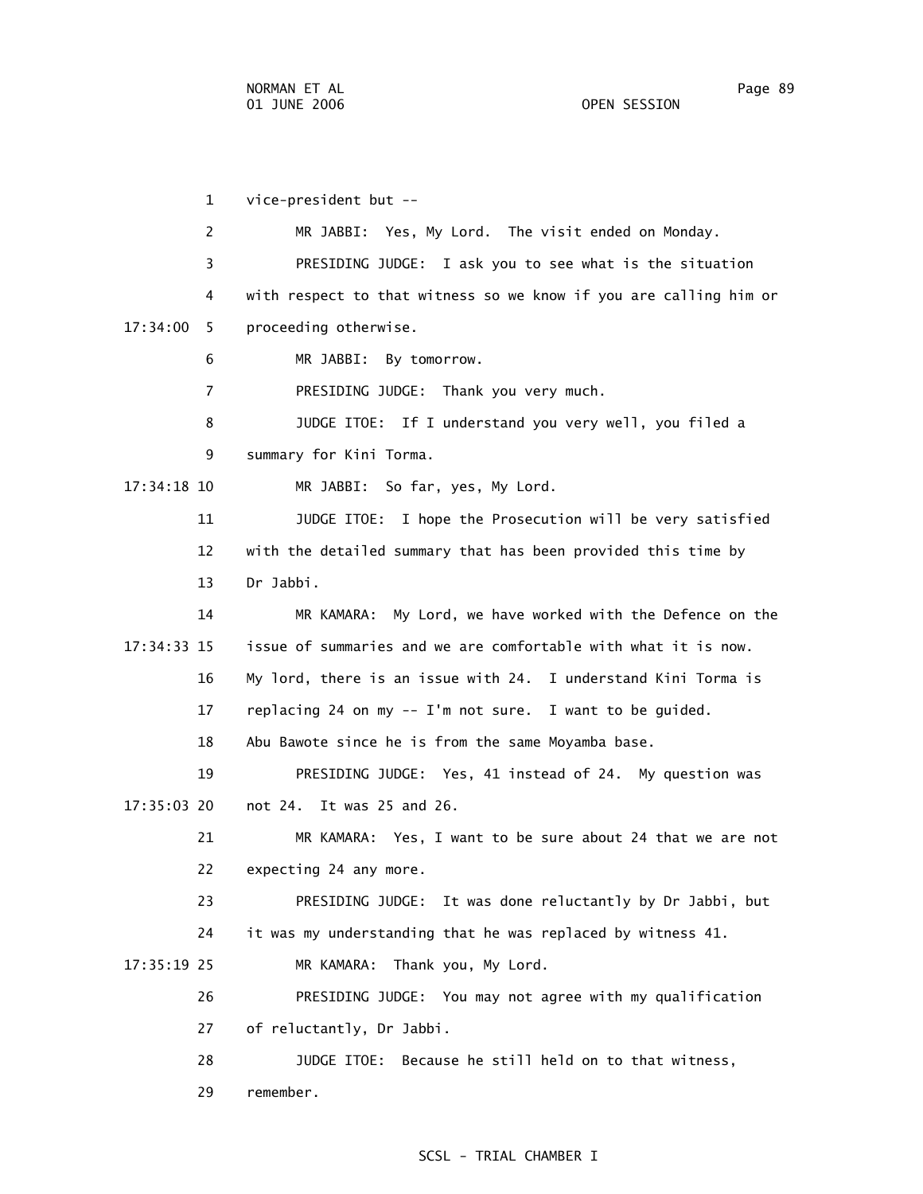1 vice-president but --

2 MR JABBI: Yes, My Lord. The visit ended on Monday.

3 PRESIDING JUDGE: I ask you to see what is the situation

4 with respect to that witness so we know if you are calling him or

17:34:00 5 proceeding otherwise.

6 MR JABBI: By tomorrow.

7 PRESIDING JUDGE: Thank you very much.

8 JUDGE ITOE: If I understand you very well, you filed a

9 summary for Kini Torma.

17:34:18 10 MR JABBI: So far, yes, My Lord.

11 JUDGE ITOE: I hope the Prosecution will be very satisfied

12 with the detailed summary that has been provided this time by

13 Dr Jabbi.

14 MR KAMARA: My Lord, we have worked with the Defence on the

17:34:33 15 issue of summaries and we are comfortable with what it is now.

16 My lord, there is an issue with 24. I understand Kini Torma is

17 replacing 24 on my -- I'm not sure. I want to be guided.

18 Abu Bawote since he is from the same Moyamba base.

19 PRESIDING JUDGE: Yes, 41 instead of 24. My question was

17:35:03 20 not 24. It was 25 and 26.

21 MR KAMARA: Yes, I want to be sure about 24 that we are not

22 expecting 24 any more.

23 PRESIDING JUDGE: It was done reluctantly by Dr Jabbi, but

24 it was my understanding that he was replaced by witness 41.

17:35:19 25 MR KAMARA: Thank you, My Lord.

26 PRESIDING JUDGE: You may not agree with my qualification

27 of reluctantly, Dr Jabbi.

28 JUDGE ITOE: Because he still held on to that witness,

29 remember.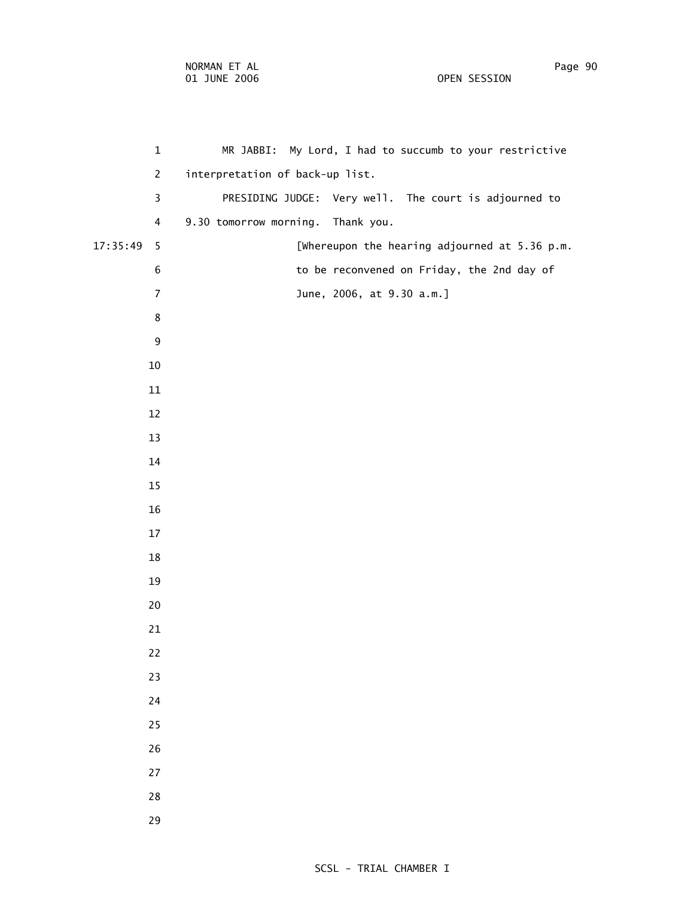MR JABBI: My Lord, I had to succumb to your restrictive interpretation of back-up list.

PRESIDING JUDGE: Very well. The court is adjourned to 9.30 tomorrow morning. Thank you.

[Whereupon the hearing adjourned at 5.36 p.m. to be reconvened on Friday, the 2nd day of June, 2006, at 9.30 a.m.]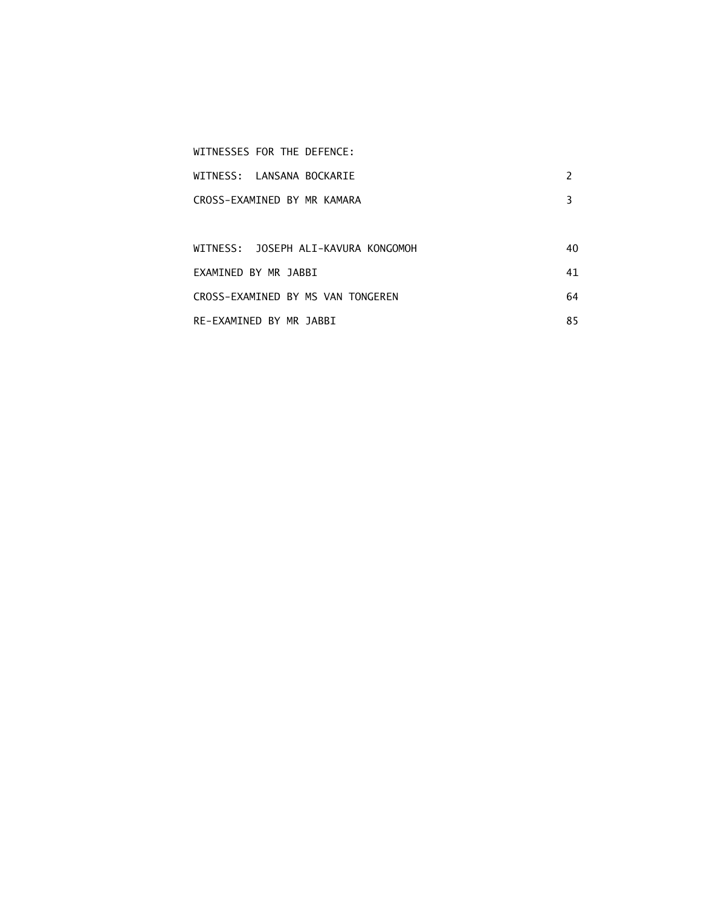WITNESSES FOR THE DEFENCE:

| | |
|---|---|
| WITNESS: LANSANA BOCKARIE | 2 |
| CROSS-EXAMINED BY MR KAMARA | 3 |
| | |
| WITNESS: JOSEPH ALI-KAVURA KONGOMOH | 40 |
| EXAMINED BY MR JABBI | 41 |
| CROSS-EXAMINED BY MS VAN TONGEREN | 64 |
| RE-EXAMINED BY MR JABBI | 85 |